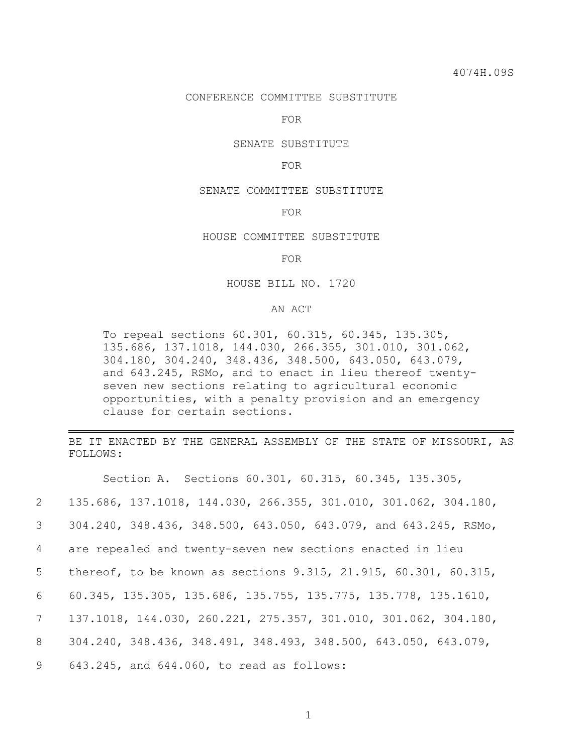4074H.09S

CONFERENCE COMMITTEE SUBSTITUTE

FOR

SENATE SUBSTITUTE

FOR

SENATE COMMITTEE SUBSTITUTE

FOR

HOUSE COMMITTEE SUBSTITUTE

FOR

HOUSE BILL NO. 1720

AN ACT

To repeal sections 60.301, 60.315, 60.345, 135.305, 135.686, 137.1018, 144.030, 266.355, 301.010, 301.062, 304.180, 304.240, 348.436, 348.500, 643.050, 643.079, and 643.245, RSMo, and to enact in lieu thereof twenty-seven new sections relating to agricultural economic opportunities, with a penalty provision and an emergency clause for certain sections.

---

BE IT ENACTED BY THE GENERAL ASSEMBLY OF THE STATE OF MISSOURI, AS FOLLOWS:

Section A. Sections 60.301, 60.315, 60.345, 135.305,
2 135.686, 137.1018, 144.030, 266.355, 301.010, 301.062, 304.180,
3 304.240, 348.436, 348.500, 643.050, 643.079, and 643.245, RSMo,
4 are repealed and twenty-seven new sections enacted in lieu
5 thereof, to be known as sections 9.315, 21.915, 60.301, 60.315,
6 60.345, 135.305, 135.686, 135.755, 135.775, 135.778, 135.1610,
7 137.1018, 144.030, 260.221, 275.357, 301.010, 301.062, 304.180,
8 304.240, 348.436, 348.491, 348.493, 348.500, 643.050, 643.079,
9 643.245, and 644.060, to read as follows: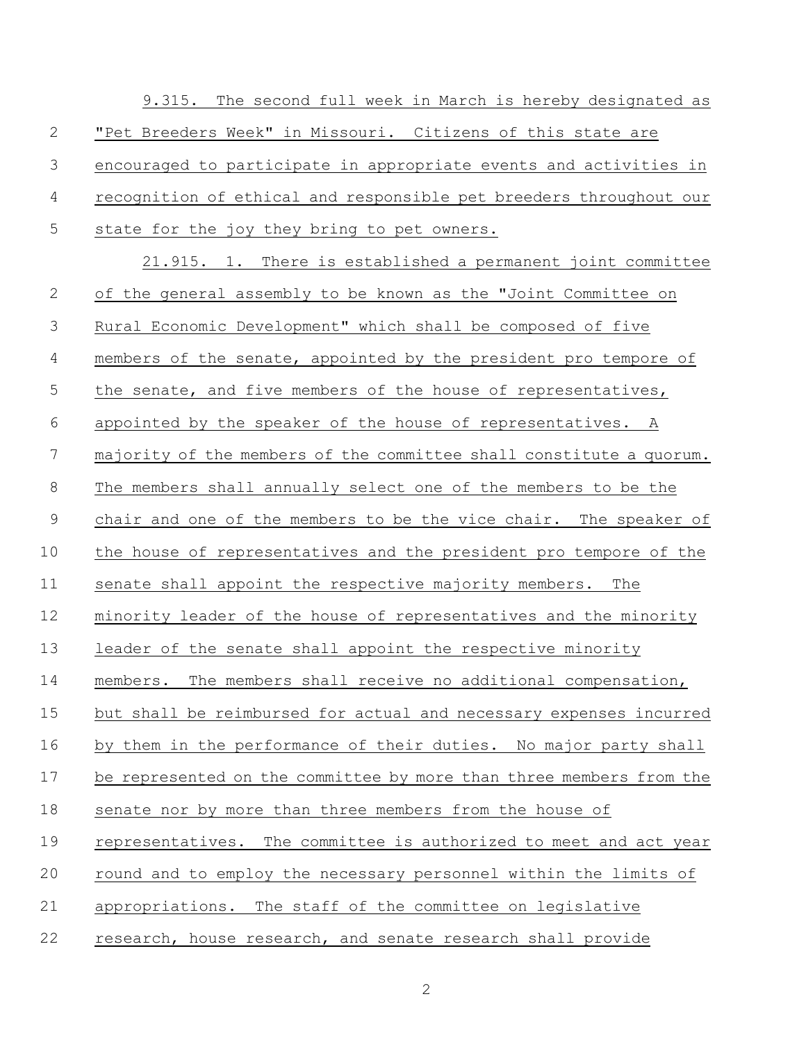9.315. The second full week in March is hereby designated as "Pet Breeders Week" in Missouri. Citizens of this state are encouraged to participate in appropriate events and activities in recognition of ethical and responsible pet breeders throughout our state for the joy they bring to pet owners.

21.915. 1. There is established a permanent joint committee of the general assembly to be known as the "Joint Committee on Rural Economic Development" which shall be composed of five members of the senate, appointed by the president pro tempore of the senate, and five members of the house of representatives, appointed by the speaker of the house of representatives. A majority of the members of the committee shall constitute a quorum. The members shall annually select one of the members to be the chair and one of the members to be the vice chair. The speaker of the house of representatives and the president pro tempore of the senate shall appoint the respective majority members. The minority leader of the house of representatives and the minority leader of the senate shall appoint the respective minority members. The members shall receive no additional compensation, but shall be reimbursed for actual and necessary expenses incurred by them in the performance of their duties. No major party shall be represented on the committee by more than three members from the senate nor by more than three members from the house of representatives. The committee is authorized to meet and act year round and to employ the necessary personnel within the limits of appropriations. The staff of the committee on legislative research, house research, and senate research shall provide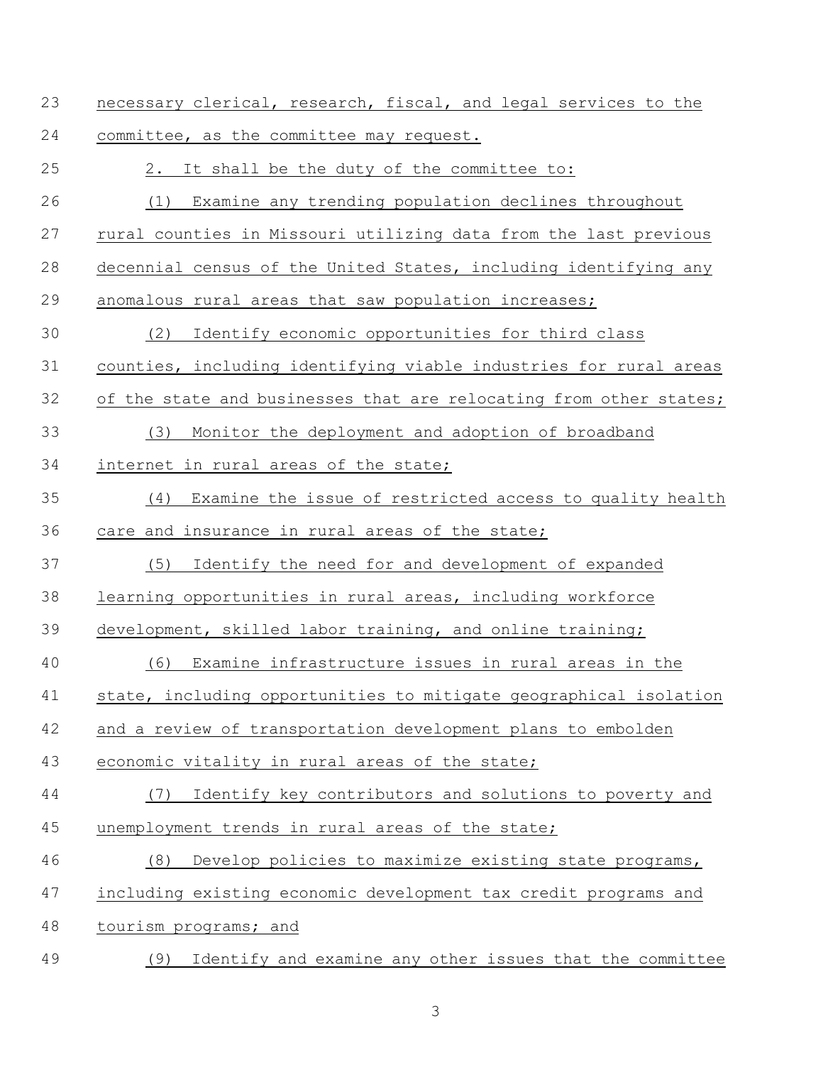necessary clerical, research, fiscal, and legal services to the committee, as the committee may request.

2. It shall be the duty of the committee to:

(1) Examine any trending population declines throughout rural counties in Missouri utilizing data from the last previous decennial census of the United States, including identifying any anomalous rural areas that saw population increases;

(2) Identify economic opportunities for third class counties, including identifying viable industries for rural areas of the state and businesses that are relocating from other states;

(3) Monitor the deployment and adoption of broadband internet in rural areas of the state;

(4) Examine the issue of restricted access to quality health care and insurance in rural areas of the state;

(5) Identify the need for and development of expanded learning opportunities in rural areas, including workforce development, skilled labor training, and online training;

(6) Examine infrastructure issues in rural areas in the state, including opportunities to mitigate geographical isolation and a review of transportation development plans to embolden economic vitality in rural areas of the state;

(7) Identify key contributors and solutions to poverty and unemployment trends in rural areas of the state;

(8) Develop policies to maximize existing state programs, including existing economic development tax credit programs and tourism programs; and

(9) Identify and examine any other issues that the committee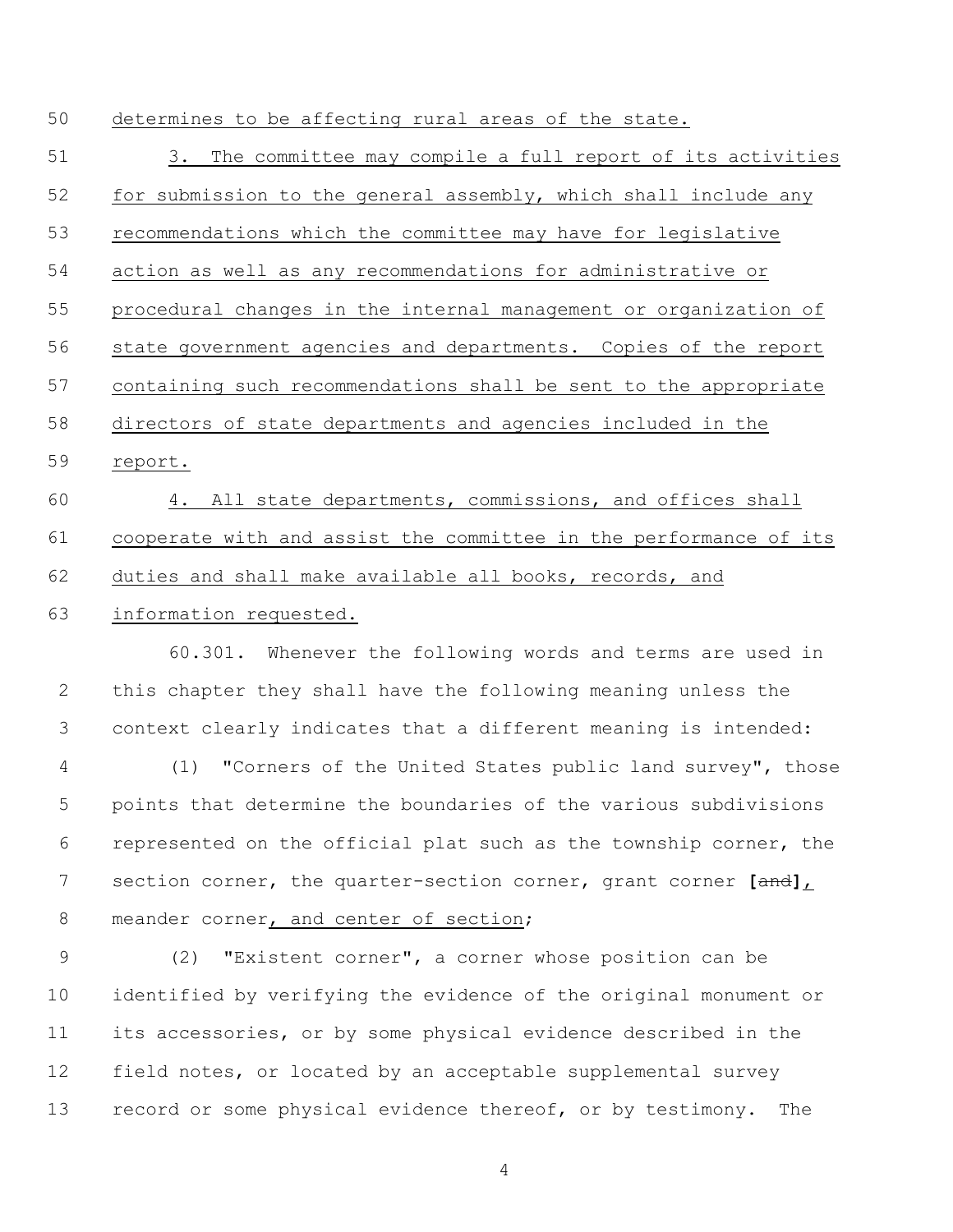determines to be affecting rural areas of the state.

3. The committee may compile a full report of its activities for submission to the general assembly, which shall include any recommendations which the committee may have for legislative action as well as any recommendations for administrative or procedural changes in the internal management or organization of state government agencies and departments. Copies of the report containing such recommendations shall be sent to the appropriate directors of state departments and agencies included in the report.

4. All state departments, commissions, and offices shall cooperate with and assist the committee in the performance of its duties and shall make available all books, records, and information requested.

60.301. Whenever the following words and terms are used in this chapter they shall have the following meaning unless the context clearly indicates that a different meaning is intended:

(1) "Corners of the United States public land survey", those points that determine the boundaries of the various subdivisions represented on the official plat such as the township corner, the section corner, the quarter-section corner, grant corner **[**~~and~~**]**, meander corner, and center of section;

(2) "Existent corner", a corner whose position can be identified by verifying the evidence of the original monument or its accessories, or by some physical evidence described in the field notes, or located by an acceptable supplemental survey record or some physical evidence thereof, or by testimony. The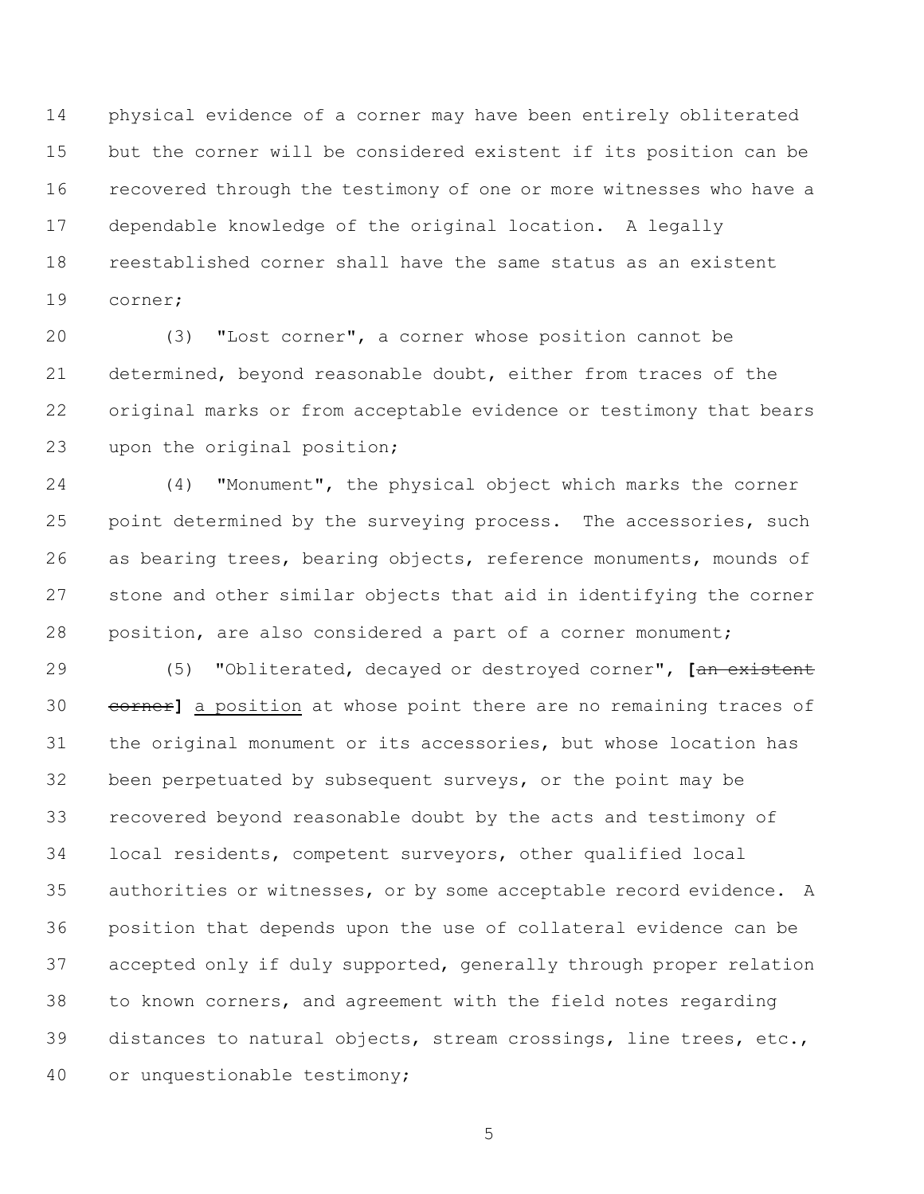physical evidence of a corner may have been entirely obliterated but the corner will be considered existent if its position can be recovered through the testimony of one or more witnesses who have a dependable knowledge of the original location. A legally reestablished corner shall have the same status as an existent corner;

(3) "Lost corner", a corner whose position cannot be determined, beyond reasonable doubt, either from traces of the original marks or from acceptable evidence or testimony that bears upon the original position;

(4) "Monument", the physical object which marks the corner point determined by the surveying process. The accessories, such as bearing trees, bearing objects, reference monuments, mounds of stone and other similar objects that aid in identifying the corner position, are also considered a part of a corner monument;

(5) "Obliterated, decayed or destroyed corner", **[**~~an existent corner~~**]** <u>a position</u> at whose point there are no remaining traces of the original monument or its accessories, but whose location has been perpetuated by subsequent surveys, or the point may be recovered beyond reasonable doubt by the acts and testimony of local residents, competent surveyors, other qualified local authorities or witnesses, or by some acceptable record evidence. A position that depends upon the use of collateral evidence can be accepted only if duly supported, generally through proper relation to known corners, and agreement with the field notes regarding distances to natural objects, stream crossings, line trees, etc., or unquestionable testimony;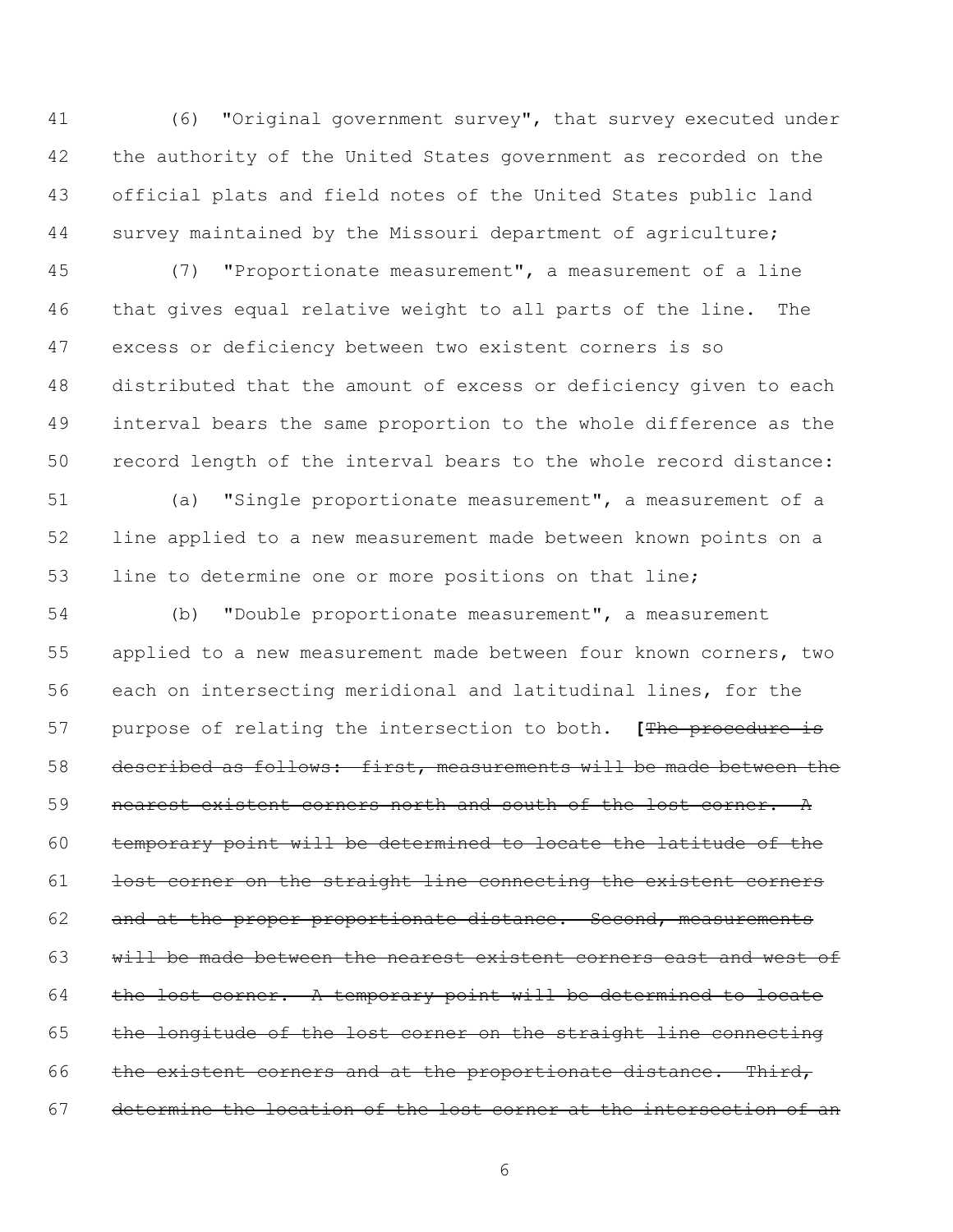(6) "Original government survey", that survey executed under the authority of the United States government as recorded on the official plats and field notes of the United States public land survey maintained by the Missouri department of agriculture;

(7) "Proportionate measurement", a measurement of a line that gives equal relative weight to all parts of the line. The excess or deficiency between two existent corners is so distributed that the amount of excess or deficiency given to each interval bears the same proportion to the whole difference as the record length of the interval bears to the whole record distance:

(a) "Single proportionate measurement", a measurement of a line applied to a new measurement made between known points on a line to determine one or more positions on that line;

(b) "Double proportionate measurement", a measurement applied to a new measurement made between four known corners, two each on intersecting meridional and latitudinal lines, for the purpose of relating the intersection to both. **[**~~The procedure is described as follows: first, measurements will be made between the nearest existent corners north and south of the lost corner. A temporary point will be determined to locate the latitude of the lost corner on the straight line connecting the existent corners and at the proper proportionate distance. Second, measurements will be made between the nearest existent corners east and west of the lost corner. A temporary point will be determined to locate the longitude of the lost corner on the straight line connecting the existent corners and at the proportionate distance. Third, determine the location of the lost corner at the intersection of an~~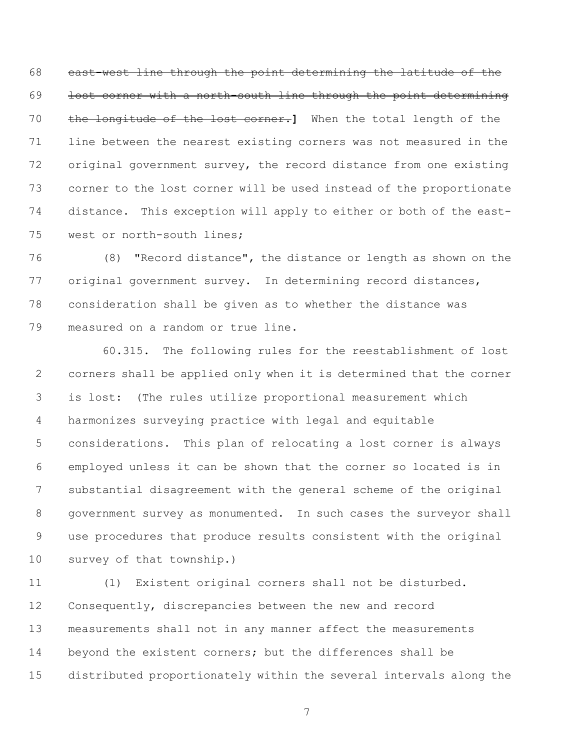~~east-west line through the point determining the latitude of the lost corner with a north-south line through the point determining the longitude of the lost corner.~~**]** When the total length of the line between the nearest existing corners was not measured in the original government survey, the record distance from one existing corner to the lost corner will be used instead of the proportionate distance. This exception will apply to either or both of the east-west or north-south lines;

(8) "Record distance", the distance or length as shown on the original government survey. In determining record distances, consideration shall be given as to whether the distance was measured on a random or true line.

60.315. The following rules for the reestablishment of lost corners shall be applied only when it is determined that the corner is lost: (The rules utilize proportional measurement which harmonizes surveying practice with legal and equitable considerations. This plan of relocating a lost corner is always employed unless it can be shown that the corner so located is in substantial disagreement with the general scheme of the original government survey as monumented. In such cases the surveyor shall use procedures that produce results consistent with the original survey of that township.)

(1) Existent original corners shall not be disturbed. Consequently, discrepancies between the new and record measurements shall not in any manner affect the measurements beyond the existent corners; but the differences shall be distributed proportionately within the several intervals along the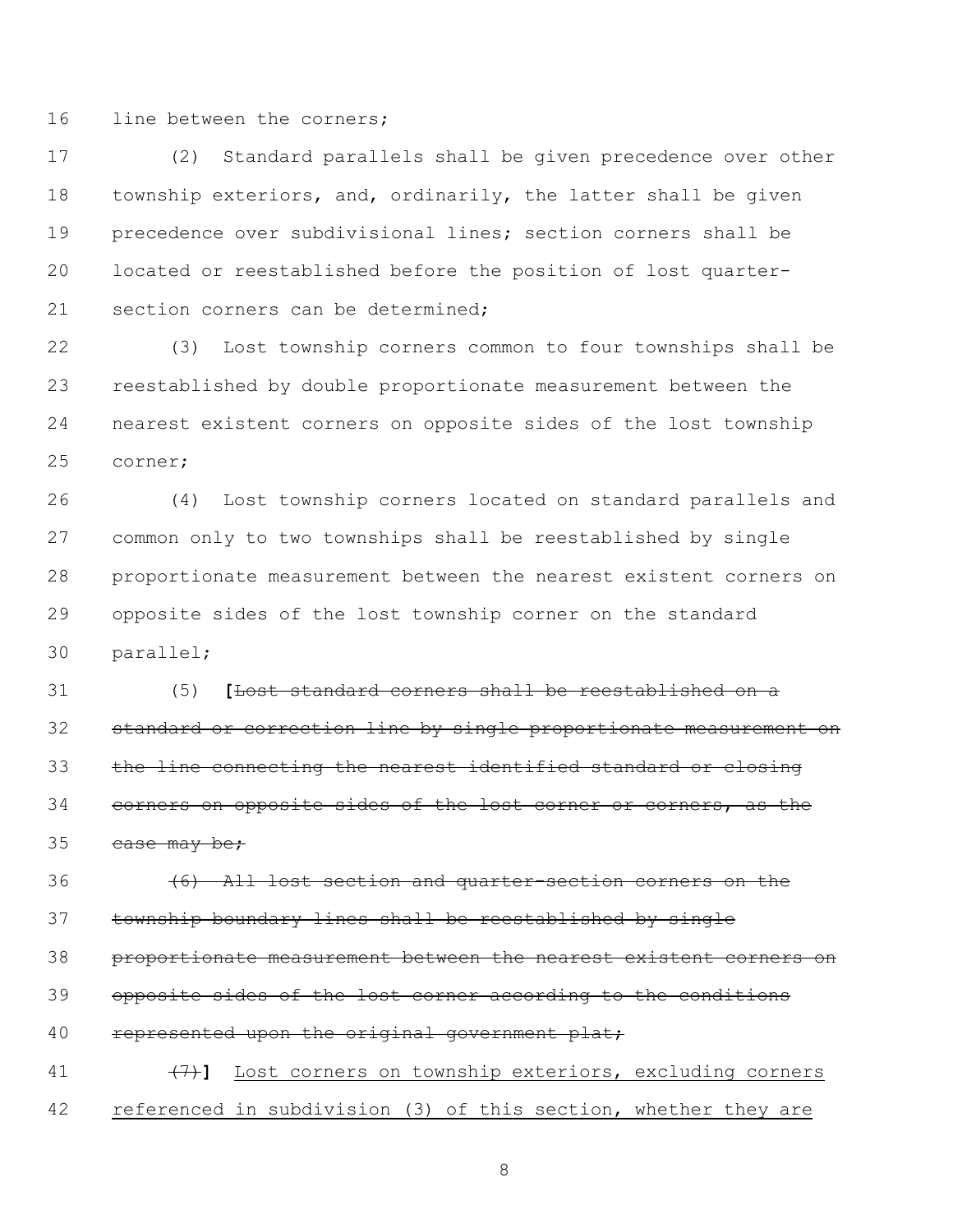line between the corners;

(2) Standard parallels shall be given precedence over other township exteriors, and, ordinarily, the latter shall be given precedence over subdivisional lines; section corners shall be located or reestablished before the position of lost quarter-section corners can be determined;

(3) Lost township corners common to four townships shall be reestablished by double proportionate measurement between the nearest existent corners on opposite sides of the lost township corner;

(4) Lost township corners located on standard parallels and common only to two townships shall be reestablished by single proportionate measurement between the nearest existent corners on opposite sides of the lost township corner on the standard parallel;

(5) **[**~~Lost standard corners shall be reestablished on a standard or correction line by single proportionate measurement on the line connecting the nearest identified standard or closing corners on opposite sides of the lost corner or corners, as the case may be;~~

~~(6) All lost section and quarter-section corners on the township boundary lines shall be reestablished by single proportionate measurement between the nearest existent corners on opposite sides of the lost corner according to the conditions represented upon the original government plat;~~

~~(7)~~**]** <u>Lost corners on township exteriors, excluding corners referenced in subdivision (3) of this section, whether they are</u>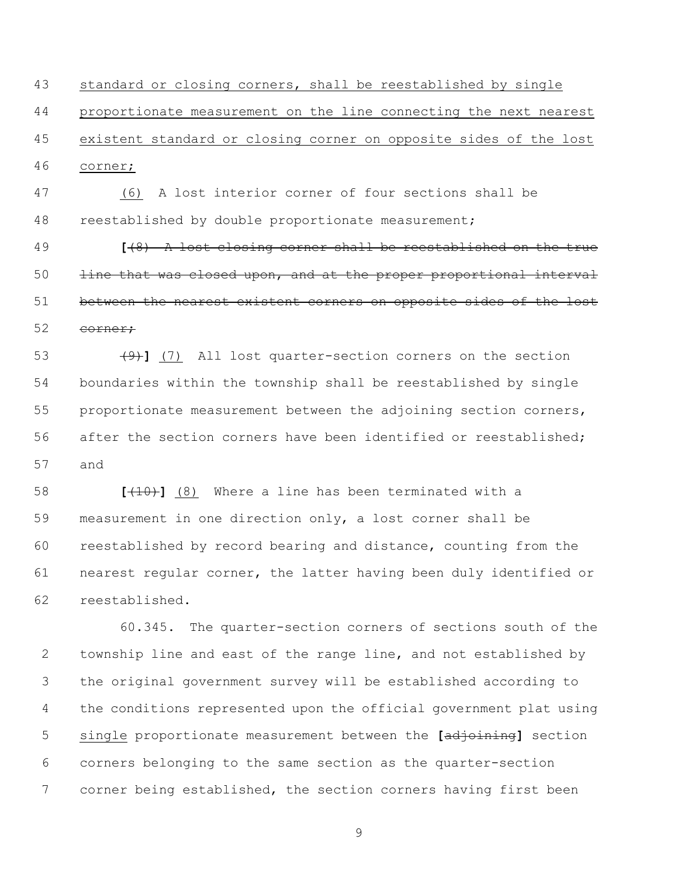standard or closing corners, shall be reestablished by single proportionate measurement on the line connecting the next nearest existent standard or closing corner on opposite sides of the lost corner;

(6) A lost interior corner of four sections shall be reestablished by double proportionate measurement;

**[**~~(8) A lost closing corner shall be reestablished on the true line that was closed upon, and at the proper proportional interval between the nearest existent corners on opposite sides of the lost corner;~~

~~(9)~~**]** (7) All lost quarter-section corners on the section boundaries within the township shall be reestablished by single proportionate measurement between the adjoining section corners, after the section corners have been identified or reestablished; and

**[**~~(10)~~**]** (8) Where a line has been terminated with a measurement in one direction only, a lost corner shall be reestablished by record bearing and distance, counting from the nearest regular corner, the latter having been duly identified or reestablished.

60.345. The quarter-section corners of sections south of the township line and east of the range line, and not established by the original government survey will be established according to the conditions represented upon the official government plat using single proportionate measurement between the **[**~~adjoining~~**]** section corners belonging to the same section as the quarter-section corner being established, the section corners having first been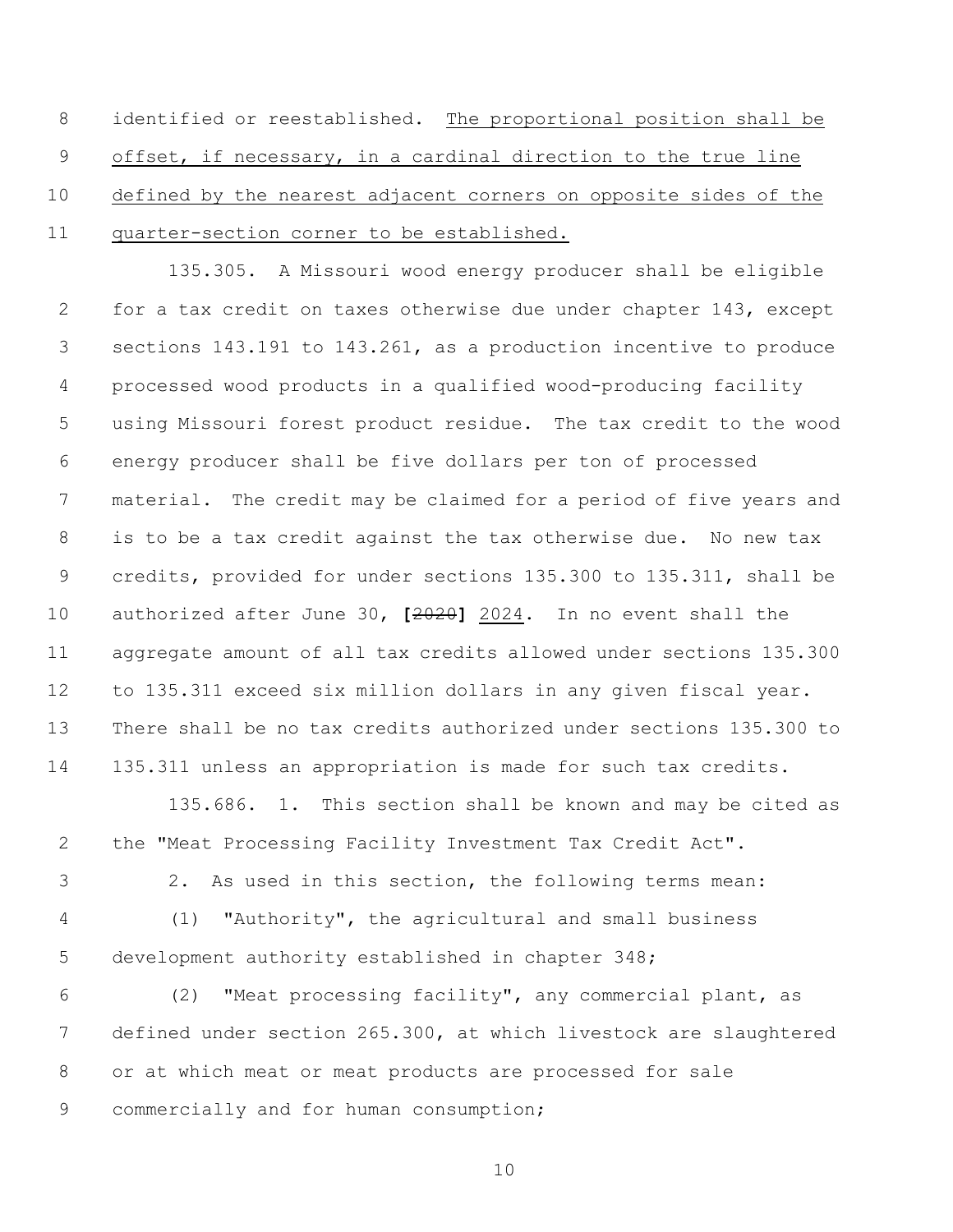identified or reestablished. <u>The proportional position shall be offset, if necessary, in a cardinal direction to the true line defined by the nearest adjacent corners on opposite sides of the quarter-section corner to be established.</u>

135.305. A Missouri wood energy producer shall be eligible for a tax credit on taxes otherwise due under chapter 143, except sections 143.191 to 143.261, as a production incentive to produce processed wood products in a qualified wood-producing facility using Missouri forest product residue. The tax credit to the wood energy producer shall be five dollars per ton of processed material. The credit may be claimed for a period of five years and is to be a tax credit against the tax otherwise due. No new tax credits, provided for under sections 135.300 to 135.311, shall be authorized after June 30, **[**~~2020~~**]** <u>2024</u>. In no event shall the aggregate amount of all tax credits allowed under sections 135.300 to 135.311 exceed six million dollars in any given fiscal year. There shall be no tax credits authorized under sections 135.300 to 135.311 unless an appropriation is made for such tax credits.

135.686. 1. This section shall be known and may be cited as the "Meat Processing Facility Investment Tax Credit Act".

2. As used in this section, the following terms mean:

(1) "Authority", the agricultural and small business development authority established in chapter 348;

(2) "Meat processing facility", any commercial plant, as defined under section 265.300, at which livestock are slaughtered or at which meat or meat products are processed for sale commercially and for human consumption;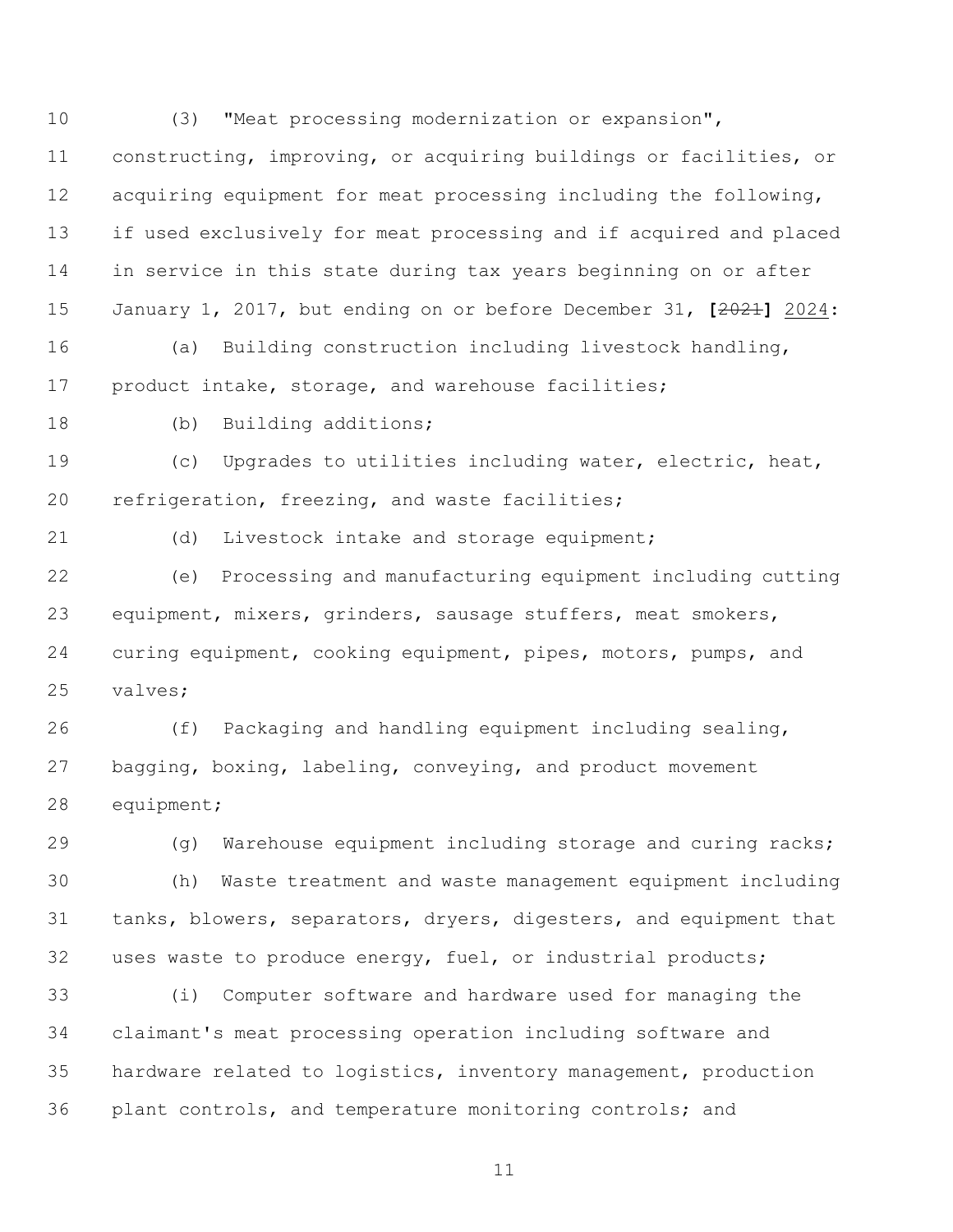(3) "Meat processing modernization or expansion", constructing, improving, or acquiring buildings or facilities, or acquiring equipment for meat processing including the following, if used exclusively for meat processing and if acquired and placed in service in this state during tax years beginning on or after January 1, 2017, but ending on or before December 31, [~~2021~~] 2024:

(a) Building construction including livestock handling, product intake, storage, and warehouse facilities;

(b) Building additions;

(c) Upgrades to utilities including water, electric, heat, refrigeration, freezing, and waste facilities;

(d) Livestock intake and storage equipment;

(e) Processing and manufacturing equipment including cutting equipment, mixers, grinders, sausage stuffers, meat smokers, curing equipment, cooking equipment, pipes, motors, pumps, and valves;

(f) Packaging and handling equipment including sealing, bagging, boxing, labeling, conveying, and product movement equipment;

(g) Warehouse equipment including storage and curing racks;

(h) Waste treatment and waste management equipment including tanks, blowers, separators, dryers, digesters, and equipment that uses waste to produce energy, fuel, or industrial products;

(i) Computer software and hardware used for managing the claimant's meat processing operation including software and hardware related to logistics, inventory management, production plant controls, and temperature monitoring controls; and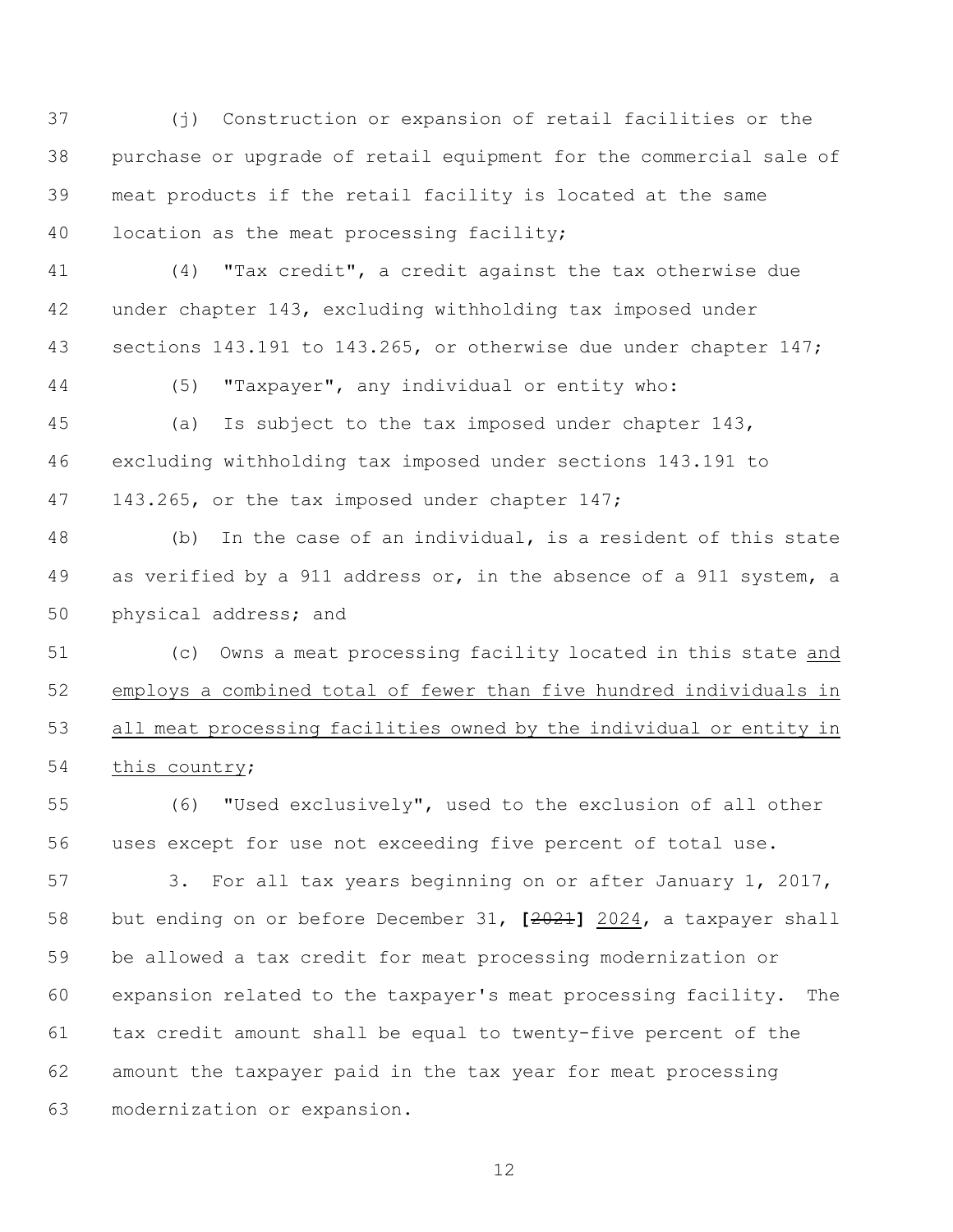(j) Construction or expansion of retail facilities or the purchase or upgrade of retail equipment for the commercial sale of meat products if the retail facility is located at the same location as the meat processing facility;

(4) "Tax credit", a credit against the tax otherwise due under chapter 143, excluding withholding tax imposed under sections 143.191 to 143.265, or otherwise due under chapter 147;

(5) "Taxpayer", any individual or entity who:

(a) Is subject to the tax imposed under chapter 143, excluding withholding tax imposed under sections 143.191 to 143.265, or the tax imposed under chapter 147;

(b) In the case of an individual, is a resident of this state as verified by a 911 address or, in the absence of a 911 system, a physical address; and

(c) Owns a meat processing facility located in this state and employs a combined total of fewer than five hundred individuals in all meat processing facilities owned by the individual or entity in this country;

(6) "Used exclusively", used to the exclusion of all other uses except for use not exceeding five percent of total use.

3. For all tax years beginning on or after January 1, 2017, but ending on or before December 31, [~~2021~~] 2024, a taxpayer shall be allowed a tax credit for meat processing modernization or expansion related to the taxpayer's meat processing facility. The tax credit amount shall be equal to twenty-five percent of the amount the taxpayer paid in the tax year for meat processing modernization or expansion.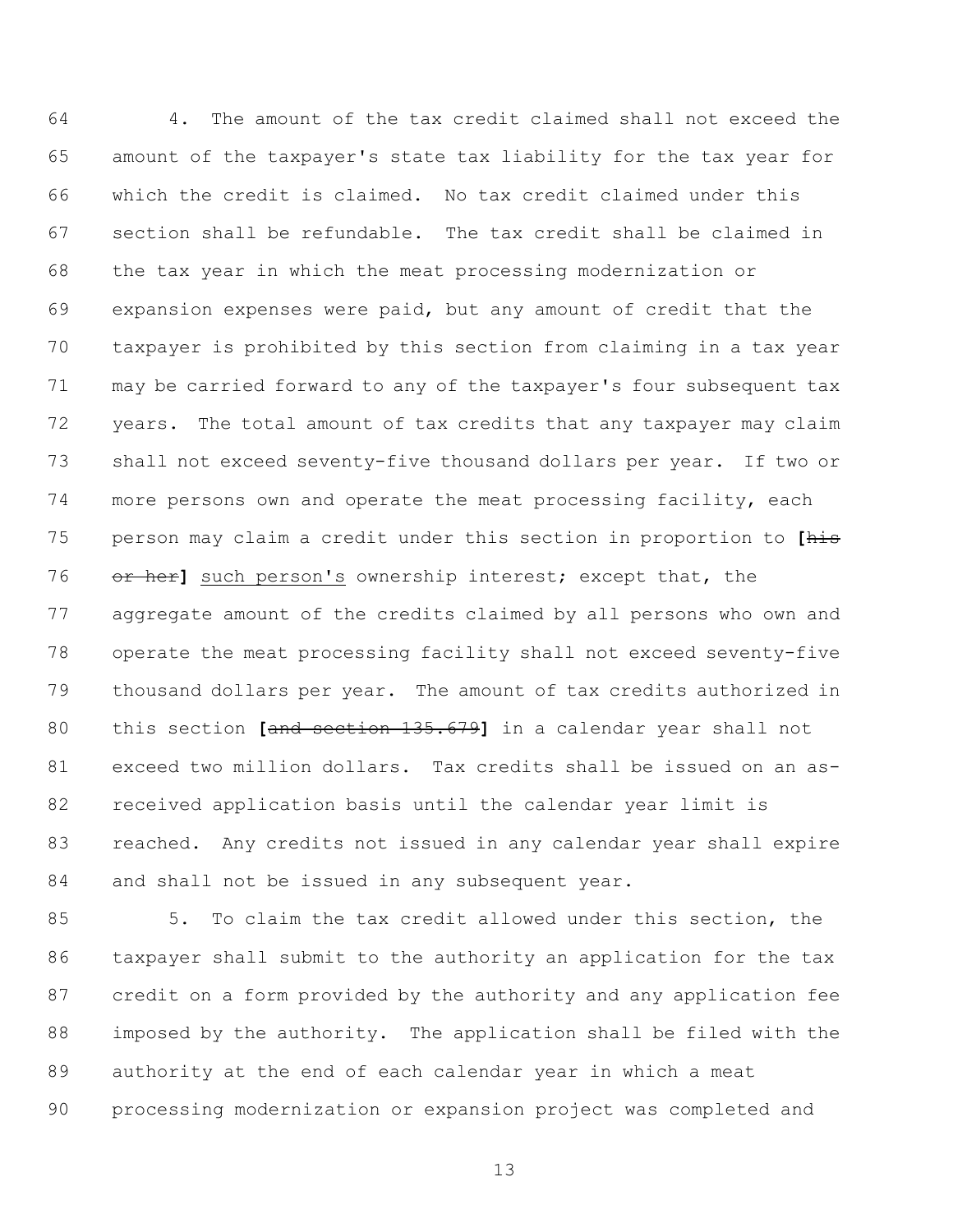4. The amount of the tax credit claimed shall not exceed the amount of the taxpayer's state tax liability for the tax year for which the credit is claimed. No tax credit claimed under this section shall be refundable. The tax credit shall be claimed in the tax year in which the meat processing modernization or expansion expenses were paid, but any amount of credit that the taxpayer is prohibited by this section from claiming in a tax year may be carried forward to any of the taxpayer's four subsequent tax years. The total amount of tax credits that any taxpayer may claim shall not exceed seventy-five thousand dollars per year. If two or more persons own and operate the meat processing facility, each person may claim a credit under this section in proportion to **[**~~his or her~~**]** <u>such person's</u> ownership interest; except that, the aggregate amount of the credits claimed by all persons who own and operate the meat processing facility shall not exceed seventy-five thousand dollars per year. The amount of tax credits authorized in this section **[**~~and section 135.679~~**]** in a calendar year shall not exceed two million dollars. Tax credits shall be issued on an as-received application basis until the calendar year limit is reached. Any credits not issued in any calendar year shall expire and shall not be issued in any subsequent year.

5. To claim the tax credit allowed under this section, the taxpayer shall submit to the authority an application for the tax credit on a form provided by the authority and any application fee imposed by the authority. The application shall be filed with the authority at the end of each calendar year in which a meat processing modernization or expansion project was completed and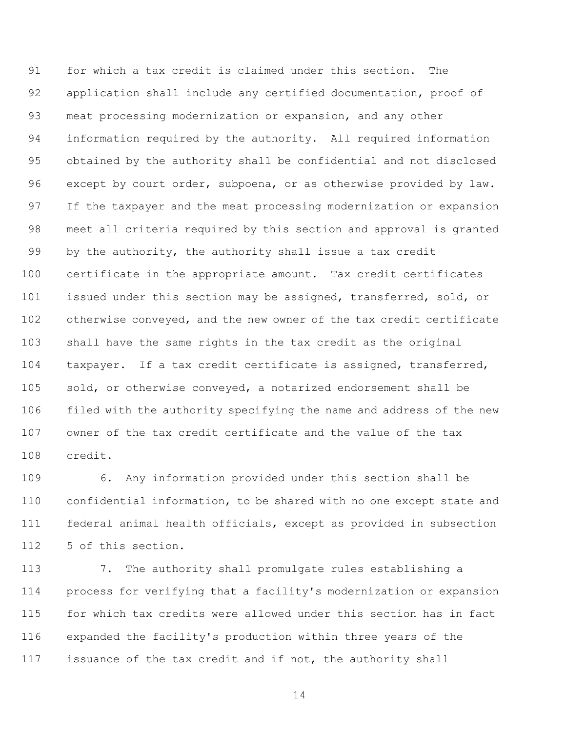for which a tax credit is claimed under this section. The application shall include any certified documentation, proof of meat processing modernization or expansion, and any other information required by the authority. All required information obtained by the authority shall be confidential and not disclosed except by court order, subpoena, or as otherwise provided by law. If the taxpayer and the meat processing modernization or expansion meet all criteria required by this section and approval is granted by the authority, the authority shall issue a tax credit certificate in the appropriate amount. Tax credit certificates issued under this section may be assigned, transferred, sold, or otherwise conveyed, and the new owner of the tax credit certificate shall have the same rights in the tax credit as the original taxpayer. If a tax credit certificate is assigned, transferred, sold, or otherwise conveyed, a notarized endorsement shall be filed with the authority specifying the name and address of the new owner of the tax credit certificate and the value of the tax credit.

6. Any information provided under this section shall be confidential information, to be shared with no one except state and federal animal health officials, except as provided in subsection 5 of this section.

7. The authority shall promulgate rules establishing a process for verifying that a facility's modernization or expansion for which tax credits were allowed under this section has in fact expanded the facility's production within three years of the issuance of the tax credit and if not, the authority shall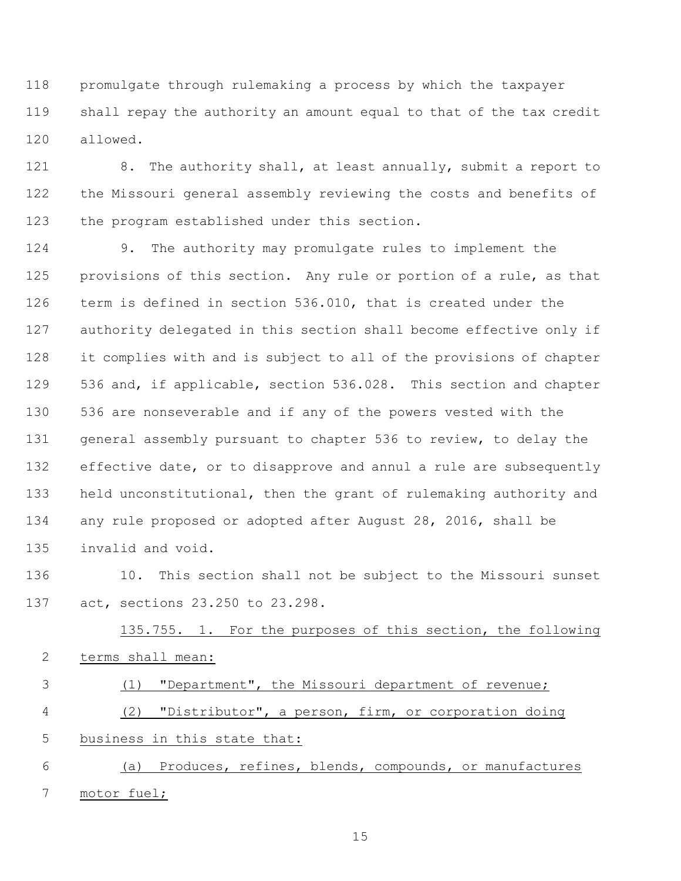promulgate through rulemaking a process by which the taxpayer shall repay the authority an amount equal to that of the tax credit allowed.

8. The authority shall, at least annually, submit a report to the Missouri general assembly reviewing the costs and benefits of the program established under this section.

9. The authority may promulgate rules to implement the provisions of this section. Any rule or portion of a rule, as that term is defined in section 536.010, that is created under the authority delegated in this section shall become effective only if it complies with and is subject to all of the provisions of chapter 536 and, if applicable, section 536.028. This section and chapter 536 are nonseverable and if any of the powers vested with the general assembly pursuant to chapter 536 to review, to delay the effective date, or to disapprove and annul a rule are subsequently held unconstitutional, then the grant of rulemaking authority and any rule proposed or adopted after August 28, 2016, shall be invalid and void.

10. This section shall not be subject to the Missouri sunset act, sections 23.250 to 23.298.

135.755. 1. For the purposes of this section, the following terms shall mean:

(1) "Department", the Missouri department of revenue;

(2) "Distributor", a person, firm, or corporation doing business in this state that:

(a) Produces, refines, blends, compounds, or manufactures motor fuel;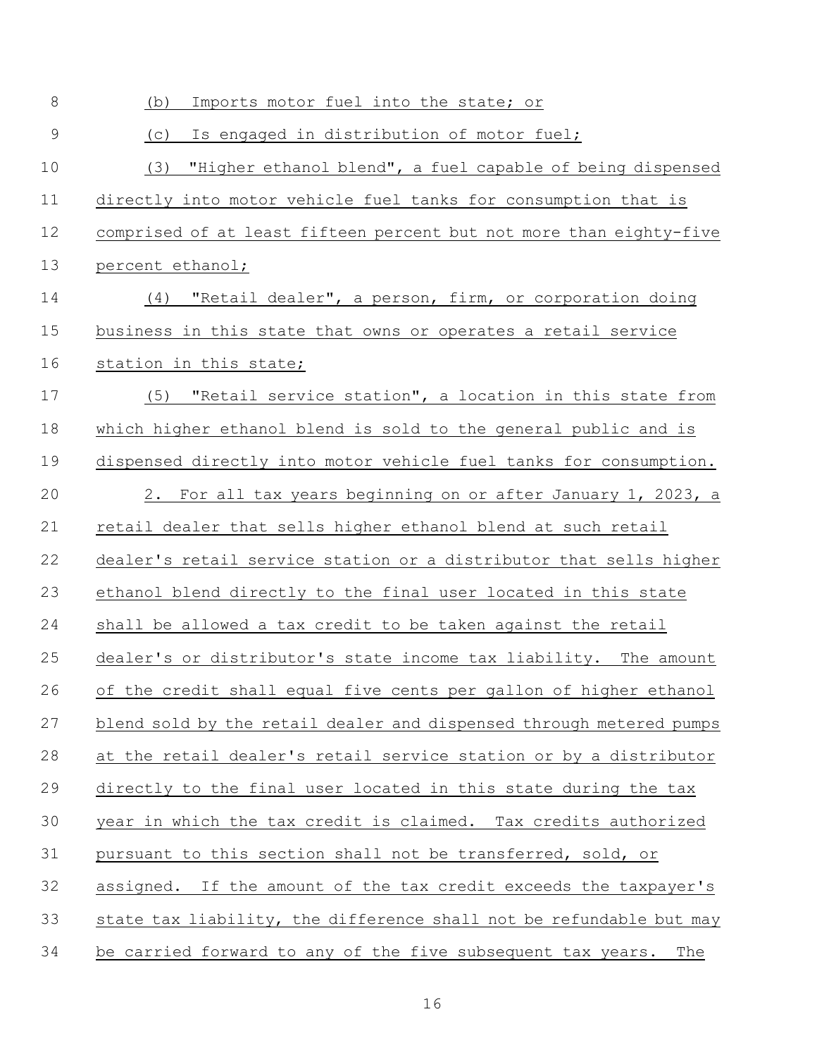(b) Imports motor fuel into the state; or

(c) Is engaged in distribution of motor fuel;

(3) "Higher ethanol blend", a fuel capable of being dispensed directly into motor vehicle fuel tanks for consumption that is comprised of at least fifteen percent but not more than eighty-five percent ethanol;

(4) "Retail dealer", a person, firm, or corporation doing business in this state that owns or operates a retail service station in this state;

(5) "Retail service station", a location in this state from which higher ethanol blend is sold to the general public and is dispensed directly into motor vehicle fuel tanks for consumption.

2. For all tax years beginning on or after January 1, 2023, a retail dealer that sells higher ethanol blend at such retail dealer's retail service station or a distributor that sells higher ethanol blend directly to the final user located in this state shall be allowed a tax credit to be taken against the retail dealer's or distributor's state income tax liability. The amount of the credit shall equal five cents per gallon of higher ethanol blend sold by the retail dealer and dispensed through metered pumps at the retail dealer's retail service station or by a distributor directly to the final user located in this state during the tax year in which the tax credit is claimed. Tax credits authorized pursuant to this section shall not be transferred, sold, or assigned. If the amount of the tax credit exceeds the taxpayer's state tax liability, the difference shall not be refundable but may be carried forward to any of the five subsequent tax years. The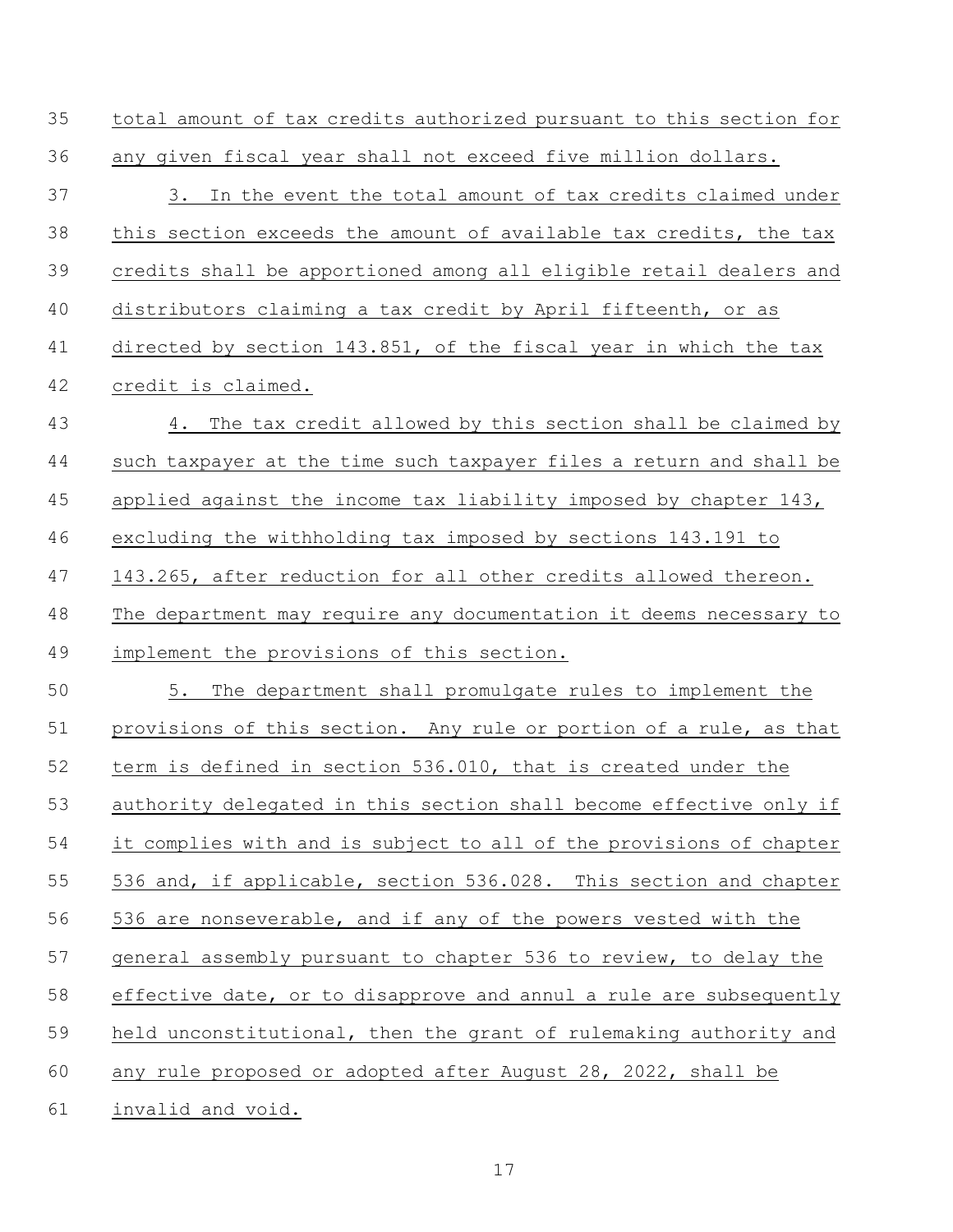total amount of tax credits authorized pursuant to this section for any given fiscal year shall not exceed five million dollars.

3. In the event the total amount of tax credits claimed under this section exceeds the amount of available tax credits, the tax credits shall be apportioned among all eligible retail dealers and distributors claiming a tax credit by April fifteenth, or as directed by section 143.851, of the fiscal year in which the tax credit is claimed.

4. The tax credit allowed by this section shall be claimed by such taxpayer at the time such taxpayer files a return and shall be applied against the income tax liability imposed by chapter 143, excluding the withholding tax imposed by sections 143.191 to 143.265, after reduction for all other credits allowed thereon. The department may require any documentation it deems necessary to implement the provisions of this section.

5. The department shall promulgate rules to implement the provisions of this section. Any rule or portion of a rule, as that term is defined in section 536.010, that is created under the authority delegated in this section shall become effective only if it complies with and is subject to all of the provisions of chapter 536 and, if applicable, section 536.028. This section and chapter 536 are nonseverable, and if any of the powers vested with the general assembly pursuant to chapter 536 to review, to delay the effective date, or to disapprove and annul a rule are subsequently held unconstitutional, then the grant of rulemaking authority and any rule proposed or adopted after August 28, 2022, shall be invalid and void.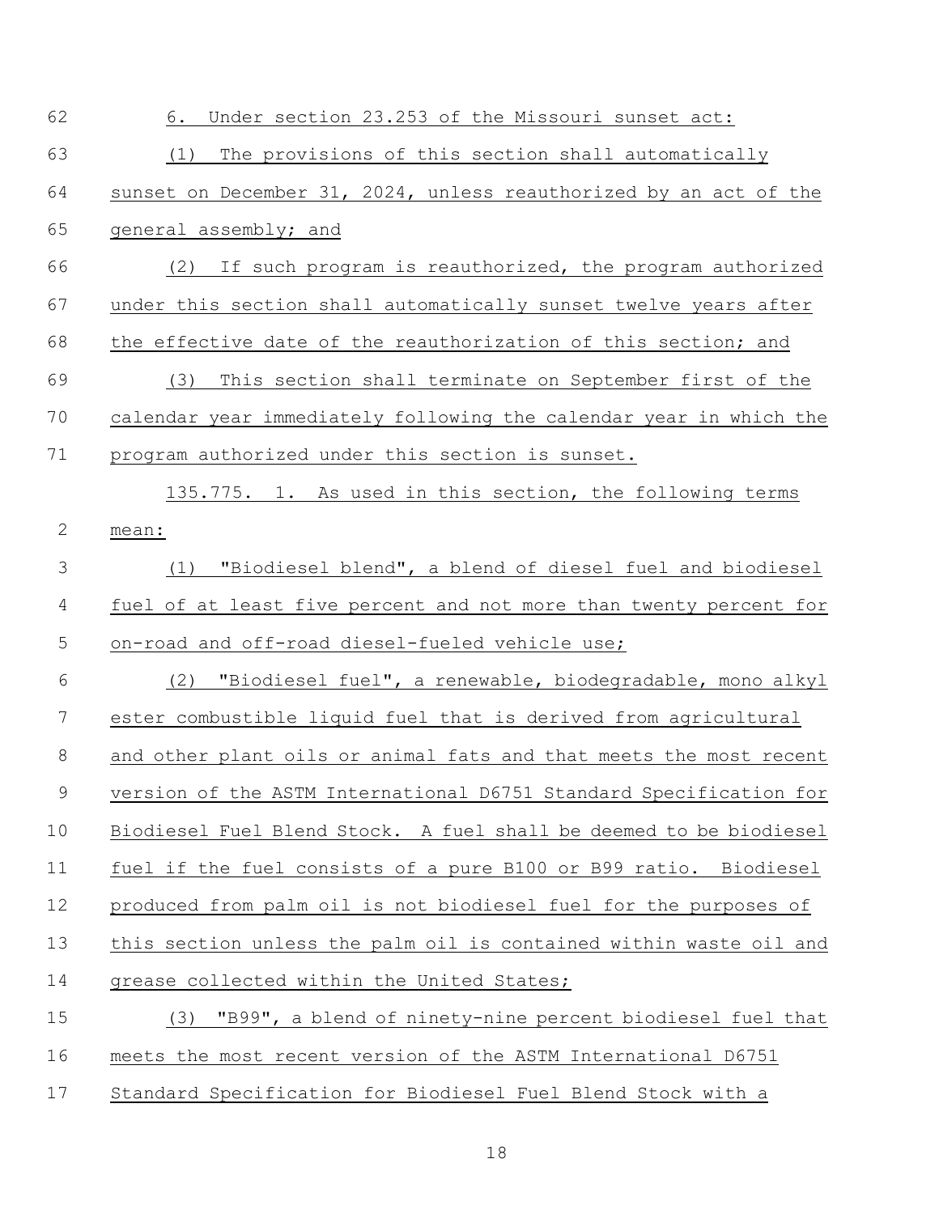6. Under section 23.253 of the Missouri sunset act:

(1) The provisions of this section shall automatically sunset on December 31, 2024, unless reauthorized by an act of the general assembly; and

(2) If such program is reauthorized, the program authorized under this section shall automatically sunset twelve years after the effective date of the reauthorization of this section; and

(3) This section shall terminate on September first of the calendar year immediately following the calendar year in which the program authorized under this section is sunset.

135.775. 1. As used in this section, the following terms mean:

(1) "Biodiesel blend", a blend of diesel fuel and biodiesel fuel of at least five percent and not more than twenty percent for on-road and off-road diesel-fueled vehicle use;

(2) "Biodiesel fuel", a renewable, biodegradable, mono alkyl ester combustible liquid fuel that is derived from agricultural and other plant oils or animal fats and that meets the most recent version of the ASTM International D6751 Standard Specification for Biodiesel Fuel Blend Stock. A fuel shall be deemed to be biodiesel fuel if the fuel consists of a pure B100 or B99 ratio. Biodiesel produced from palm oil is not biodiesel fuel for the purposes of this section unless the palm oil is contained within waste oil and grease collected within the United States;

(3) "B99", a blend of ninety-nine percent biodiesel fuel that meets the most recent version of the ASTM International D6751 Standard Specification for Biodiesel Fuel Blend Stock with a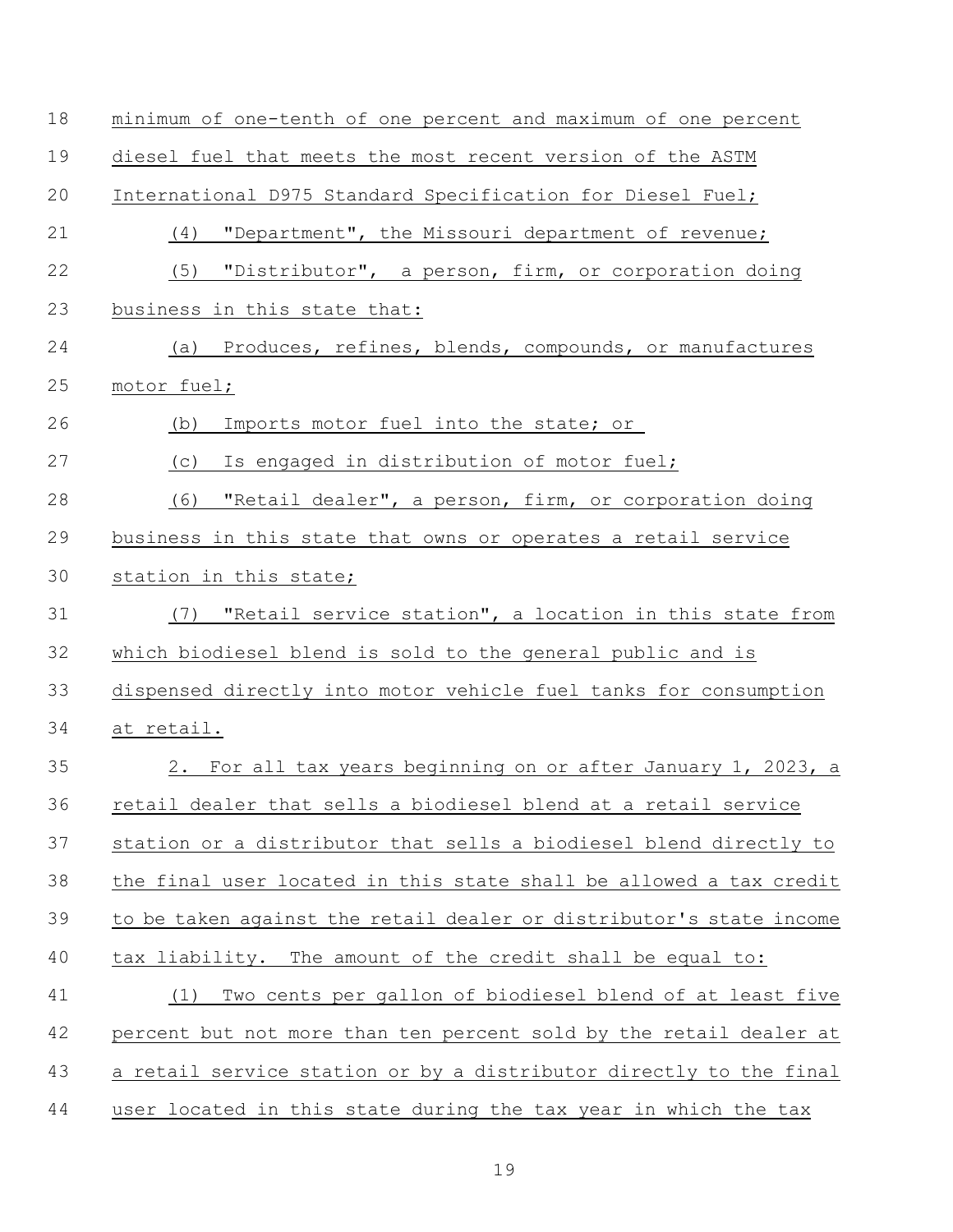minimum of one-tenth of one percent and maximum of one percent diesel fuel that meets the most recent version of the ASTM International D975 Standard Specification for Diesel Fuel;

(4) "Department", the Missouri department of revenue;

(5) "Distributor", a person, firm, or corporation doing business in this state that:

(a) Produces, refines, blends, compounds, or manufactures motor fuel;

(b) Imports motor fuel into the state; or

(c) Is engaged in distribution of motor fuel;

(6) "Retail dealer", a person, firm, or corporation doing business in this state that owns or operates a retail service station in this state;

(7) "Retail service station", a location in this state from which biodiesel blend is sold to the general public and is dispensed directly into motor vehicle fuel tanks for consumption at retail.

2. For all tax years beginning on or after January 1, 2023, a retail dealer that sells a biodiesel blend at a retail service station or a distributor that sells a biodiesel blend directly to the final user located in this state shall be allowed a tax credit to be taken against the retail dealer or distributor's state income tax liability. The amount of the credit shall be equal to:

(1) Two cents per gallon of biodiesel blend of at least five percent but not more than ten percent sold by the retail dealer at a retail service station or by a distributor directly to the final user located in this state during the tax year in which the tax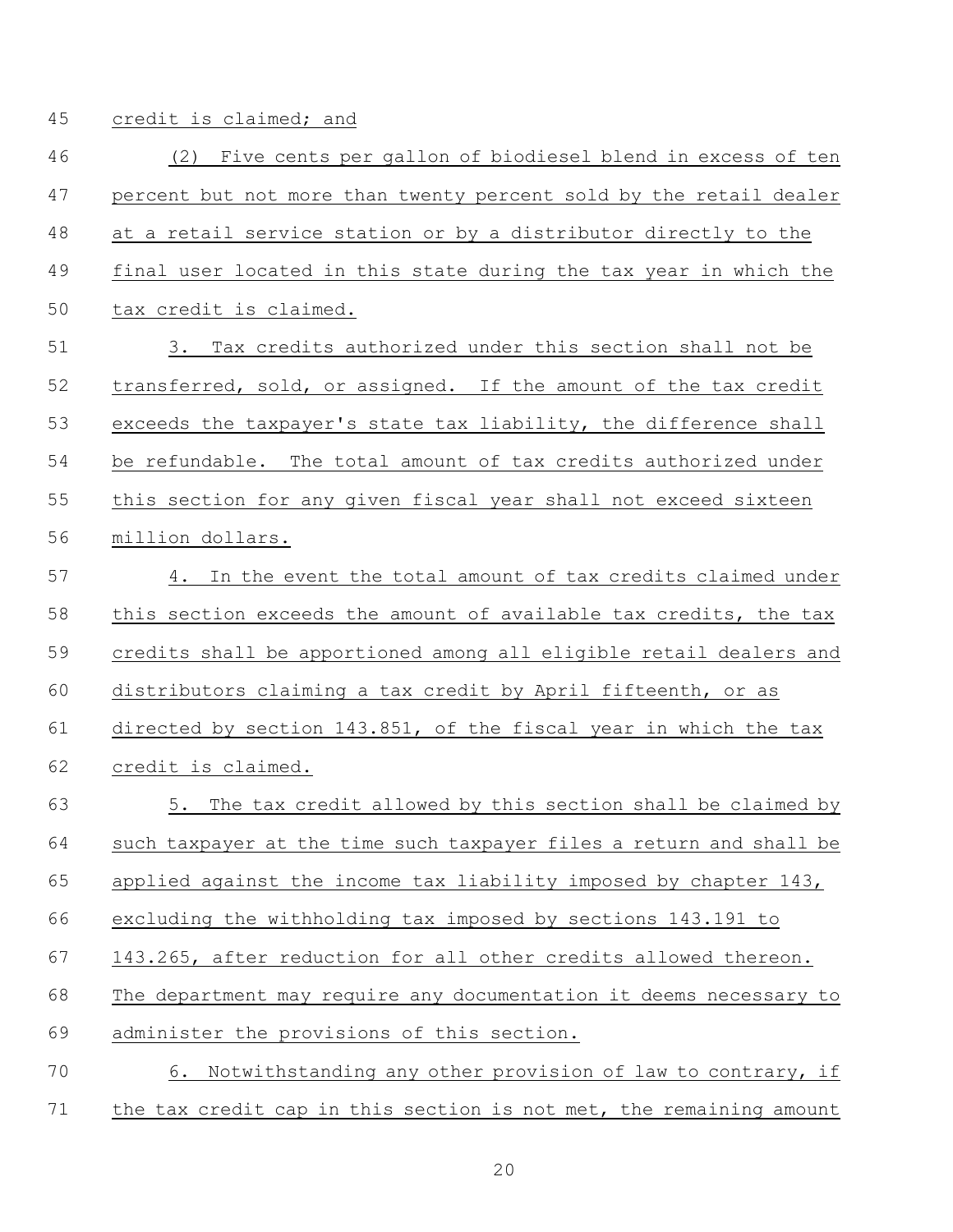credit is claimed; and

(2) Five cents per gallon of biodiesel blend in excess of ten percent but not more than twenty percent sold by the retail dealer at a retail service station or by a distributor directly to the final user located in this state during the tax year in which the tax credit is claimed.

3. Tax credits authorized under this section shall not be transferred, sold, or assigned. If the amount of the tax credit exceeds the taxpayer's state tax liability, the difference shall be refundable. The total amount of tax credits authorized under this section for any given fiscal year shall not exceed sixteen million dollars.

4. In the event the total amount of tax credits claimed under this section exceeds the amount of available tax credits, the tax credits shall be apportioned among all eligible retail dealers and distributors claiming a tax credit by April fifteenth, or as directed by section 143.851, of the fiscal year in which the tax credit is claimed.

5. The tax credit allowed by this section shall be claimed by such taxpayer at the time such taxpayer files a return and shall be applied against the income tax liability imposed by chapter 143, excluding the withholding tax imposed by sections 143.191 to 143.265, after reduction for all other credits allowed thereon. The department may require any documentation it deems necessary to administer the provisions of this section.

6. Notwithstanding any other provision of law to contrary, if the tax credit cap in this section is not met, the remaining amount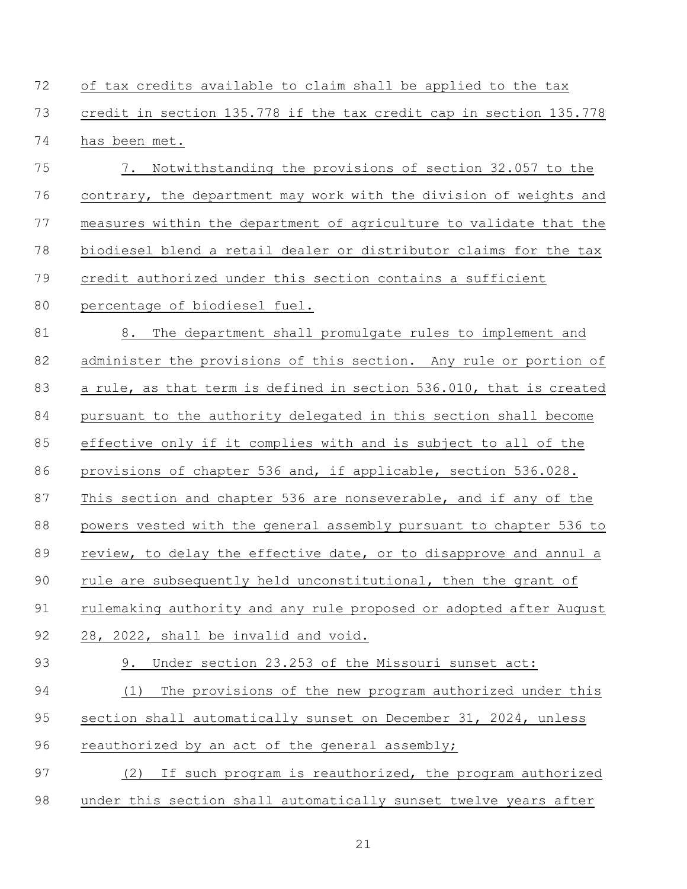of tax credits available to claim shall be applied to the tax credit in section 135.778 if the tax credit cap in section 135.778 has been met.

7. Notwithstanding the provisions of section 32.057 to the contrary, the department may work with the division of weights and measures within the department of agriculture to validate that the biodiesel blend a retail dealer or distributor claims for the tax credit authorized under this section contains a sufficient percentage of biodiesel fuel.

8. The department shall promulgate rules to implement and administer the provisions of this section. Any rule or portion of a rule, as that term is defined in section 536.010, that is created pursuant to the authority delegated in this section shall become effective only if it complies with and is subject to all of the provisions of chapter 536 and, if applicable, section 536.028. This section and chapter 536 are nonseverable, and if any of the powers vested with the general assembly pursuant to chapter 536 to review, to delay the effective date, or to disapprove and annul a rule are subsequently held unconstitutional, then the grant of rulemaking authority and any rule proposed or adopted after August 28, 2022, shall be invalid and void.

9. Under section 23.253 of the Missouri sunset act:

(1) The provisions of the new program authorized under this section shall automatically sunset on December 31, 2024, unless reauthorized by an act of the general assembly;

(2) If such program is reauthorized, the program authorized under this section shall automatically sunset twelve years after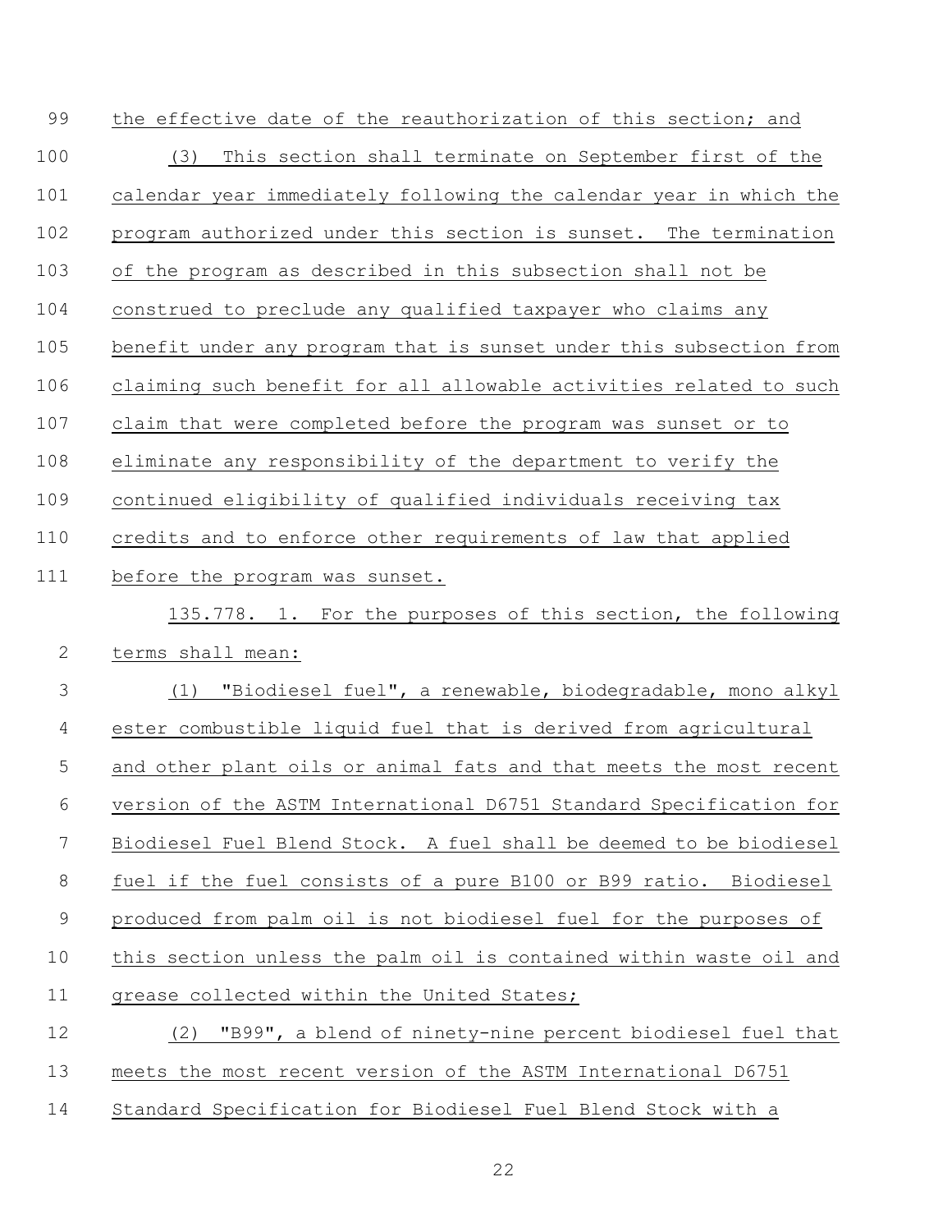the effective date of the reauthorization of this section; and

(3) This section shall terminate on September first of the calendar year immediately following the calendar year in which the program authorized under this section is sunset. The termination of the program as described in this subsection shall not be construed to preclude any qualified taxpayer who claims any benefit under any program that is sunset under this subsection from claiming such benefit for all allowable activities related to such claim that were completed before the program was sunset or to eliminate any responsibility of the department to verify the continued eligibility of qualified individuals receiving tax credits and to enforce other requirements of law that applied before the program was sunset.

135.778. 1. For the purposes of this section, the following terms shall mean:

(1) "Biodiesel fuel", a renewable, biodegradable, mono alkyl ester combustible liquid fuel that is derived from agricultural and other plant oils or animal fats and that meets the most recent version of the ASTM International D6751 Standard Specification for Biodiesel Fuel Blend Stock. A fuel shall be deemed to be biodiesel fuel if the fuel consists of a pure B100 or B99 ratio. Biodiesel produced from palm oil is not biodiesel fuel for the purposes of this section unless the palm oil is contained within waste oil and grease collected within the United States;

(2) "B99", a blend of ninety-nine percent biodiesel fuel that meets the most recent version of the ASTM International D6751 Standard Specification for Biodiesel Fuel Blend Stock with a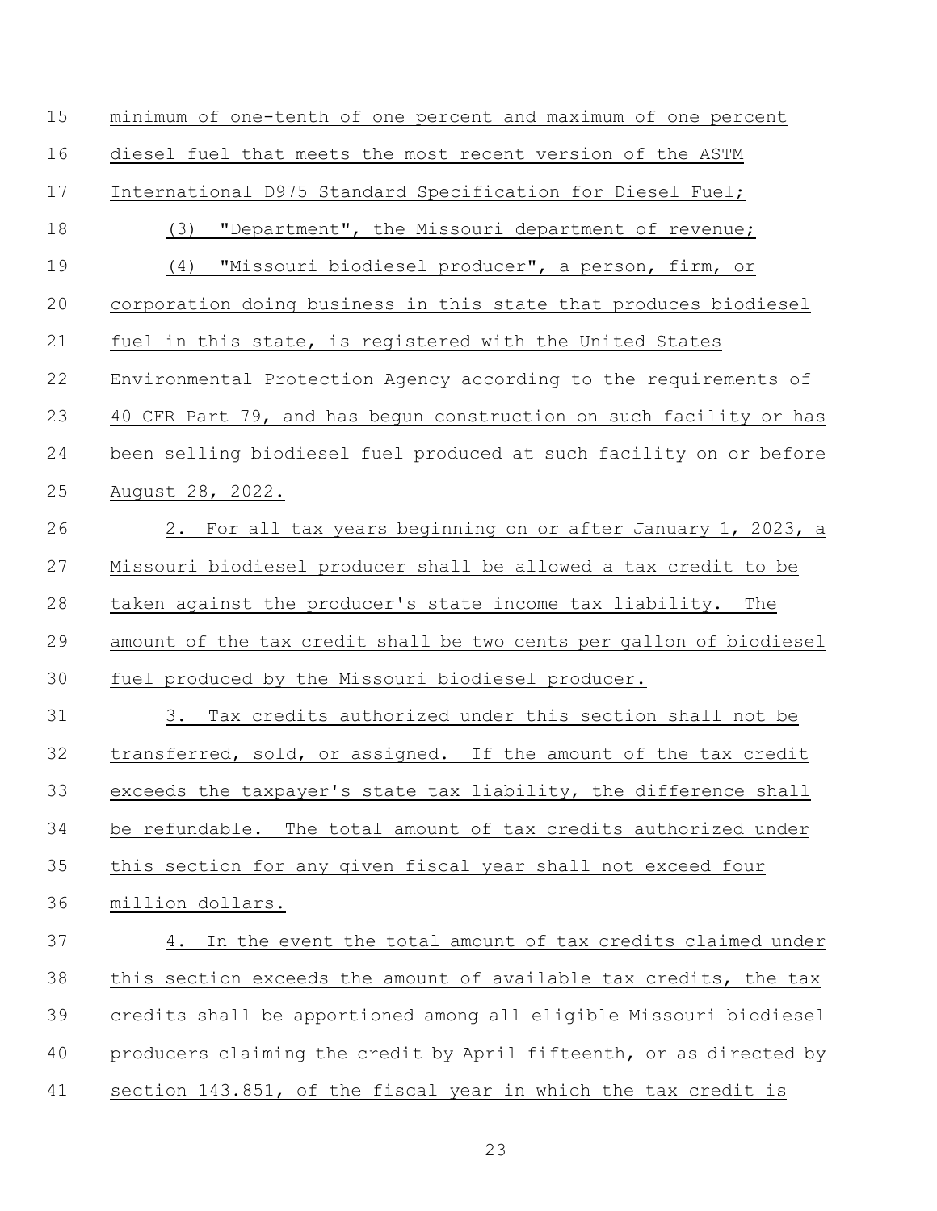minimum of one-tenth of one percent and maximum of one percent diesel fuel that meets the most recent version of the ASTM International D975 Standard Specification for Diesel Fuel;

(3) "Department", the Missouri department of revenue;

(4) "Missouri biodiesel producer", a person, firm, or corporation doing business in this state that produces biodiesel fuel in this state, is registered with the United States Environmental Protection Agency according to the requirements of 40 CFR Part 79, and has begun construction on such facility or has been selling biodiesel fuel produced at such facility on or before August 28, 2022.

2. For all tax years beginning on or after January 1, 2023, a Missouri biodiesel producer shall be allowed a tax credit to be taken against the producer's state income tax liability. The amount of the tax credit shall be two cents per gallon of biodiesel fuel produced by the Missouri biodiesel producer.

3. Tax credits authorized under this section shall not be transferred, sold, or assigned. If the amount of the tax credit exceeds the taxpayer's state tax liability, the difference shall be refundable. The total amount of tax credits authorized under this section for any given fiscal year shall not exceed four million dollars.

4. In the event the total amount of tax credits claimed under this section exceeds the amount of available tax credits, the tax credits shall be apportioned among all eligible Missouri biodiesel producers claiming the credit by April fifteenth, or as directed by section 143.851, of the fiscal year in which the tax credit is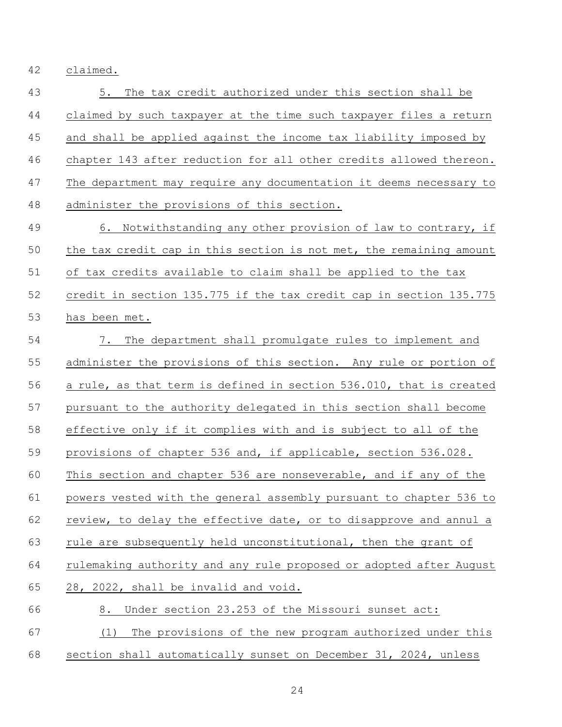claimed.

5. The tax credit authorized under this section shall be claimed by such taxpayer at the time such taxpayer files a return and shall be applied against the income tax liability imposed by chapter 143 after reduction for all other credits allowed thereon. The department may require any documentation it deems necessary to administer the provisions of this section.

6. Notwithstanding any other provision of law to contrary, if the tax credit cap in this section is not met, the remaining amount of tax credits available to claim shall be applied to the tax credit in section 135.775 if the tax credit cap in section 135.775 has been met.

7. The department shall promulgate rules to implement and administer the provisions of this section. Any rule or portion of a rule, as that term is defined in section 536.010, that is created pursuant to the authority delegated in this section shall become effective only if it complies with and is subject to all of the provisions of chapter 536 and, if applicable, section 536.028. This section and chapter 536 are nonseverable, and if any of the powers vested with the general assembly pursuant to chapter 536 to review, to delay the effective date, or to disapprove and annul a rule are subsequently held unconstitutional, then the grant of rulemaking authority and any rule proposed or adopted after August 28, 2022, shall be invalid and void.

8. Under section 23.253 of the Missouri sunset act:

(1) The provisions of the new program authorized under this section shall automatically sunset on December 31, 2024, unless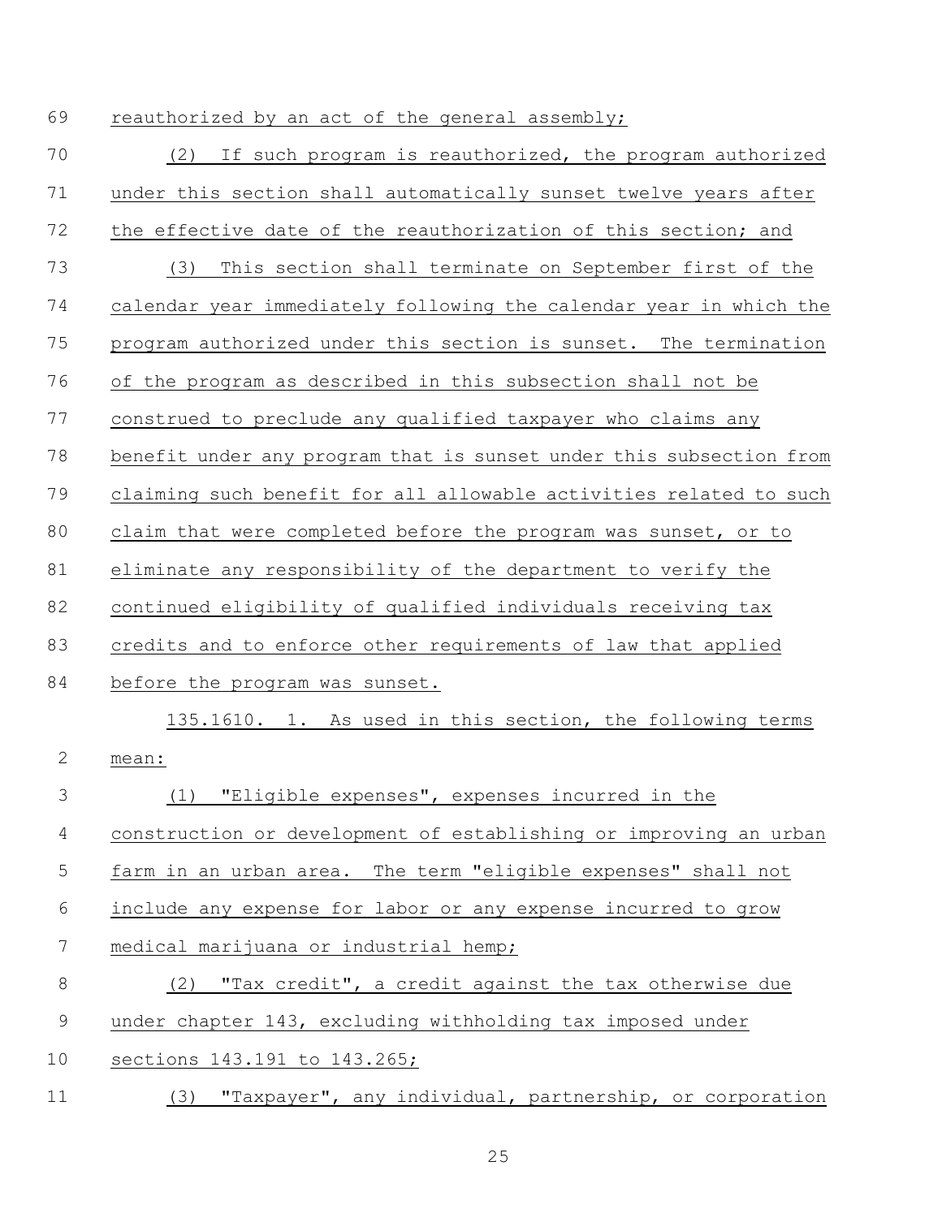reauthorized by an act of the general assembly;

(2) If such program is reauthorized, the program authorized under this section shall automatically sunset twelve years after the effective date of the reauthorization of this section; and

(3) This section shall terminate on September first of the calendar year immediately following the calendar year in which the program authorized under this section is sunset. The termination of the program as described in this subsection shall not be construed to preclude any qualified taxpayer who claims any benefit under any program that is sunset under this subsection from claiming such benefit for all allowable activities related to such claim that were completed before the program was sunset, or to eliminate any responsibility of the department to verify the continued eligibility of qualified individuals receiving tax credits and to enforce other requirements of law that applied before the program was sunset.

135.1610. 1. As used in this section, the following terms mean:

(1) "Eligible expenses", expenses incurred in the construction or development of establishing or improving an urban farm in an urban area. The term "eligible expenses" shall not include any expense for labor or any expense incurred to grow medical marijuana or industrial hemp;

(2) "Tax credit", a credit against the tax otherwise due under chapter 143, excluding withholding tax imposed under sections 143.191 to 143.265;

(3) "Taxpayer", any individual, partnership, or corporation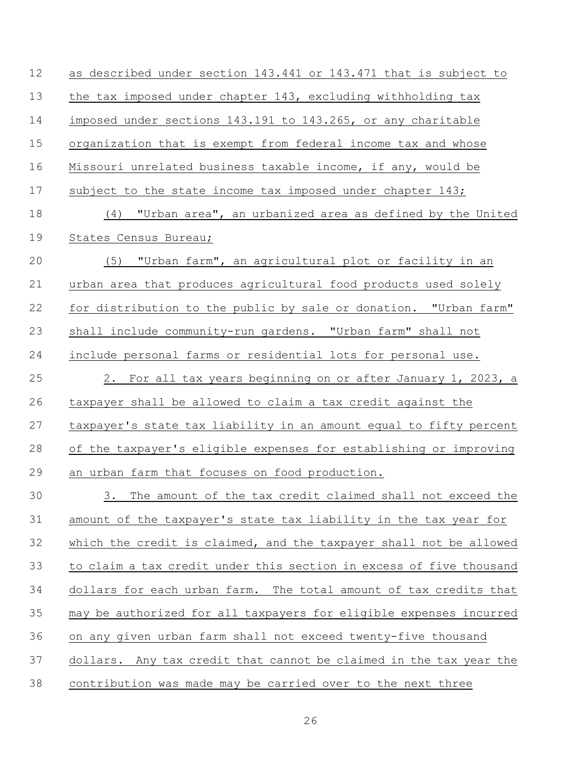as described under section 143.441 or 143.471 that is subject to the tax imposed under chapter 143, excluding withholding tax imposed under sections 143.191 to 143.265, or any charitable organization that is exempt from federal income tax and whose Missouri unrelated business taxable income, if any, would be subject to the state income tax imposed under chapter 143;

(4) "Urban area", an urbanized area as defined by the United States Census Bureau;

(5) "Urban farm", an agricultural plot or facility in an urban area that produces agricultural food products used solely for distribution to the public by sale or donation. "Urban farm" shall include community-run gardens. "Urban farm" shall not include personal farms or residential lots for personal use.

2. For all tax years beginning on or after January 1, 2023, a taxpayer shall be allowed to claim a tax credit against the taxpayer's state tax liability in an amount equal to fifty percent of the taxpayer's eligible expenses for establishing or improving an urban farm that focuses on food production.

3. The amount of the tax credit claimed shall not exceed the amount of the taxpayer's state tax liability in the tax year for which the credit is claimed, and the taxpayer shall not be allowed to claim a tax credit under this section in excess of five thousand dollars for each urban farm. The total amount of tax credits that may be authorized for all taxpayers for eligible expenses incurred on any given urban farm shall not exceed twenty-five thousand dollars. Any tax credit that cannot be claimed in the tax year the contribution was made may be carried over to the next three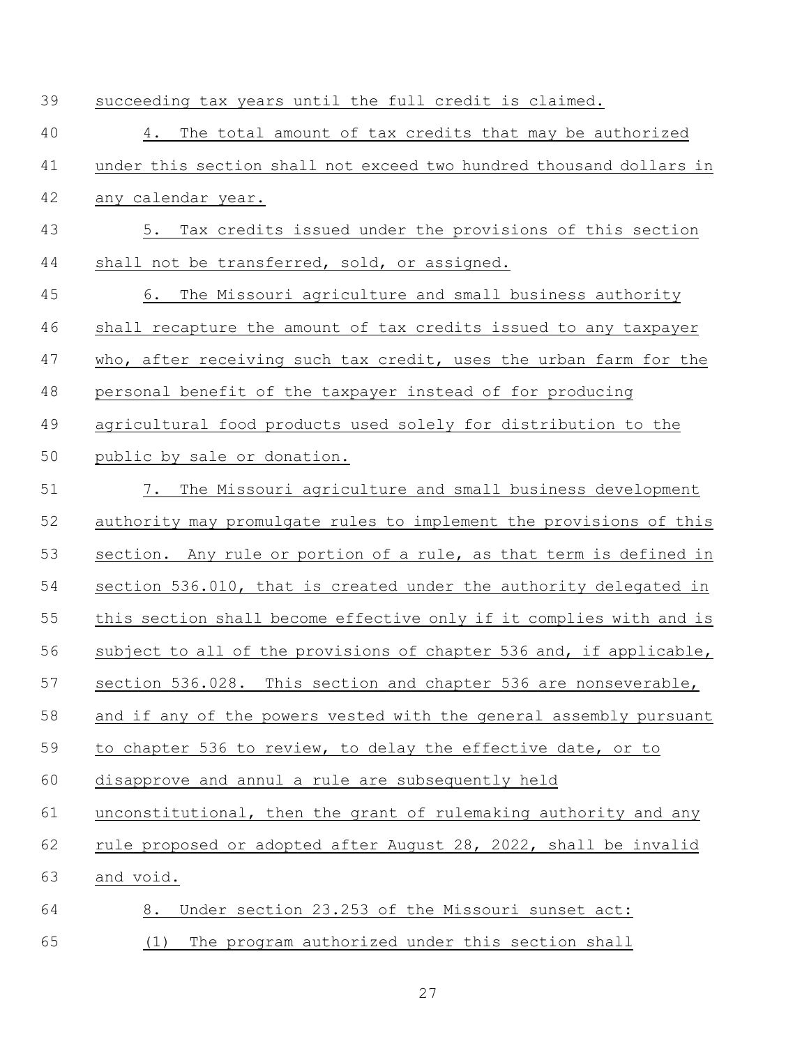succeeding tax years until the full credit is claimed.

4. The total amount of tax credits that may be authorized under this section shall not exceed two hundred thousand dollars in any calendar year.

5. Tax credits issued under the provisions of this section shall not be transferred, sold, or assigned.

6. The Missouri agriculture and small business authority shall recapture the amount of tax credits issued to any taxpayer who, after receiving such tax credit, uses the urban farm for the personal benefit of the taxpayer instead of for producing agricultural food products used solely for distribution to the public by sale or donation.

7. The Missouri agriculture and small business development authority may promulgate rules to implement the provisions of this section. Any rule or portion of a rule, as that term is defined in section 536.010, that is created under the authority delegated in this section shall become effective only if it complies with and is subject to all of the provisions of chapter 536 and, if applicable, section 536.028. This section and chapter 536 are nonseverable, and if any of the powers vested with the general assembly pursuant to chapter 536 to review, to delay the effective date, or to disapprove and annul a rule are subsequently held unconstitutional, then the grant of rulemaking authority and any rule proposed or adopted after August 28, 2022, shall be invalid and void.

8. Under section 23.253 of the Missouri sunset act:

(1) The program authorized under this section shall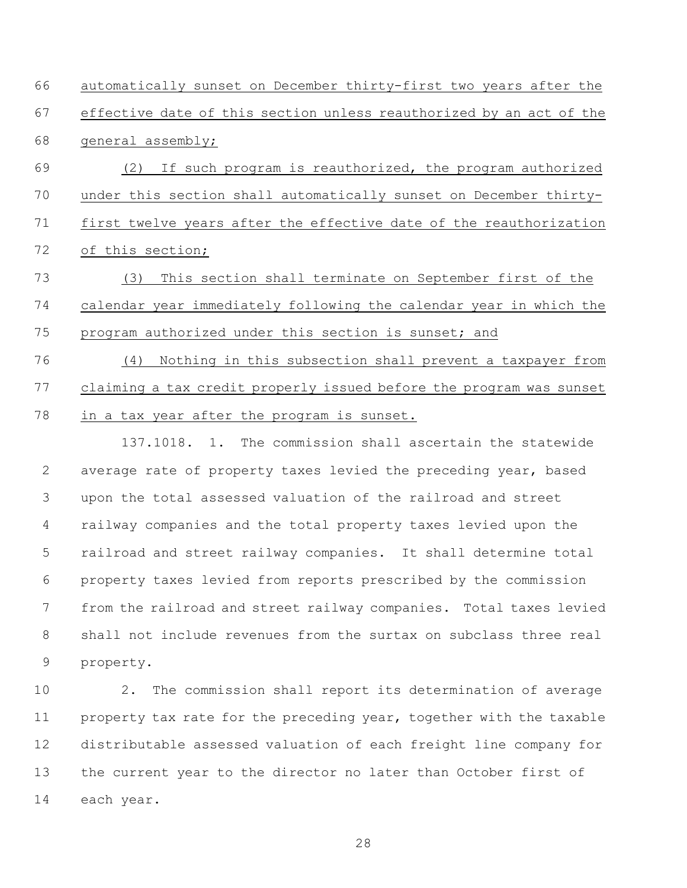automatically sunset on December thirty-first two years after the effective date of this section unless reauthorized by an act of the general assembly;

(2) If such program is reauthorized, the program authorized under this section shall automatically sunset on December thirty-first twelve years after the effective date of the reauthorization of this section;

(3) This section shall terminate on September first of the calendar year immediately following the calendar year in which the program authorized under this section is sunset; and

(4) Nothing in this subsection shall prevent a taxpayer from claiming a tax credit properly issued before the program was sunset in a tax year after the program is sunset.

137.1018. 1. The commission shall ascertain the statewide average rate of property taxes levied the preceding year, based upon the total assessed valuation of the railroad and street railway companies and the total property taxes levied upon the railroad and street railway companies. It shall determine total property taxes levied from reports prescribed by the commission from the railroad and street railway companies. Total taxes levied shall not include revenues from the surtax on subclass three real property.

2. The commission shall report its determination of average property tax rate for the preceding year, together with the taxable distributable assessed valuation of each freight line company for the current year to the director no later than October first of each year.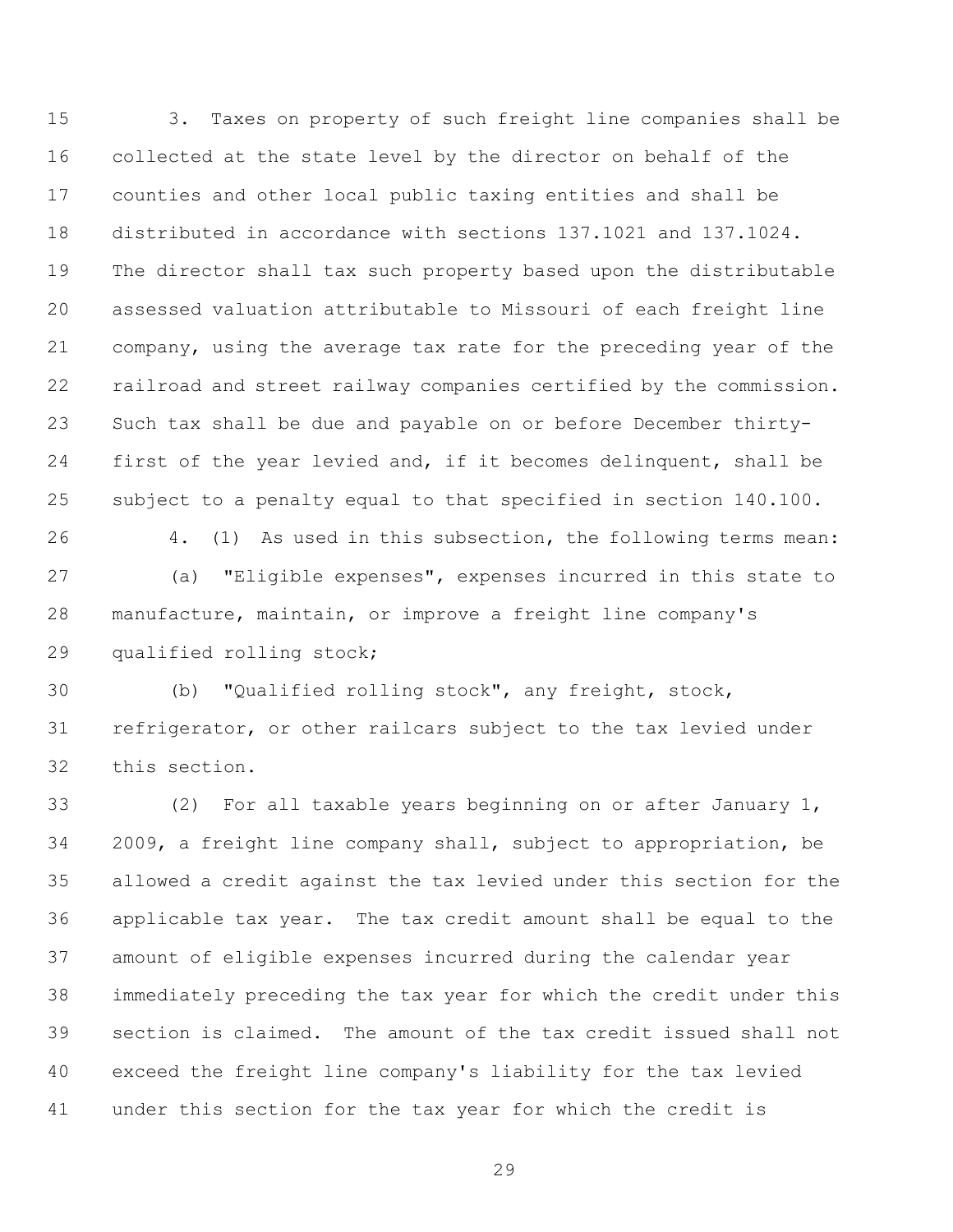3. Taxes on property of such freight line companies shall be collected at the state level by the director on behalf of the counties and other local public taxing entities and shall be distributed in accordance with sections 137.1021 and 137.1024. The director shall tax such property based upon the distributable assessed valuation attributable to Missouri of each freight line company, using the average tax rate for the preceding year of the railroad and street railway companies certified by the commission. Such tax shall be due and payable on or before December thirty-first of the year levied and, if it becomes delinquent, shall be subject to a penalty equal to that specified in section 140.100.

4. (1) As used in this subsection, the following terms mean:

(a) "Eligible expenses", expenses incurred in this state to manufacture, maintain, or improve a freight line company's qualified rolling stock;

(b) "Qualified rolling stock", any freight, stock, refrigerator, or other railcars subject to the tax levied under this section.

(2) For all taxable years beginning on or after January 1, 2009, a freight line company shall, subject to appropriation, be allowed a credit against the tax levied under this section for the applicable tax year. The tax credit amount shall be equal to the amount of eligible expenses incurred during the calendar year immediately preceding the tax year for which the credit under this section is claimed. The amount of the tax credit issued shall not exceed the freight line company's liability for the tax levied under this section for the tax year for which the credit is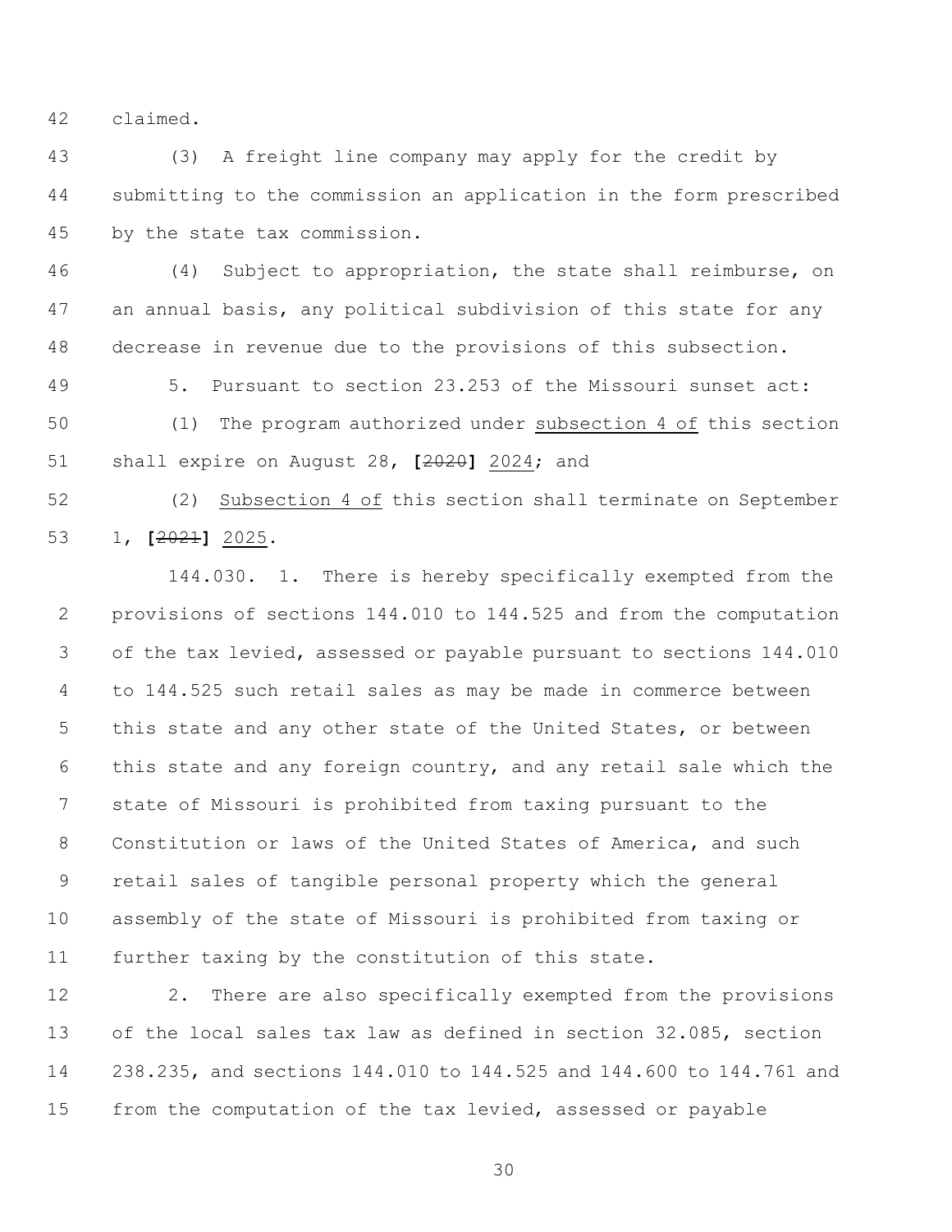claimed.

(3) A freight line company may apply for the credit by submitting to the commission an application in the form prescribed by the state tax commission.

(4) Subject to appropriation, the state shall reimburse, on an annual basis, any political subdivision of this state for any decrease in revenue due to the provisions of this subsection.

5. Pursuant to section 23.253 of the Missouri sunset act:

(1) The program authorized under <u>subsection 4 of</u> this section shall expire on August 28, **[**~~2020~~**]** <u>2024</u>; and

(2) <u>Subsection 4 of</u> this section shall terminate on September 1, **[**~~2021~~**]** <u>2025</u>.

144.030. 1. There is hereby specifically exempted from the provisions of sections 144.010 to 144.525 and from the computation of the tax levied, assessed or payable pursuant to sections 144.010 to 144.525 such retail sales as may be made in commerce between this state and any other state of the United States, or between this state and any foreign country, and any retail sale which the state of Missouri is prohibited from taxing pursuant to the Constitution or laws of the United States of America, and such retail sales of tangible personal property which the general assembly of the state of Missouri is prohibited from taxing or further taxing by the constitution of this state.

2. There are also specifically exempted from the provisions of the local sales tax law as defined in section 32.085, section 238.235, and sections 144.010 to 144.525 and 144.600 to 144.761 and from the computation of the tax levied, assessed or payable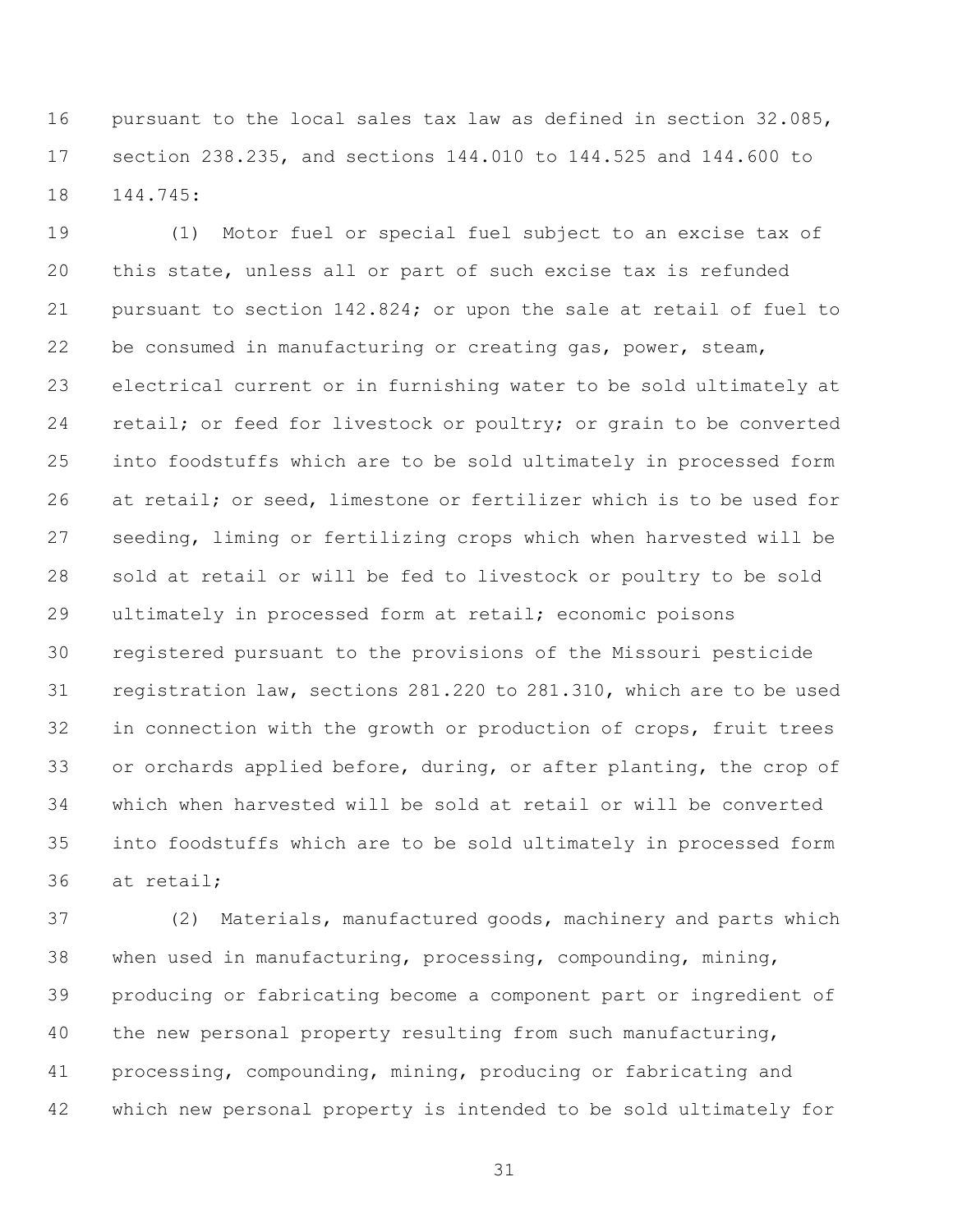pursuant to the local sales tax law as defined in section 32.085, section 238.235, and sections 144.010 to 144.525 and 144.600 to 144.745:

(1) Motor fuel or special fuel subject to an excise tax of this state, unless all or part of such excise tax is refunded pursuant to section 142.824; or upon the sale at retail of fuel to be consumed in manufacturing or creating gas, power, steam, electrical current or in furnishing water to be sold ultimately at retail; or feed for livestock or poultry; or grain to be converted into foodstuffs which are to be sold ultimately in processed form at retail; or seed, limestone or fertilizer which is to be used for seeding, liming or fertilizing crops which when harvested will be sold at retail or will be fed to livestock or poultry to be sold ultimately in processed form at retail; economic poisons registered pursuant to the provisions of the Missouri pesticide registration law, sections 281.220 to 281.310, which are to be used in connection with the growth or production of crops, fruit trees or orchards applied before, during, or after planting, the crop of which when harvested will be sold at retail or will be converted into foodstuffs which are to be sold ultimately in processed form at retail;

(2) Materials, manufactured goods, machinery and parts which when used in manufacturing, processing, compounding, mining, producing or fabricating become a component part or ingredient of the new personal property resulting from such manufacturing, processing, compounding, mining, producing or fabricating and which new personal property is intended to be sold ultimately for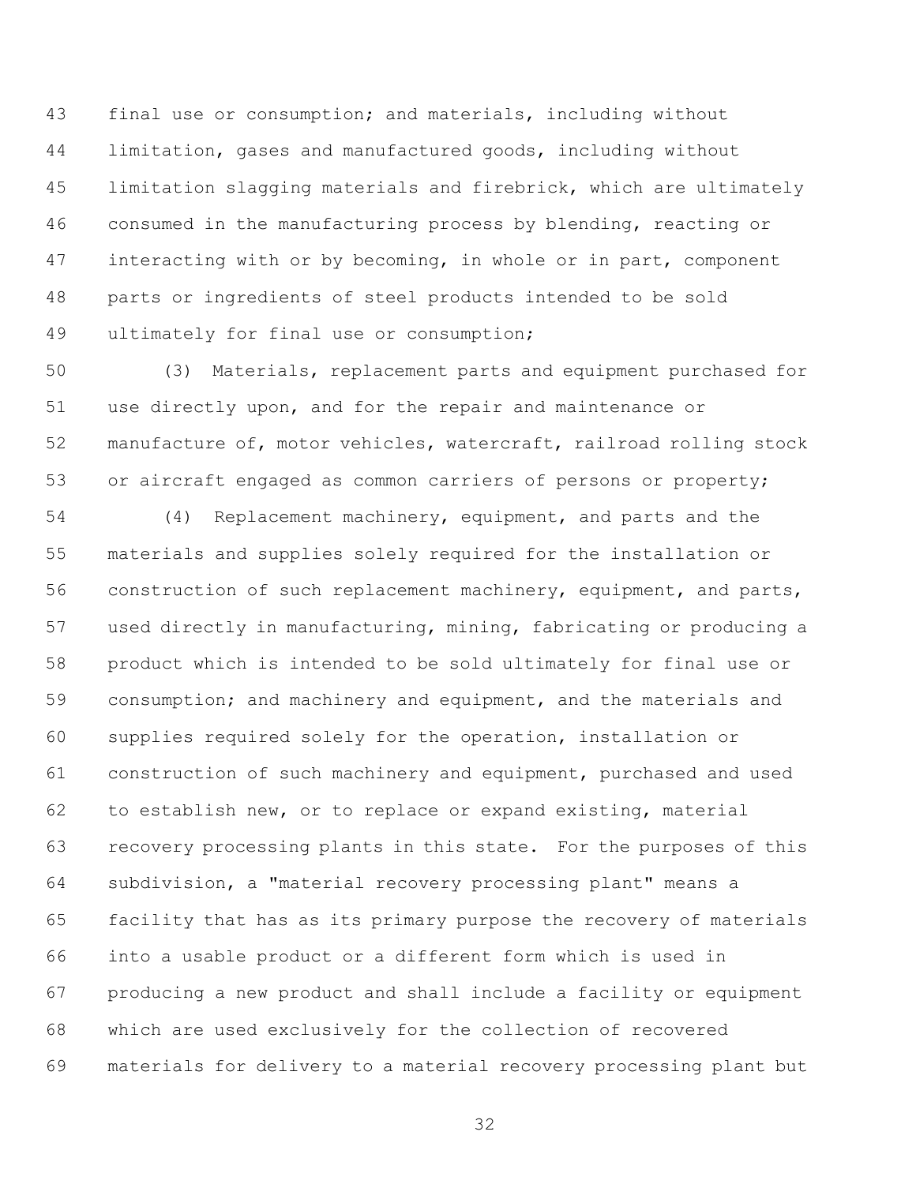final use or consumption; and materials, including without limitation, gases and manufactured goods, including without limitation slagging materials and firebrick, which are ultimately consumed in the manufacturing process by blending, reacting or interacting with or by becoming, in whole or in part, component parts or ingredients of steel products intended to be sold ultimately for final use or consumption;

(3) Materials, replacement parts and equipment purchased for use directly upon, and for the repair and maintenance or manufacture of, motor vehicles, watercraft, railroad rolling stock or aircraft engaged as common carriers of persons or property;

(4) Replacement machinery, equipment, and parts and the materials and supplies solely required for the installation or construction of such replacement machinery, equipment, and parts, used directly in manufacturing, mining, fabricating or producing a product which is intended to be sold ultimately for final use or consumption; and machinery and equipment, and the materials and supplies required solely for the operation, installation or construction of such machinery and equipment, purchased and used to establish new, or to replace or expand existing, material recovery processing plants in this state. For the purposes of this subdivision, a "material recovery processing plant" means a facility that has as its primary purpose the recovery of materials into a usable product or a different form which is used in producing a new product and shall include a facility or equipment which are used exclusively for the collection of recovered materials for delivery to a material recovery processing plant but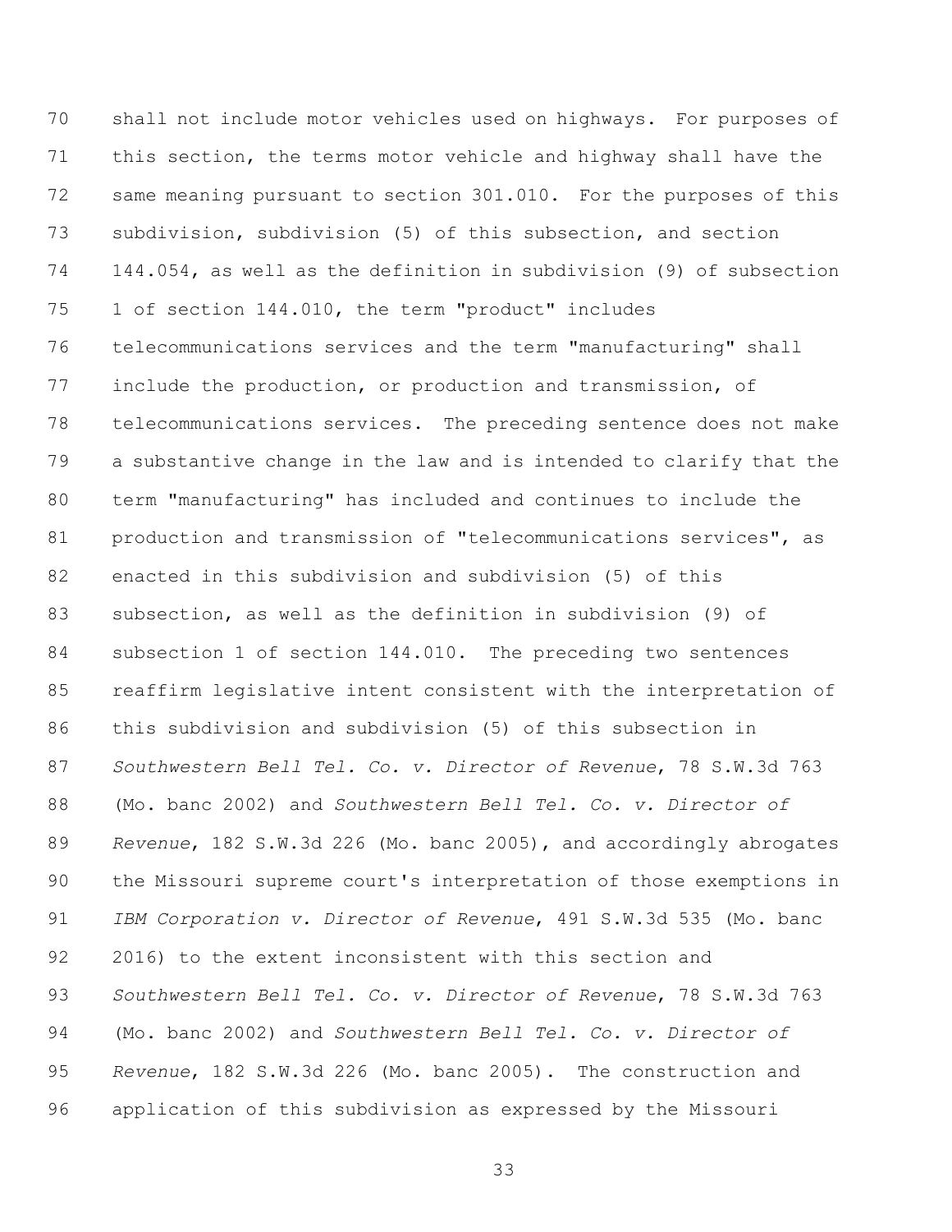shall not include motor vehicles used on highways. For purposes of this section, the terms motor vehicle and highway shall have the same meaning pursuant to section 301.010. For the purposes of this subdivision, subdivision (5) of this subsection, and section 144.054, as well as the definition in subdivision (9) of subsection 1 of section 144.010, the term "product" includes telecommunications services and the term "manufacturing" shall include the production, or production and transmission, of telecommunications services. The preceding sentence does not make a substantive change in the law and is intended to clarify that the term "manufacturing" has included and continues to include the production and transmission of "telecommunications services", as enacted in this subdivision and subdivision (5) of this subsection, as well as the definition in subdivision (9) of subsection 1 of section 144.010. The preceding two sentences reaffirm legislative intent consistent with the interpretation of this subdivision and subdivision (5) of this subsection in *Southwestern Bell Tel. Co. v. Director of Revenue*, 78 S.W.3d 763 (Mo. banc 2002) and *Southwestern Bell Tel. Co. v. Director of Revenue*, 182 S.W.3d 226 (Mo. banc 2005), and accordingly abrogates the Missouri supreme court's interpretation of those exemptions in *IBM Corporation v. Director of Revenue*, 491 S.W.3d 535 (Mo. banc 2016) to the extent inconsistent with this section and *Southwestern Bell Tel. Co. v. Director of Revenue*, 78 S.W.3d 763 (Mo. banc 2002) and *Southwestern Bell Tel. Co. v. Director of Revenue*, 182 S.W.3d 226 (Mo. banc 2005). The construction and application of this subdivision as expressed by the Missouri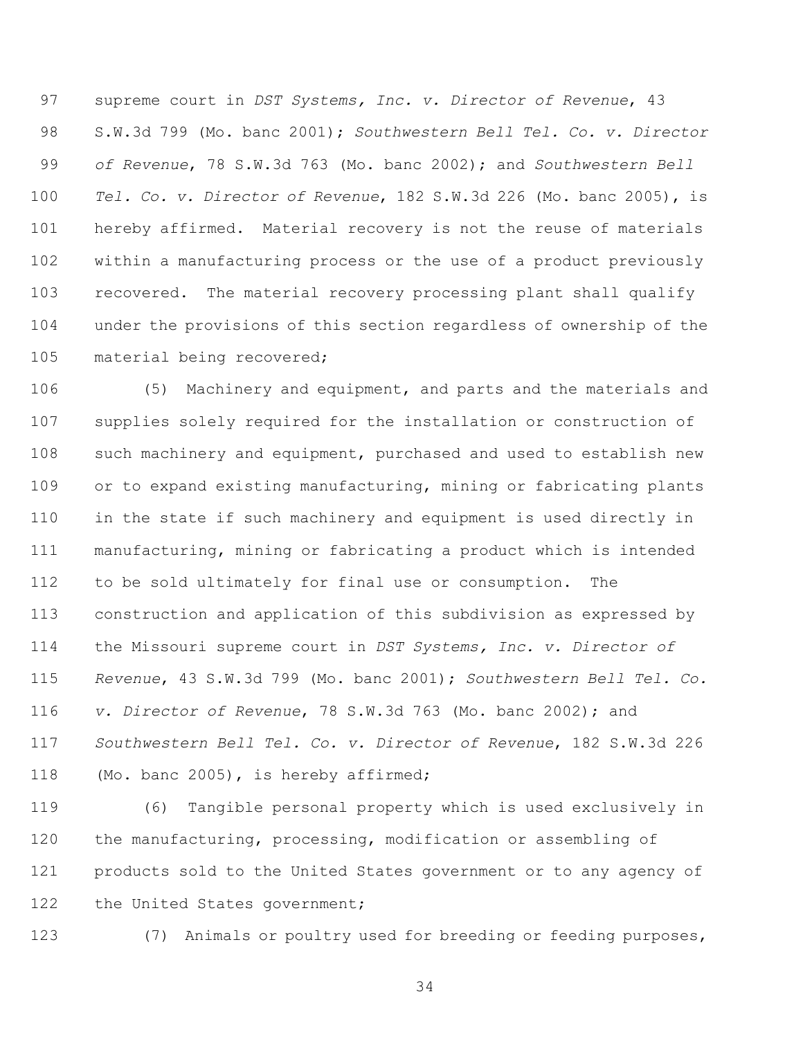supreme court in *DST Systems, Inc. v. Director of Revenue*, 43 S.W.3d 799 (Mo. banc 2001); *Southwestern Bell Tel. Co. v. Director of Revenue*, 78 S.W.3d 763 (Mo. banc 2002); and *Southwestern Bell Tel. Co. v. Director of Revenue*, 182 S.W.3d 226 (Mo. banc 2005), is hereby affirmed. Material recovery is not the reuse of materials within a manufacturing process or the use of a product previously recovered. The material recovery processing plant shall qualify under the provisions of this section regardless of ownership of the material being recovered;

(5) Machinery and equipment, and parts and the materials and supplies solely required for the installation or construction of such machinery and equipment, purchased and used to establish new or to expand existing manufacturing, mining or fabricating plants in the state if such machinery and equipment is used directly in manufacturing, mining or fabricating a product which is intended to be sold ultimately for final use or consumption. The construction and application of this subdivision as expressed by the Missouri supreme court in *DST Systems, Inc. v. Director of Revenue*, 43 S.W.3d 799 (Mo. banc 2001); *Southwestern Bell Tel. Co. v. Director of Revenue*, 78 S.W.3d 763 (Mo. banc 2002); and *Southwestern Bell Tel. Co. v. Director of Revenue*, 182 S.W.3d 226 (Mo. banc 2005), is hereby affirmed;

(6) Tangible personal property which is used exclusively in the manufacturing, processing, modification or assembling of products sold to the United States government or to any agency of the United States government;

(7) Animals or poultry used for breeding or feeding purposes,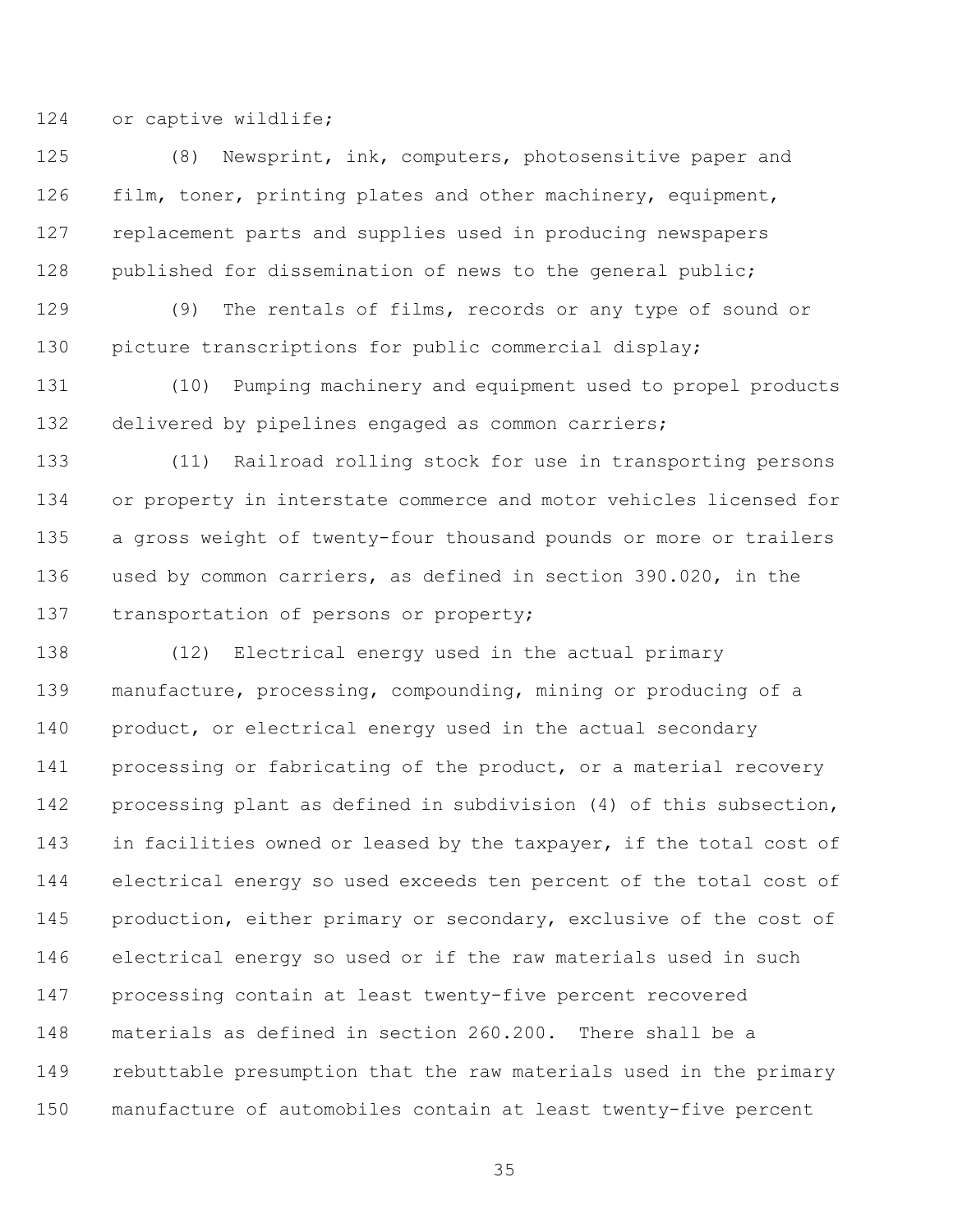or captive wildlife;

(8) Newsprint, ink, computers, photosensitive paper and film, toner, printing plates and other machinery, equipment, replacement parts and supplies used in producing newspapers published for dissemination of news to the general public;

(9) The rentals of films, records or any type of sound or picture transcriptions for public commercial display;

(10) Pumping machinery and equipment used to propel products delivered by pipelines engaged as common carriers;

(11) Railroad rolling stock for use in transporting persons or property in interstate commerce and motor vehicles licensed for a gross weight of twenty-four thousand pounds or more or trailers used by common carriers, as defined in section 390.020, in the transportation of persons or property;

(12) Electrical energy used in the actual primary manufacture, processing, compounding, mining or producing of a product, or electrical energy used in the actual secondary processing or fabricating of the product, or a material recovery processing plant as defined in subdivision (4) of this subsection, in facilities owned or leased by the taxpayer, if the total cost of electrical energy so used exceeds ten percent of the total cost of production, either primary or secondary, exclusive of the cost of electrical energy so used or if the raw materials used in such processing contain at least twenty-five percent recovered materials as defined in section 260.200. There shall be a rebuttable presumption that the raw materials used in the primary manufacture of automobiles contain at least twenty-five percent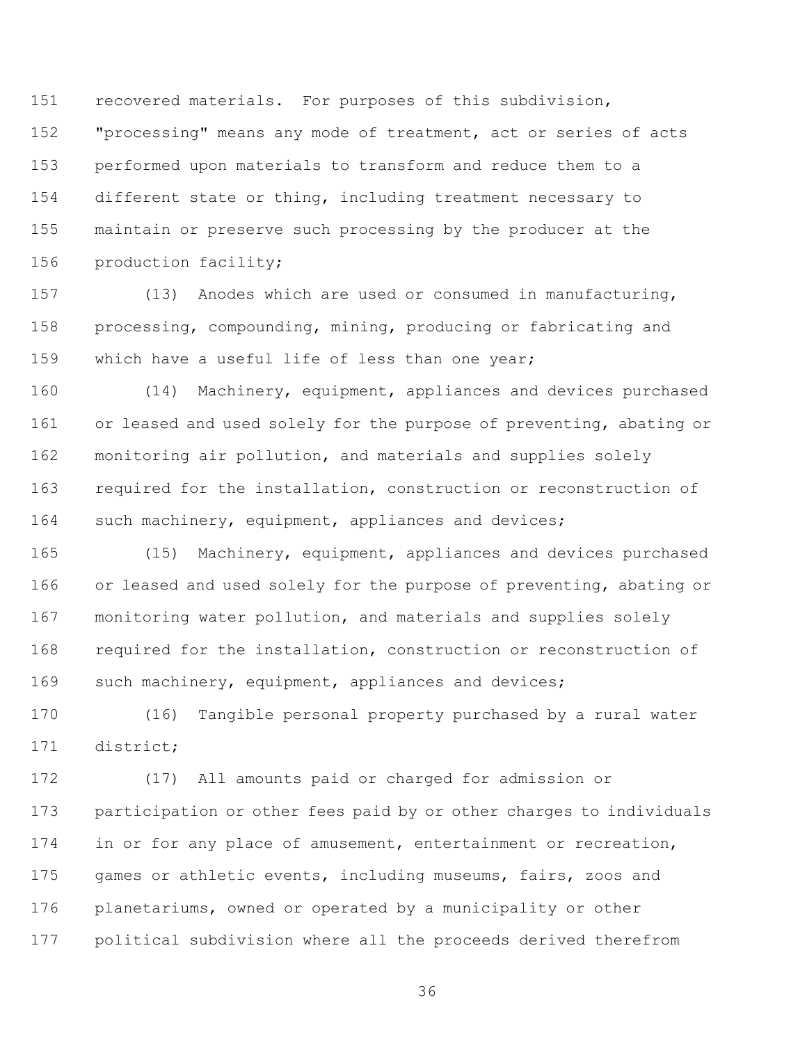recovered materials. For purposes of this subdivision, "processing" means any mode of treatment, act or series of acts performed upon materials to transform and reduce them to a different state or thing, including treatment necessary to maintain or preserve such processing by the producer at the production facility;

(13) Anodes which are used or consumed in manufacturing, processing, compounding, mining, producing or fabricating and which have a useful life of less than one year;

(14) Machinery, equipment, appliances and devices purchased or leased and used solely for the purpose of preventing, abating or monitoring air pollution, and materials and supplies solely required for the installation, construction or reconstruction of such machinery, equipment, appliances and devices;

(15) Machinery, equipment, appliances and devices purchased or leased and used solely for the purpose of preventing, abating or monitoring water pollution, and materials and supplies solely required for the installation, construction or reconstruction of such machinery, equipment, appliances and devices;

(16) Tangible personal property purchased by a rural water district;

(17) All amounts paid or charged for admission or participation or other fees paid by or other charges to individuals in or for any place of amusement, entertainment or recreation, games or athletic events, including museums, fairs, zoos and planetariums, owned or operated by a municipality or other political subdivision where all the proceeds derived therefrom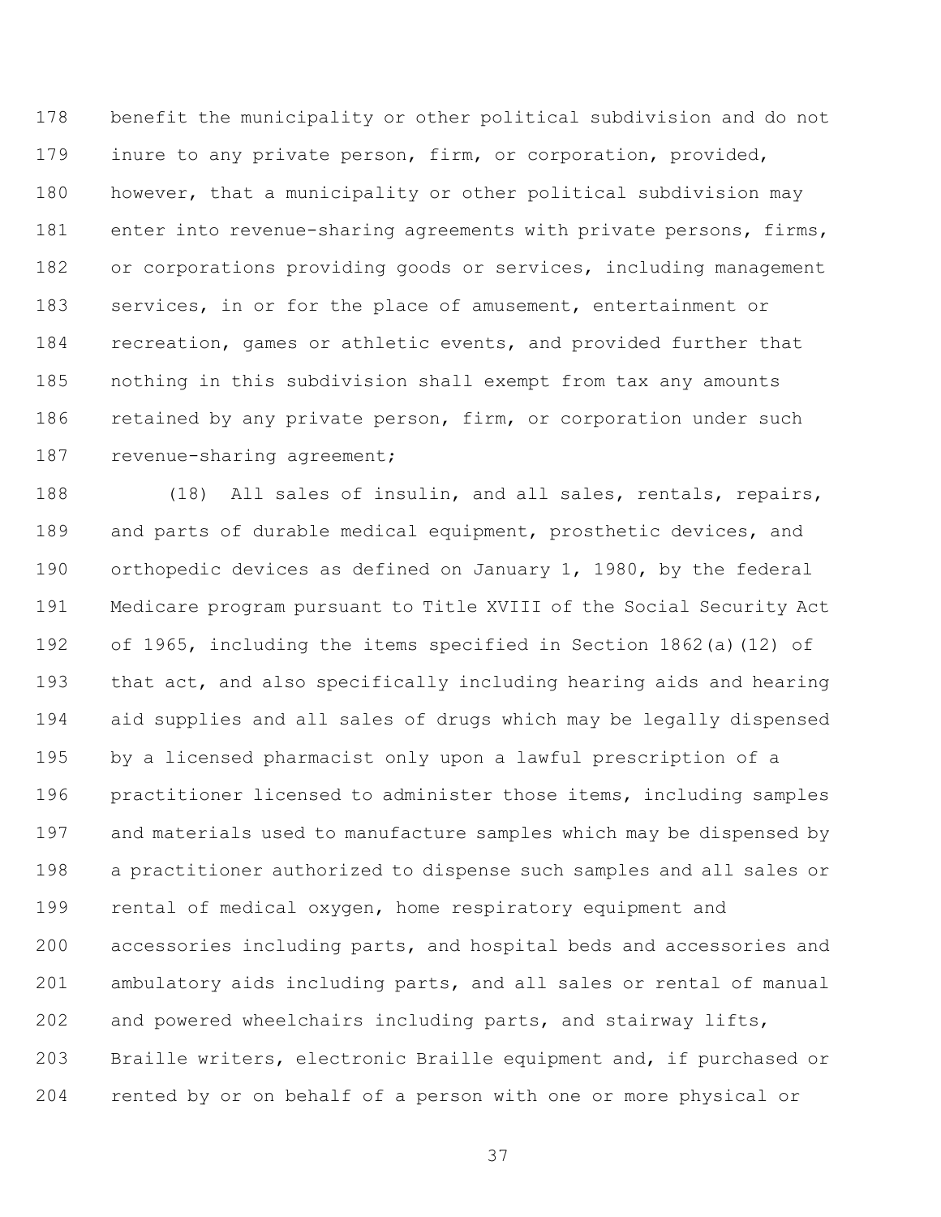benefit the municipality or other political subdivision and do not inure to any private person, firm, or corporation, provided, however, that a municipality or other political subdivision may enter into revenue-sharing agreements with private persons, firms, or corporations providing goods or services, including management services, in or for the place of amusement, entertainment or recreation, games or athletic events, and provided further that nothing in this subdivision shall exempt from tax any amounts retained by any private person, firm, or corporation under such revenue-sharing agreement;

(18) All sales of insulin, and all sales, rentals, repairs, and parts of durable medical equipment, prosthetic devices, and orthopedic devices as defined on January 1, 1980, by the federal Medicare program pursuant to Title XVIII of the Social Security Act of 1965, including the items specified in Section 1862(a)(12) of that act, and also specifically including hearing aids and hearing aid supplies and all sales of drugs which may be legally dispensed by a licensed pharmacist only upon a lawful prescription of a practitioner licensed to administer those items, including samples and materials used to manufacture samples which may be dispensed by a practitioner authorized to dispense such samples and all sales or rental of medical oxygen, home respiratory equipment and accessories including parts, and hospital beds and accessories and ambulatory aids including parts, and all sales or rental of manual and powered wheelchairs including parts, and stairway lifts, Braille writers, electronic Braille equipment and, if purchased or rented by or on behalf of a person with one or more physical or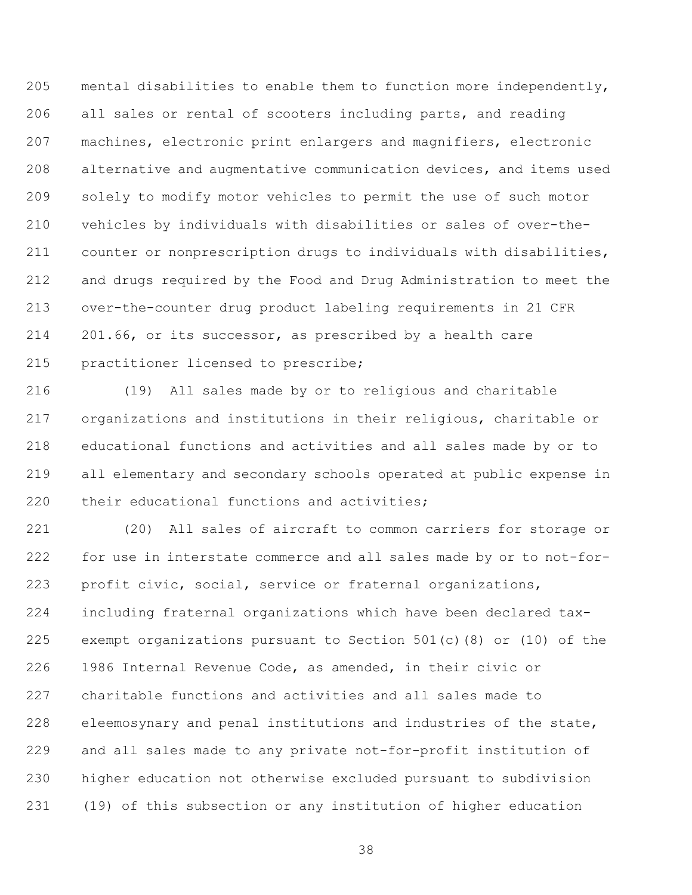mental disabilities to enable them to function more independently, all sales or rental of scooters including parts, and reading machines, electronic print enlargers and magnifiers, electronic alternative and augmentative communication devices, and items used solely to modify motor vehicles to permit the use of such motor vehicles by individuals with disabilities or sales of over-the-counter or nonprescription drugs to individuals with disabilities, and drugs required by the Food and Drug Administration to meet the over-the-counter drug product labeling requirements in 21 CFR 201.66, or its successor, as prescribed by a health care practitioner licensed to prescribe;

(19) All sales made by or to religious and charitable organizations and institutions in their religious, charitable or educational functions and activities and all sales made by or to all elementary and secondary schools operated at public expense in their educational functions and activities;

(20) All sales of aircraft to common carriers for storage or for use in interstate commerce and all sales made by or to not-for-profit civic, social, service or fraternal organizations, including fraternal organizations which have been declared tax-exempt organizations pursuant to Section 501(c)(8) or (10) of the 1986 Internal Revenue Code, as amended, in their civic or charitable functions and activities and all sales made to eleemosynary and penal institutions and industries of the state, and all sales made to any private not-for-profit institution of higher education not otherwise excluded pursuant to subdivision (19) of this subsection or any institution of higher education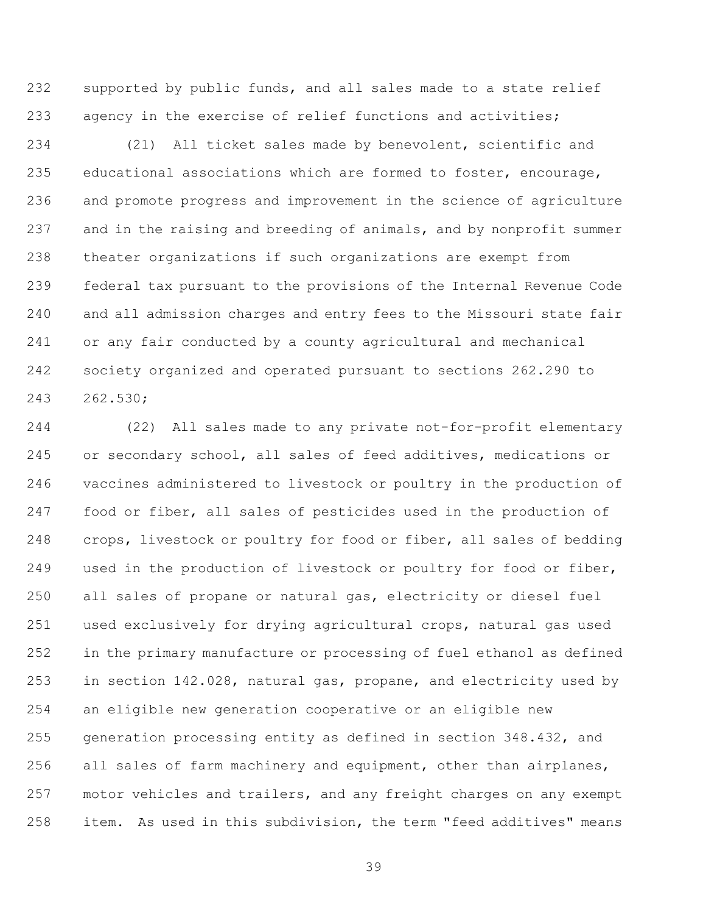supported by public funds, and all sales made to a state relief agency in the exercise of relief functions and activities;

(21) All ticket sales made by benevolent, scientific and educational associations which are formed to foster, encourage, and promote progress and improvement in the science of agriculture and in the raising and breeding of animals, and by nonprofit summer theater organizations if such organizations are exempt from federal tax pursuant to the provisions of the Internal Revenue Code and all admission charges and entry fees to the Missouri state fair or any fair conducted by a county agricultural and mechanical society organized and operated pursuant to sections 262.290 to 262.530;

(22) All sales made to any private not-for-profit elementary or secondary school, all sales of feed additives, medications or vaccines administered to livestock or poultry in the production of food or fiber, all sales of pesticides used in the production of crops, livestock or poultry for food or fiber, all sales of bedding used in the production of livestock or poultry for food or fiber, all sales of propane or natural gas, electricity or diesel fuel used exclusively for drying agricultural crops, natural gas used in the primary manufacture or processing of fuel ethanol as defined in section 142.028, natural gas, propane, and electricity used by an eligible new generation cooperative or an eligible new generation processing entity as defined in section 348.432, and all sales of farm machinery and equipment, other than airplanes, motor vehicles and trailers, and any freight charges on any exempt item. As used in this subdivision, the term "feed additives" means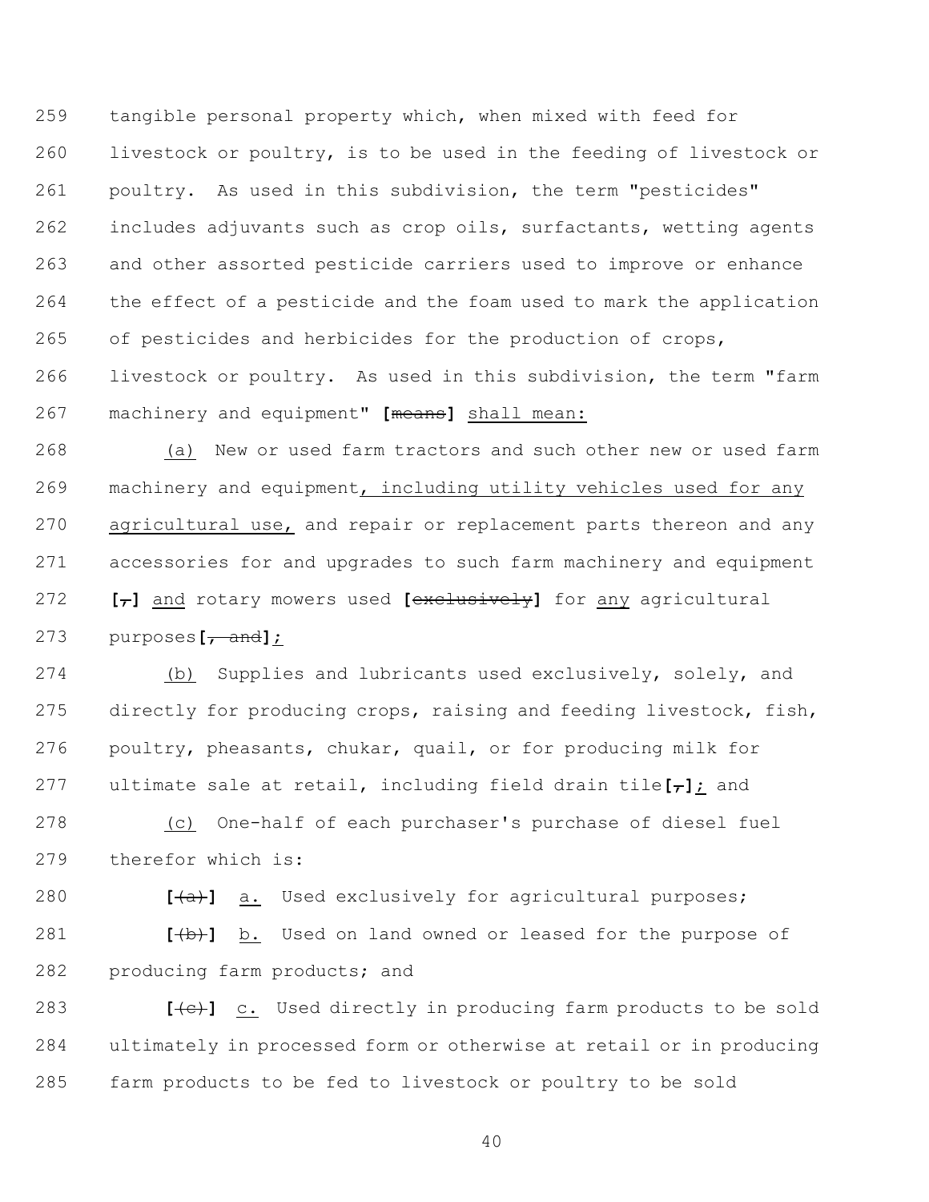259 tangible personal property which, when mixed with feed for
260 livestock or poultry, is to be used in the feeding of livestock or
261 poultry. As used in this subdivision, the term "pesticides"
262 includes adjuvants such as crop oils, surfactants, wetting agents
263 and other assorted pesticide carriers used to improve or enhance
264 the effect of a pesticide and the foam used to mark the application
265 of pesticides and herbicides for the production of crops,
266 livestock or poultry. As used in this subdivision, the term "farm
267 machinery and equipment" **[**~~means~~**]** <u>shall mean:</u>

268 <u>(a)</u> New or used farm tractors and such other new or used farm
269 machinery and equipment<u>, including utility vehicles used for any</u>
270 <u>agricultural use,</u> and repair or replacement parts thereon and any
271 accessories for and upgrades to such farm machinery and equipment
272 **[**~~,~~**]** <u>and</u> rotary mowers used **[**~~exclusively~~**]** for <u>any</u> agricultural
273 purposes**[**~~, and~~**]**<u>;</u>

274 <u>(b)</u> Supplies and lubricants used exclusively, solely, and
275 directly for producing crops, raising and feeding livestock, fish,
276 poultry, pheasants, chukar, quail, or for producing milk for
277 ultimate sale at retail, including field drain tile**[**~~,~~**]**<u>;</u> and

278 <u>(c)</u> One-half of each purchaser's purchase of diesel fuel
279 therefor which is:

280 **[**~~(a)~~**]** <u>a.</u> Used exclusively for agricultural purposes;

281 **[**~~(b)~~**]** <u>b.</u> Used on land owned or leased for the purpose of
282 producing farm products; and

283 **[**~~(c)~~**]** <u>c.</u> Used directly in producing farm products to be sold
284 ultimately in processed form or otherwise at retail or in producing
285 farm products to be fed to livestock or poultry to be sold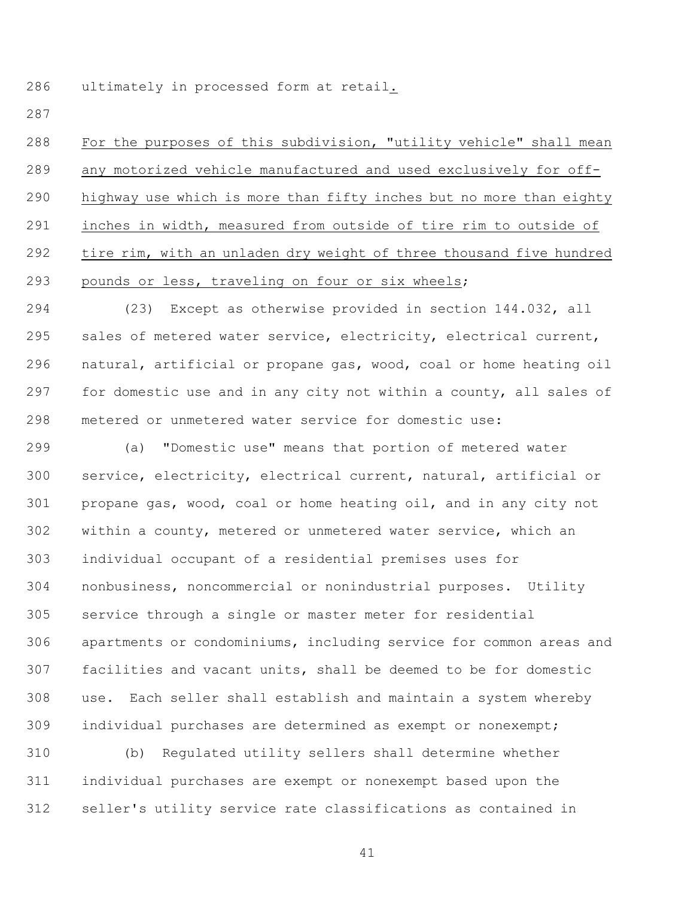ultimately in processed form at retail.

For the purposes of this subdivision, "utility vehicle" shall mean any motorized vehicle manufactured and used exclusively for off-highway use which is more than fifty inches but no more than eighty inches in width, measured from outside of tire rim to outside of tire rim, with an unladen dry weight of three thousand five hundred pounds or less, traveling on four or six wheels;

(23) Except as otherwise provided in section 144.032, all sales of metered water service, electricity, electrical current, natural, artificial or propane gas, wood, coal or home heating oil for domestic use and in any city not within a county, all sales of metered or unmetered water service for domestic use:

(a) "Domestic use" means that portion of metered water service, electricity, electrical current, natural, artificial or propane gas, wood, coal or home heating oil, and in any city not within a county, metered or unmetered water service, which an individual occupant of a residential premises uses for nonbusiness, noncommercial or nonindustrial purposes. Utility service through a single or master meter for residential apartments or condominiums, including service for common areas and facilities and vacant units, shall be deemed to be for domestic use. Each seller shall establish and maintain a system whereby individual purchases are determined as exempt or nonexempt;

(b) Regulated utility sellers shall determine whether individual purchases are exempt or nonexempt based upon the seller's utility service rate classifications as contained in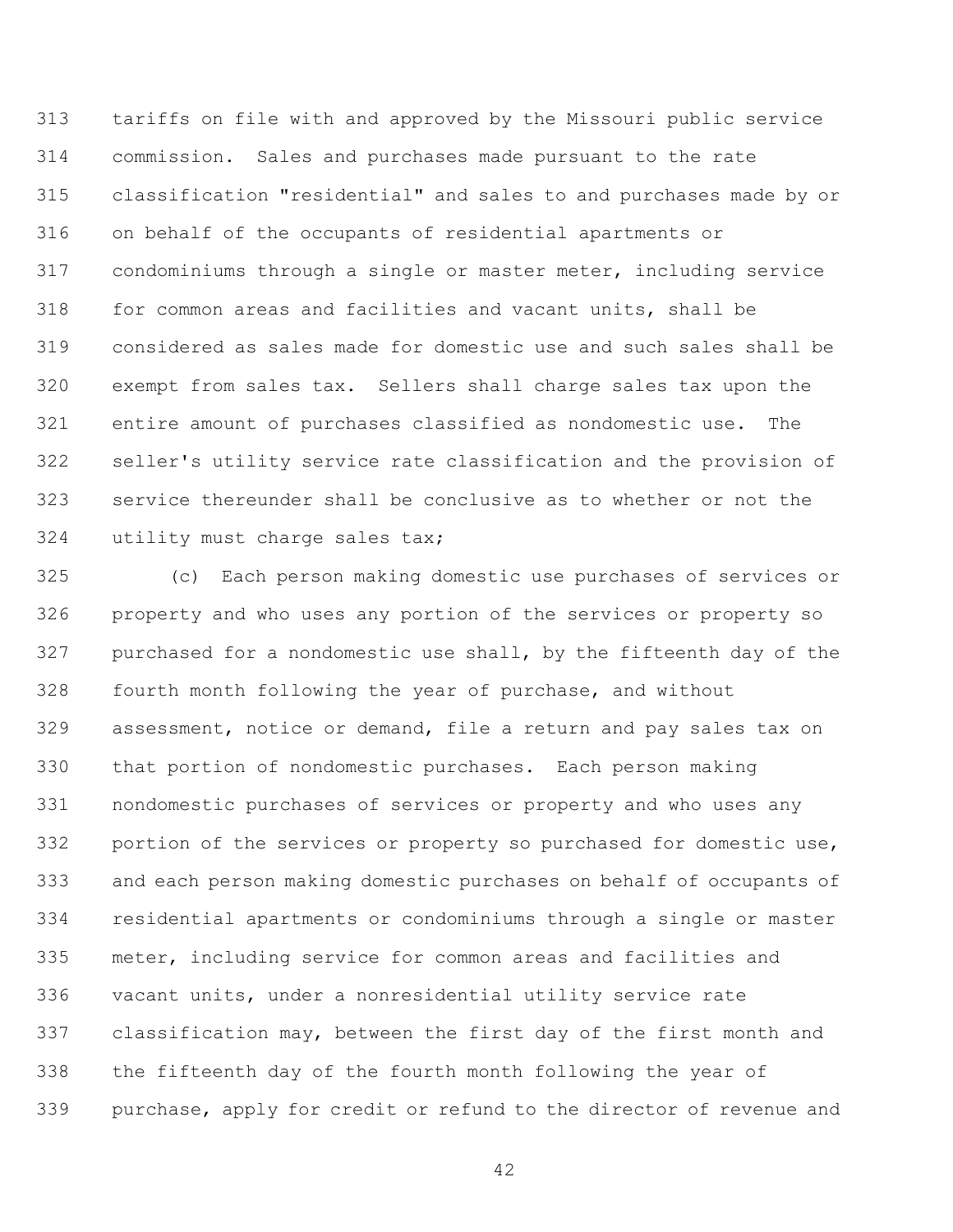tariffs on file with and approved by the Missouri public service commission. Sales and purchases made pursuant to the rate classification "residential" and sales to and purchases made by or on behalf of the occupants of residential apartments or condominiums through a single or master meter, including service for common areas and facilities and vacant units, shall be considered as sales made for domestic use and such sales shall be exempt from sales tax. Sellers shall charge sales tax upon the entire amount of purchases classified as nondomestic use. The seller's utility service rate classification and the provision of service thereunder shall be conclusive as to whether or not the utility must charge sales tax;

(c) Each person making domestic use purchases of services or property and who uses any portion of the services or property so purchased for a nondomestic use shall, by the fifteenth day of the fourth month following the year of purchase, and without assessment, notice or demand, file a return and pay sales tax on that portion of nondomestic purchases. Each person making nondomestic purchases of services or property and who uses any portion of the services or property so purchased for domestic use, and each person making domestic purchases on behalf of occupants of residential apartments or condominiums through a single or master meter, including service for common areas and facilities and vacant units, under a nonresidential utility service rate classification may, between the first day of the first month and the fifteenth day of the fourth month following the year of purchase, apply for credit or refund to the director of revenue and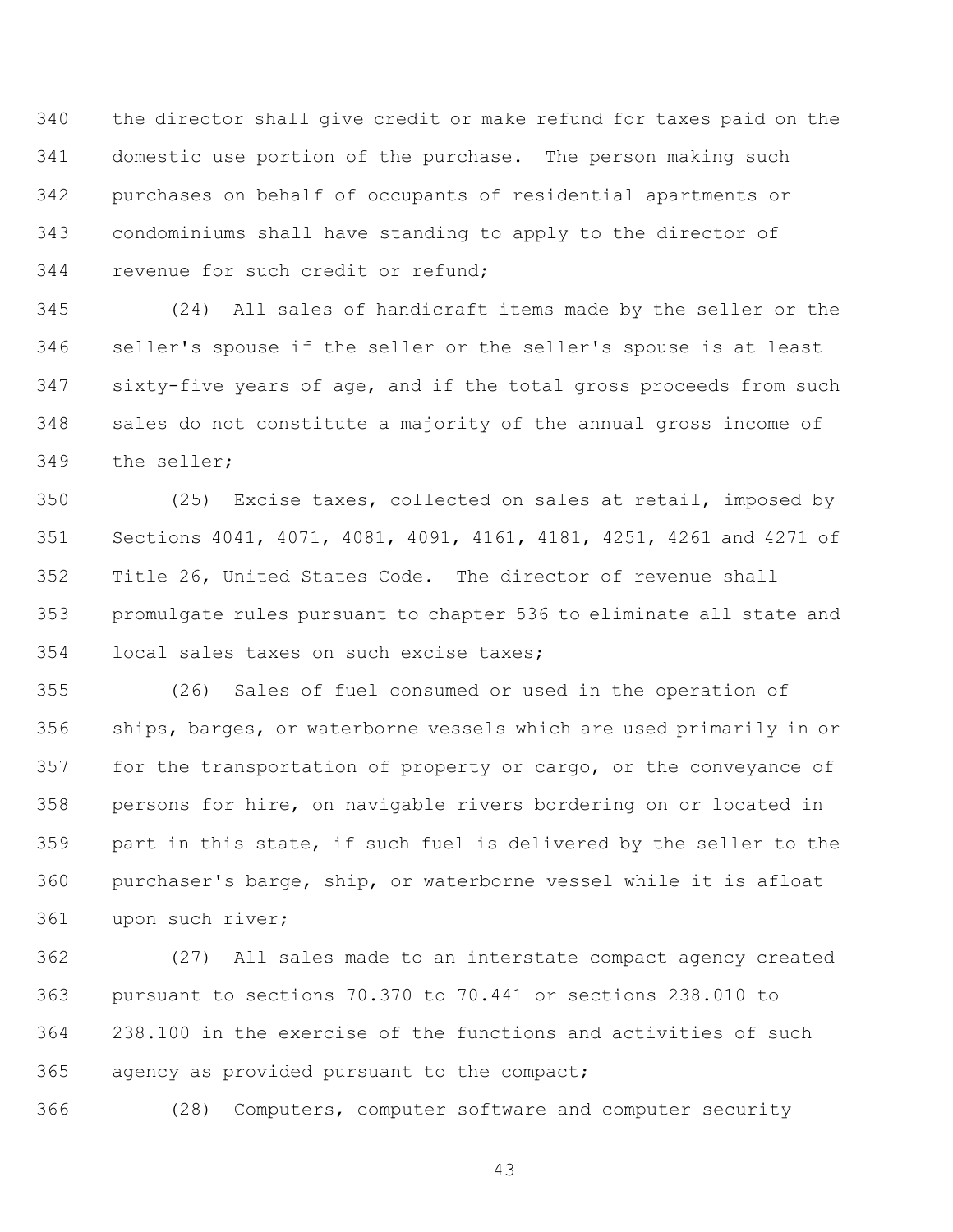the director shall give credit or make refund for taxes paid on the domestic use portion of the purchase. The person making such purchases on behalf of occupants of residential apartments or condominiums shall have standing to apply to the director of revenue for such credit or refund;

(24) All sales of handicraft items made by the seller or the seller's spouse if the seller or the seller's spouse is at least sixty-five years of age, and if the total gross proceeds from such sales do not constitute a majority of the annual gross income of the seller;

(25) Excise taxes, collected on sales at retail, imposed by Sections 4041, 4071, 4081, 4091, 4161, 4181, 4251, 4261 and 4271 of Title 26, United States Code. The director of revenue shall promulgate rules pursuant to chapter 536 to eliminate all state and local sales taxes on such excise taxes;

(26) Sales of fuel consumed or used in the operation of ships, barges, or waterborne vessels which are used primarily in or for the transportation of property or cargo, or the conveyance of persons for hire, on navigable rivers bordering on or located in part in this state, if such fuel is delivered by the seller to the purchaser's barge, ship, or waterborne vessel while it is afloat upon such river;

(27) All sales made to an interstate compact agency created pursuant to sections 70.370 to 70.441 or sections 238.010 to 238.100 in the exercise of the functions and activities of such agency as provided pursuant to the compact;

(28) Computers, computer software and computer security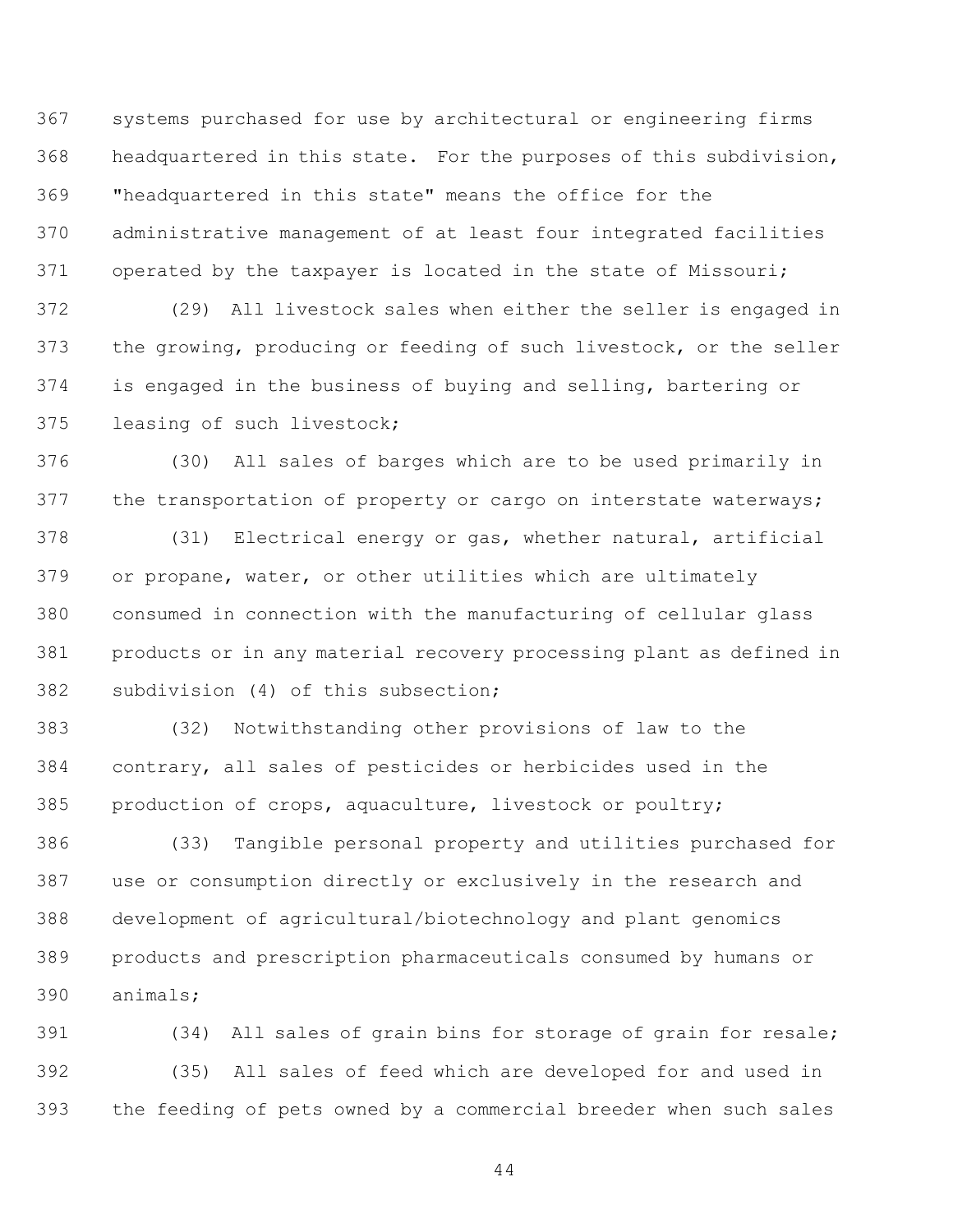systems purchased for use by architectural or engineering firms headquartered in this state. For the purposes of this subdivision, "headquartered in this state" means the office for the administrative management of at least four integrated facilities operated by the taxpayer is located in the state of Missouri;

(29) All livestock sales when either the seller is engaged in the growing, producing or feeding of such livestock, or the seller is engaged in the business of buying and selling, bartering or leasing of such livestock;

(30) All sales of barges which are to be used primarily in the transportation of property or cargo on interstate waterways;

(31) Electrical energy or gas, whether natural, artificial or propane, water, or other utilities which are ultimately consumed in connection with the manufacturing of cellular glass products or in any material recovery processing plant as defined in subdivision (4) of this subsection;

(32) Notwithstanding other provisions of law to the contrary, all sales of pesticides or herbicides used in the production of crops, aquaculture, livestock or poultry;

(33) Tangible personal property and utilities purchased for use or consumption directly or exclusively in the research and development of agricultural/biotechnology and plant genomics products and prescription pharmaceuticals consumed by humans or animals;

(34) All sales of grain bins for storage of grain for resale;

(35) All sales of feed which are developed for and used in the feeding of pets owned by a commercial breeder when such sales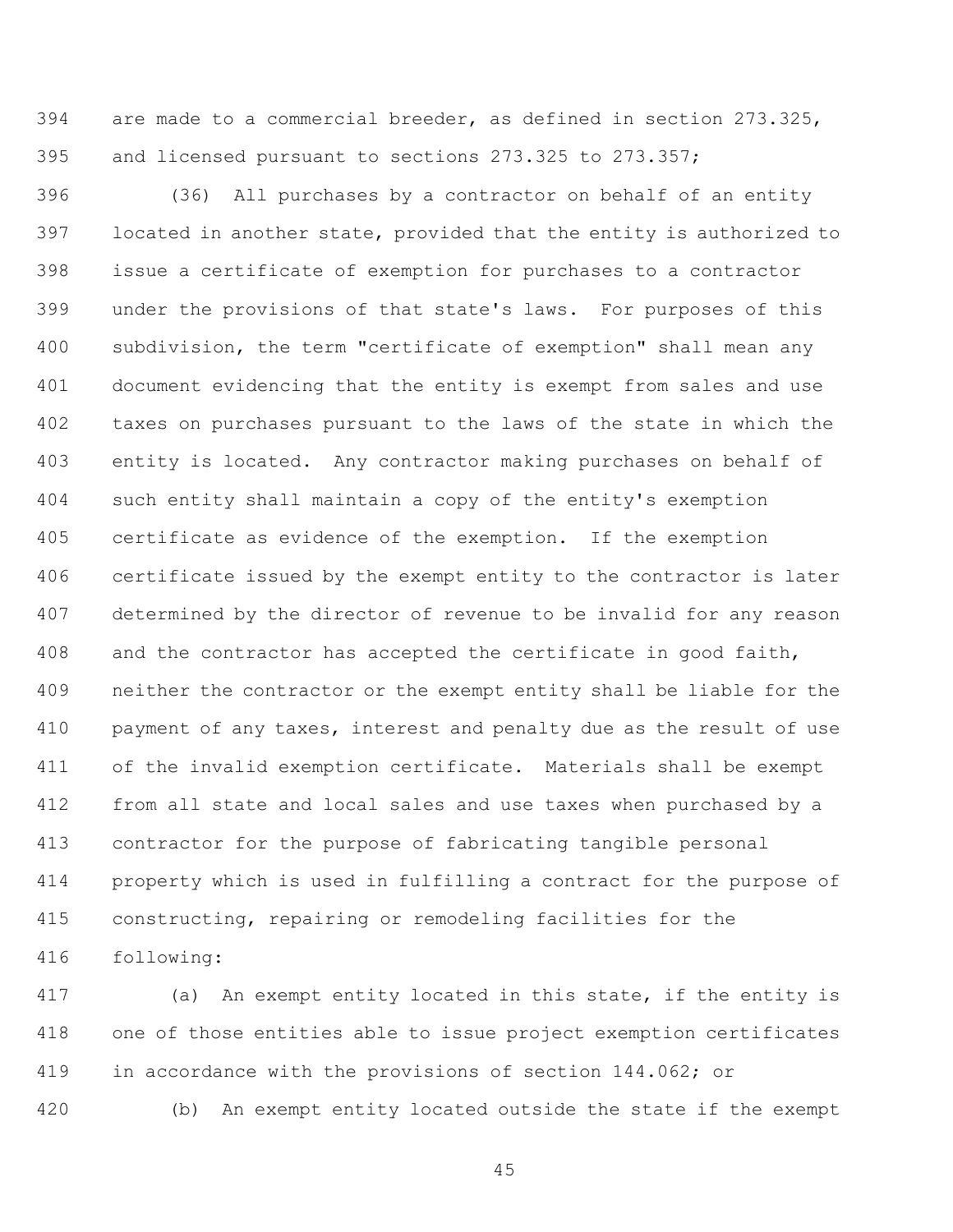are made to a commercial breeder, as defined in section 273.325, and licensed pursuant to sections 273.325 to 273.357;

(36) All purchases by a contractor on behalf of an entity located in another state, provided that the entity is authorized to issue a certificate of exemption for purchases to a contractor under the provisions of that state's laws. For purposes of this subdivision, the term "certificate of exemption" shall mean any document evidencing that the entity is exempt from sales and use taxes on purchases pursuant to the laws of the state in which the entity is located. Any contractor making purchases on behalf of such entity shall maintain a copy of the entity's exemption certificate as evidence of the exemption. If the exemption certificate issued by the exempt entity to the contractor is later determined by the director of revenue to be invalid for any reason and the contractor has accepted the certificate in good faith, neither the contractor or the exempt entity shall be liable for the payment of any taxes, interest and penalty due as the result of use of the invalid exemption certificate. Materials shall be exempt from all state and local sales and use taxes when purchased by a contractor for the purpose of fabricating tangible personal property which is used in fulfilling a contract for the purpose of constructing, repairing or remodeling facilities for the following:

(a) An exempt entity located in this state, if the entity is one of those entities able to issue project exemption certificates in accordance with the provisions of section 144.062; or

(b) An exempt entity located outside the state if the exempt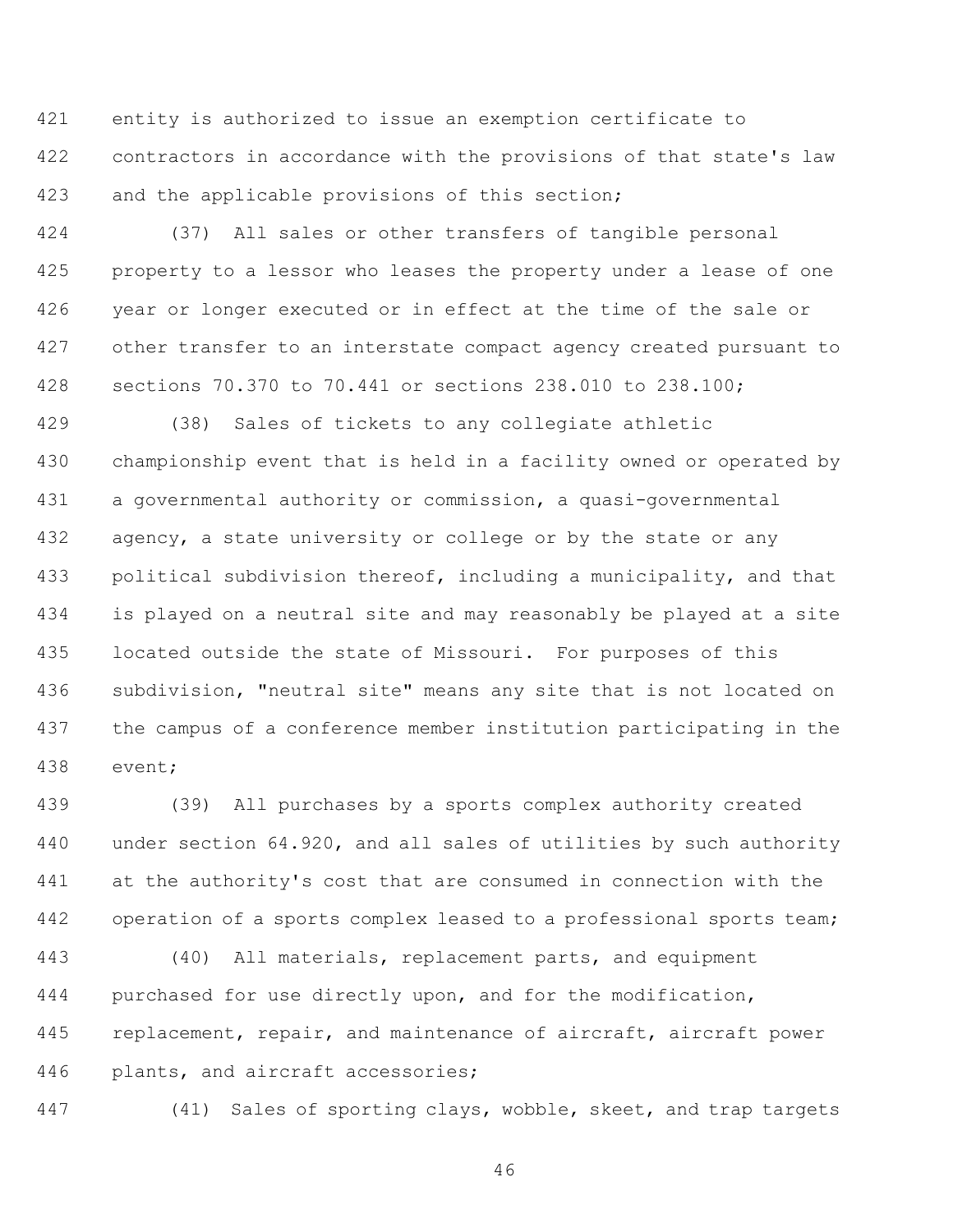entity is authorized to issue an exemption certificate to contractors in accordance with the provisions of that state's law and the applicable provisions of this section;

(37) All sales or other transfers of tangible personal property to a lessor who leases the property under a lease of one year or longer executed or in effect at the time of the sale or other transfer to an interstate compact agency created pursuant to sections 70.370 to 70.441 or sections 238.010 to 238.100;

(38) Sales of tickets to any collegiate athletic championship event that is held in a facility owned or operated by a governmental authority or commission, a quasi-governmental agency, a state university or college or by the state or any political subdivision thereof, including a municipality, and that is played on a neutral site and may reasonably be played at a site located outside the state of Missouri. For purposes of this subdivision, "neutral site" means any site that is not located on the campus of a conference member institution participating in the event;

(39) All purchases by a sports complex authority created under section 64.920, and all sales of utilities by such authority at the authority's cost that are consumed in connection with the operation of a sports complex leased to a professional sports team;

(40) All materials, replacement parts, and equipment purchased for use directly upon, and for the modification, replacement, repair, and maintenance of aircraft, aircraft power plants, and aircraft accessories;

(41) Sales of sporting clays, wobble, skeet, and trap targets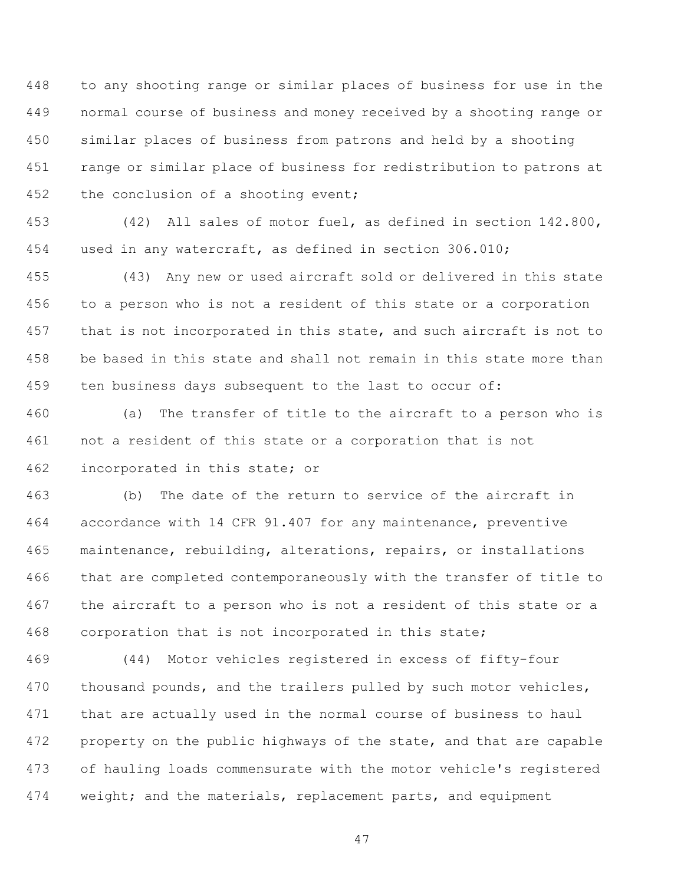to any shooting range or similar places of business for use in the normal course of business and money received by a shooting range or similar places of business from patrons and held by a shooting range or similar place of business for redistribution to patrons at the conclusion of a shooting event;

(42) All sales of motor fuel, as defined in section 142.800, used in any watercraft, as defined in section 306.010;

(43) Any new or used aircraft sold or delivered in this state to a person who is not a resident of this state or a corporation that is not incorporated in this state, and such aircraft is not to be based in this state and shall not remain in this state more than ten business days subsequent to the last to occur of:

(a) The transfer of title to the aircraft to a person who is not a resident of this state or a corporation that is not incorporated in this state; or

(b) The date of the return to service of the aircraft in accordance with 14 CFR 91.407 for any maintenance, preventive maintenance, rebuilding, alterations, repairs, or installations that are completed contemporaneously with the transfer of title to the aircraft to a person who is not a resident of this state or a corporation that is not incorporated in this state;

(44) Motor vehicles registered in excess of fifty-four thousand pounds, and the trailers pulled by such motor vehicles, that are actually used in the normal course of business to haul property on the public highways of the state, and that are capable of hauling loads commensurate with the motor vehicle's registered weight; and the materials, replacement parts, and equipment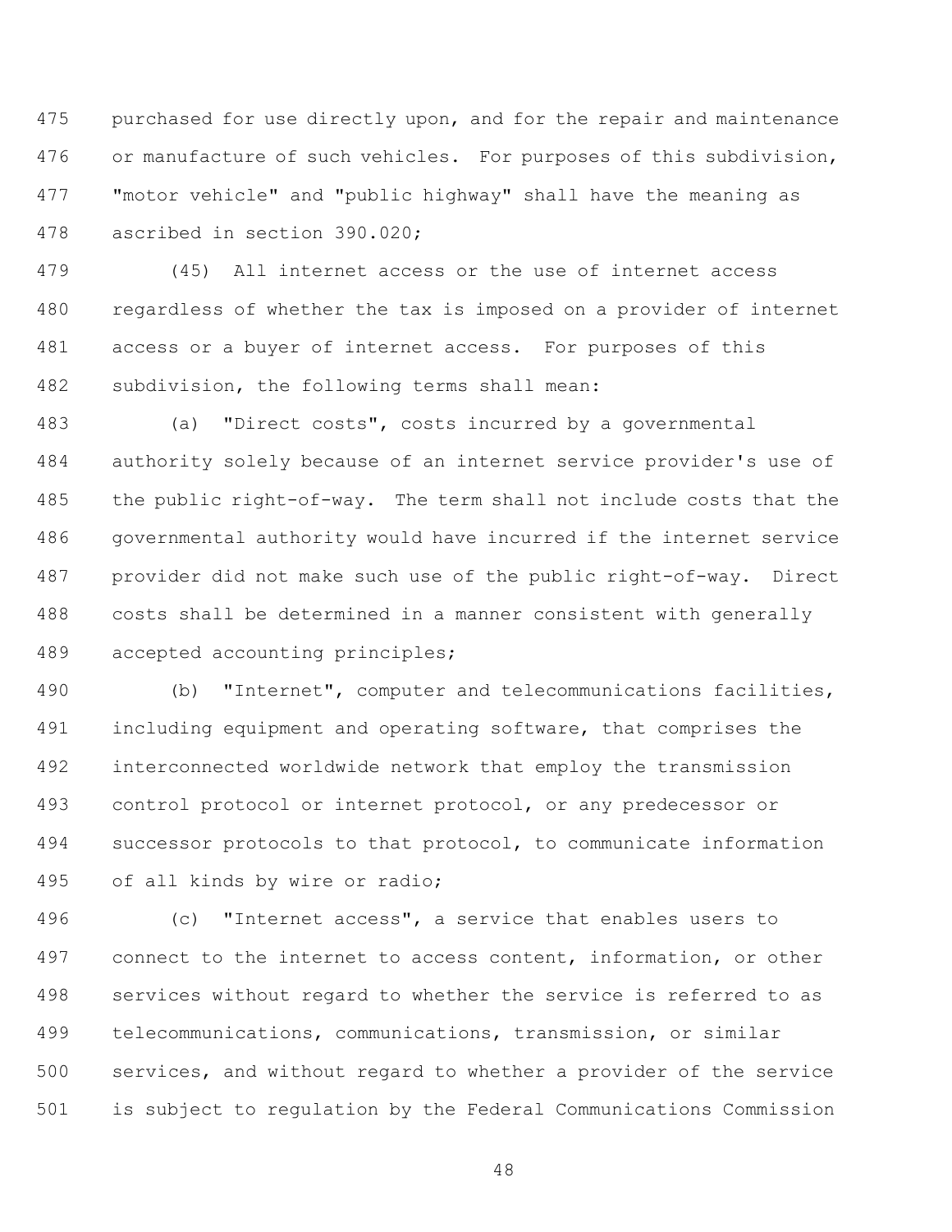purchased for use directly upon, and for the repair and maintenance or manufacture of such vehicles. For purposes of this subdivision, "motor vehicle" and "public highway" shall have the meaning as ascribed in section 390.020;

(45) All internet access or the use of internet access regardless of whether the tax is imposed on a provider of internet access or a buyer of internet access. For purposes of this subdivision, the following terms shall mean:

(a) "Direct costs", costs incurred by a governmental authority solely because of an internet service provider's use of the public right-of-way. The term shall not include costs that the governmental authority would have incurred if the internet service provider did not make such use of the public right-of-way. Direct costs shall be determined in a manner consistent with generally accepted accounting principles;

(b) "Internet", computer and telecommunications facilities, including equipment and operating software, that comprises the interconnected worldwide network that employ the transmission control protocol or internet protocol, or any predecessor or successor protocols to that protocol, to communicate information of all kinds by wire or radio;

(c) "Internet access", a service that enables users to connect to the internet to access content, information, or other services without regard to whether the service is referred to as telecommunications, communications, transmission, or similar services, and without regard to whether a provider of the service is subject to regulation by the Federal Communications Commission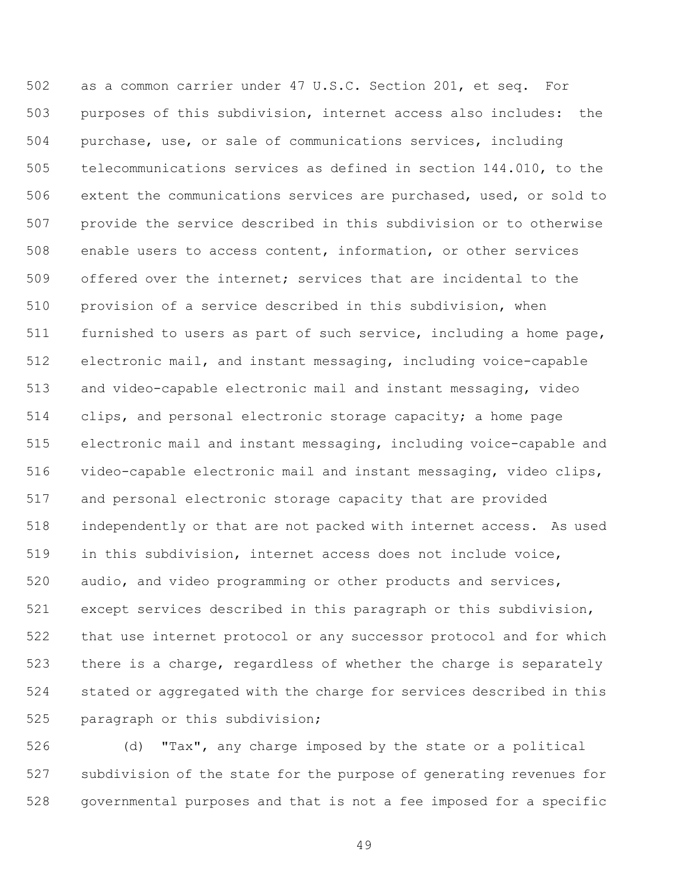as a common carrier under 47 U.S.C. Section 201, et seq. For purposes of this subdivision, internet access also includes: the purchase, use, or sale of communications services, including telecommunications services as defined in section 144.010, to the extent the communications services are purchased, used, or sold to provide the service described in this subdivision or to otherwise enable users to access content, information, or other services offered over the internet; services that are incidental to the provision of a service described in this subdivision, when furnished to users as part of such service, including a home page, electronic mail, and instant messaging, including voice-capable and video-capable electronic mail and instant messaging, video clips, and personal electronic storage capacity; a home page electronic mail and instant messaging, including voice-capable and video-capable electronic mail and instant messaging, video clips, and personal electronic storage capacity that are provided independently or that are not packed with internet access. As used in this subdivision, internet access does not include voice, audio, and video programming or other products and services, except services described in this paragraph or this subdivision, that use internet protocol or any successor protocol and for which there is a charge, regardless of whether the charge is separately stated or aggregated with the charge for services described in this paragraph or this subdivision;

(d) "Tax", any charge imposed by the state or a political subdivision of the state for the purpose of generating revenues for governmental purposes and that is not a fee imposed for a specific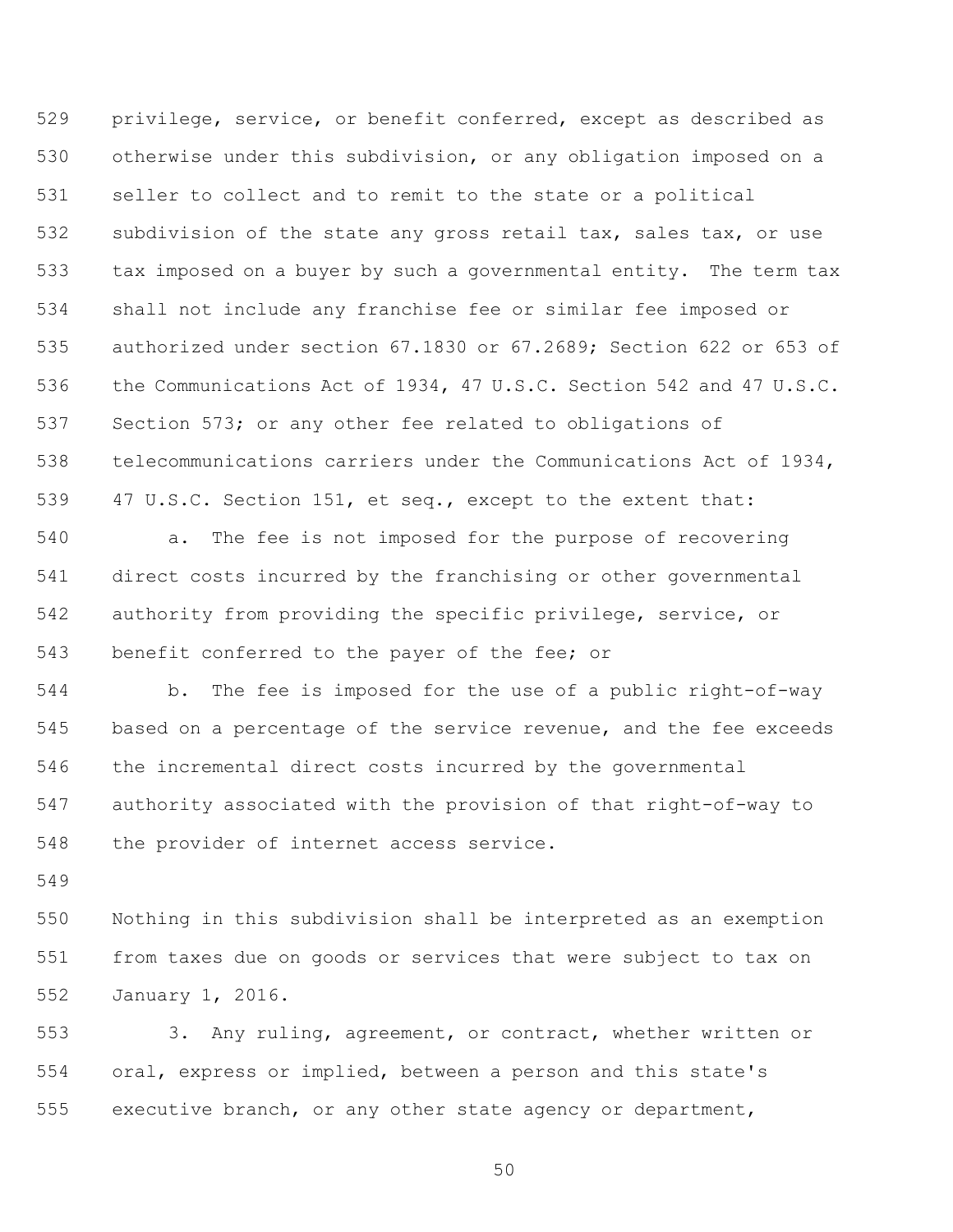privilege, service, or benefit conferred, except as described as otherwise under this subdivision, or any obligation imposed on a seller to collect and to remit to the state or a political subdivision of the state any gross retail tax, sales tax, or use tax imposed on a buyer by such a governmental entity. The term tax shall not include any franchise fee or similar fee imposed or authorized under section 67.1830 or 67.2689; Section 622 or 653 of the Communications Act of 1934, 47 U.S.C. Section 542 and 47 U.S.C. Section 573; or any other fee related to obligations of telecommunications carriers under the Communications Act of 1934, 47 U.S.C. Section 151, et seq., except to the extent that:

a. The fee is not imposed for the purpose of recovering direct costs incurred by the franchising or other governmental authority from providing the specific privilege, service, or benefit conferred to the payer of the fee; or

b. The fee is imposed for the use of a public right-of-way based on a percentage of the service revenue, and the fee exceeds the incremental direct costs incurred by the governmental authority associated with the provision of that right-of-way to the provider of internet access service.

Nothing in this subdivision shall be interpreted as an exemption from taxes due on goods or services that were subject to tax on January 1, 2016.

3. Any ruling, agreement, or contract, whether written or oral, express or implied, between a person and this state's executive branch, or any other state agency or department,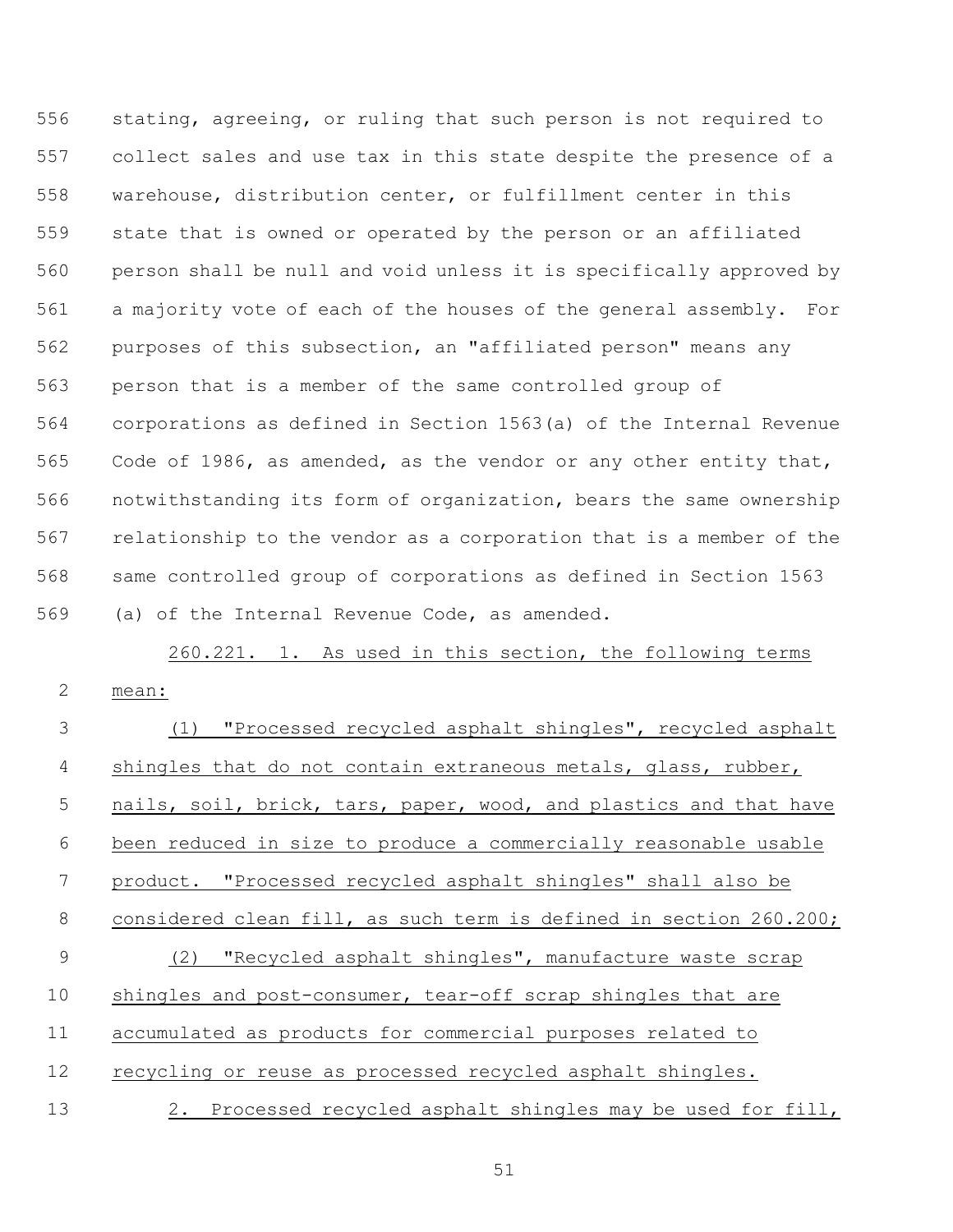stating, agreeing, or ruling that such person is not required to collect sales and use tax in this state despite the presence of a warehouse, distribution center, or fulfillment center in this state that is owned or operated by the person or an affiliated person shall be null and void unless it is specifically approved by a majority vote of each of the houses of the general assembly. For purposes of this subsection, an "affiliated person" means any person that is a member of the same controlled group of corporations as defined in Section 1563(a) of the Internal Revenue Code of 1986, as amended, as the vendor or any other entity that, notwithstanding its form of organization, bears the same ownership relationship to the vendor as a corporation that is a member of the same controlled group of corporations as defined in Section 1563 (a) of the Internal Revenue Code, as amended.

260.221. 1. As used in this section, the following terms mean:

(1) "Processed recycled asphalt shingles", recycled asphalt shingles that do not contain extraneous metals, glass, rubber, nails, soil, brick, tars, paper, wood, and plastics and that have been reduced in size to produce a commercially reasonable usable product. "Processed recycled asphalt shingles" shall also be considered clean fill, as such term is defined in section 260.200;

(2) "Recycled asphalt shingles", manufacture waste scrap shingles and post-consumer, tear-off scrap shingles that are accumulated as products for commercial purposes related to recycling or reuse as processed recycled asphalt shingles.

2. Processed recycled asphalt shingles may be used for fill,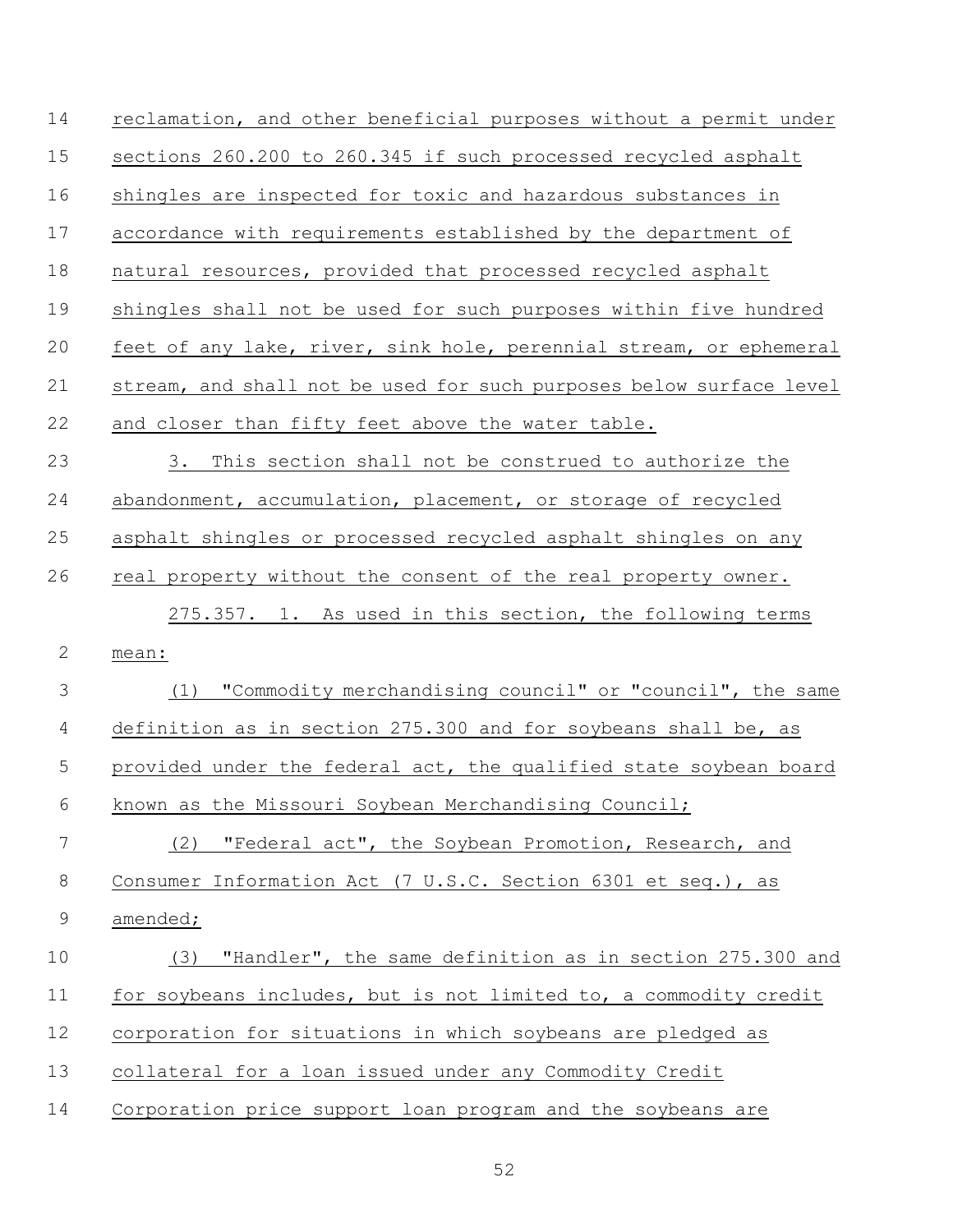reclamation, and other beneficial purposes without a permit under sections 260.200 to 260.345 if such processed recycled asphalt shingles are inspected for toxic and hazardous substances in accordance with requirements established by the department of natural resources, provided that processed recycled asphalt shingles shall not be used for such purposes within five hundred feet of any lake, river, sink hole, perennial stream, or ephemeral stream, and shall not be used for such purposes below surface level and closer than fifty feet above the water table.

3. This section shall not be construed to authorize the abandonment, accumulation, placement, or storage of recycled asphalt shingles or processed recycled asphalt shingles on any real property without the consent of the real property owner.

275.357. 1. As used in this section, the following terms mean:

(1) "Commodity merchandising council" or "council", the same definition as in section 275.300 and for soybeans shall be, as provided under the federal act, the qualified state soybean board known as the Missouri Soybean Merchandising Council;

(2) "Federal act", the Soybean Promotion, Research, and Consumer Information Act (7 U.S.C. Section 6301 et seq.), as amended;

(3) "Handler", the same definition as in section 275.300 and for soybeans includes, but is not limited to, a commodity credit corporation for situations in which soybeans are pledged as collateral for a loan issued under any Commodity Credit Corporation price support loan program and the soybeans are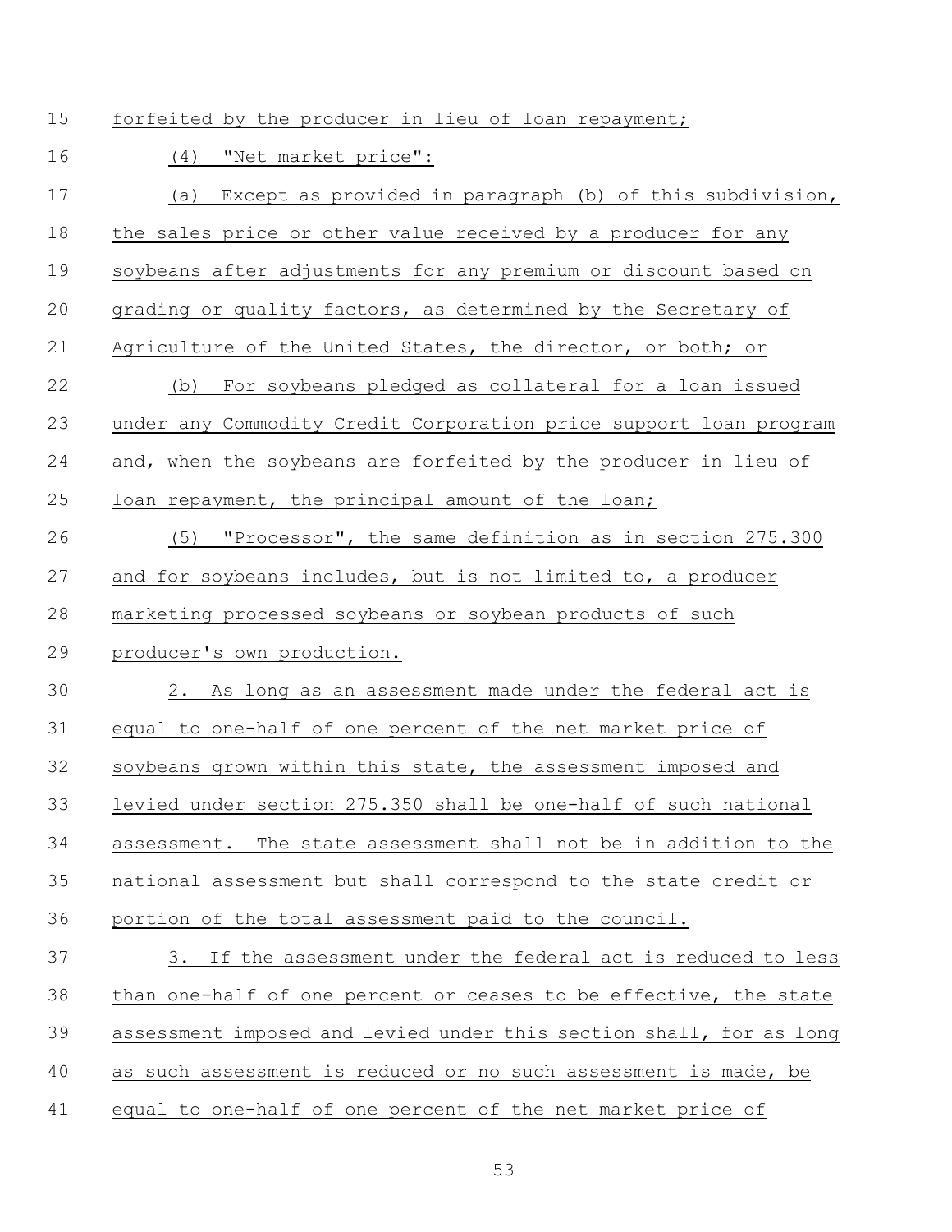forfeited by the producer in lieu of loan repayment;

(4) "Net market price":

(a) Except as provided in paragraph (b) of this subdivision, the sales price or other value received by a producer for any soybeans after adjustments for any premium or discount based on grading or quality factors, as determined by the Secretary of Agriculture of the United States, the director, or both; or

(b) For soybeans pledged as collateral for a loan issued under any Commodity Credit Corporation price support loan program and, when the soybeans are forfeited by the producer in lieu of loan repayment, the principal amount of the loan;

(5) "Processor", the same definition as in section 275.300 and for soybeans includes, but is not limited to, a producer marketing processed soybeans or soybean products of such producer's own production.

2. As long as an assessment made under the federal act is equal to one-half of one percent of the net market price of soybeans grown within this state, the assessment imposed and levied under section 275.350 shall be one-half of such national assessment. The state assessment shall not be in addition to the national assessment but shall correspond to the state credit or portion of the total assessment paid to the council.

3. If the assessment under the federal act is reduced to less than one-half of one percent or ceases to be effective, the state assessment imposed and levied under this section shall, for as long as such assessment is reduced or no such assessment is made, be equal to one-half of one percent of the net market price of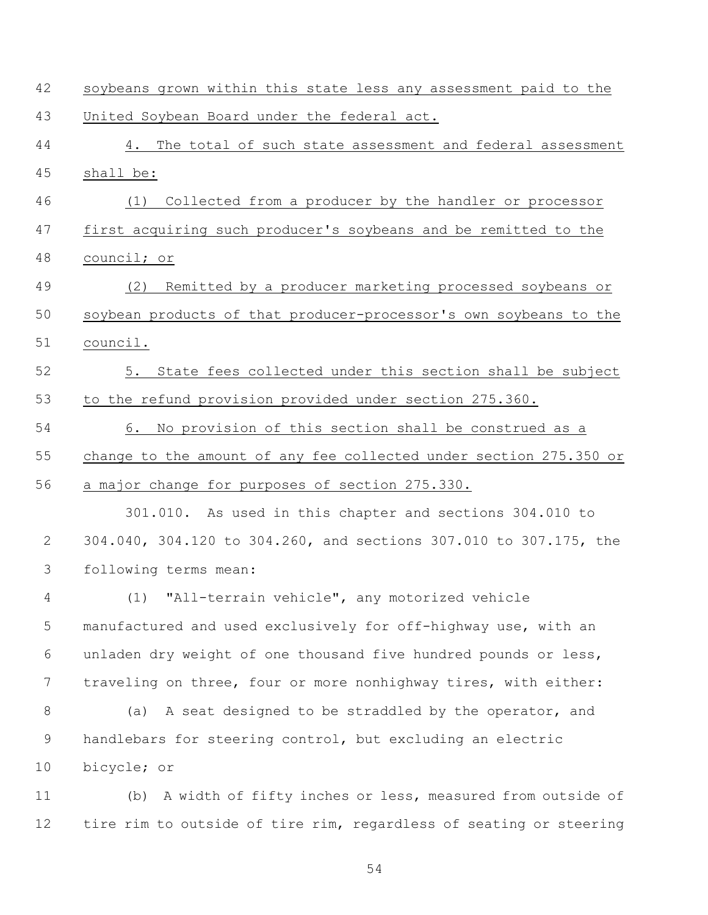soybeans grown within this state less any assessment paid to the United Soybean Board under the federal act.

4. The total of such state assessment and federal assessment shall be:

(1) Collected from a producer by the handler or processor first acquiring such producer's soybeans and be remitted to the council; or

(2) Remitted by a producer marketing processed soybeans or soybean products of that producer-processor's own soybeans to the council.

5. State fees collected under this section shall be subject to the refund provision provided under section 275.360.

6. No provision of this section shall be construed as a change to the amount of any fee collected under section 275.350 or a major change for purposes of section 275.330.

301.010. As used in this chapter and sections 304.010 to 304.040, 304.120 to 304.260, and sections 307.010 to 307.175, the following terms mean:

(1) "All-terrain vehicle", any motorized vehicle manufactured and used exclusively for off-highway use, with an unladen dry weight of one thousand five hundred pounds or less, traveling on three, four or more nonhighway tires, with either:

(a) A seat designed to be straddled by the operator, and handlebars for steering control, but excluding an electric bicycle; or

(b) A width of fifty inches or less, measured from outside of tire rim to outside of tire rim, regardless of seating or steering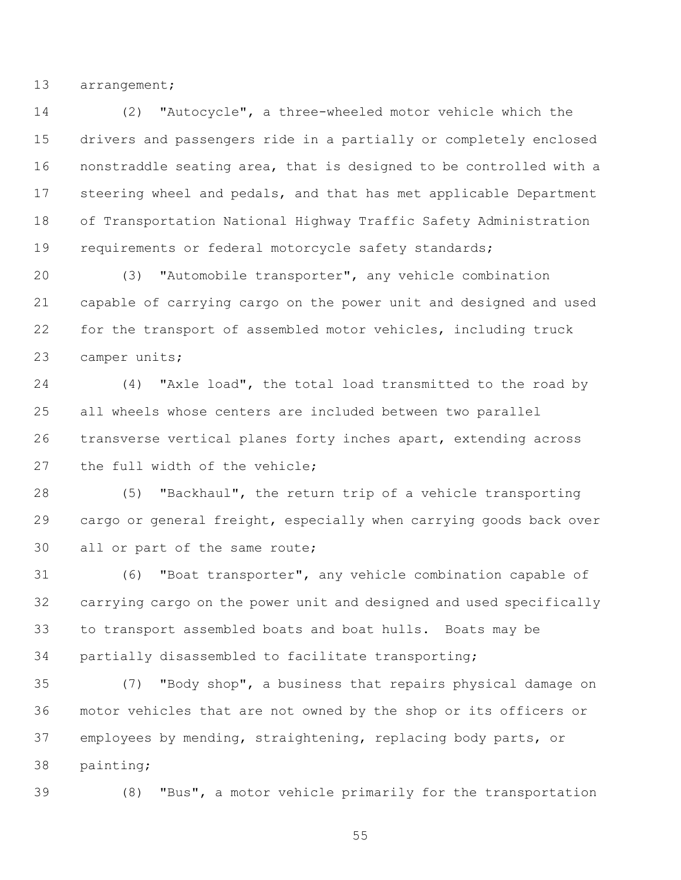arrangement;

(2) "Autocycle", a three-wheeled motor vehicle which the drivers and passengers ride in a partially or completely enclosed nonstraddle seating area, that is designed to be controlled with a steering wheel and pedals, and that has met applicable Department of Transportation National Highway Traffic Safety Administration requirements or federal motorcycle safety standards;

(3) "Automobile transporter", any vehicle combination capable of carrying cargo on the power unit and designed and used for the transport of assembled motor vehicles, including truck camper units;

(4) "Axle load", the total load transmitted to the road by all wheels whose centers are included between two parallel transverse vertical planes forty inches apart, extending across the full width of the vehicle;

(5) "Backhaul", the return trip of a vehicle transporting cargo or general freight, especially when carrying goods back over all or part of the same route;

(6) "Boat transporter", any vehicle combination capable of carrying cargo on the power unit and designed and used specifically to transport assembled boats and boat hulls. Boats may be partially disassembled to facilitate transporting;

(7) "Body shop", a business that repairs physical damage on motor vehicles that are not owned by the shop or its officers or employees by mending, straightening, replacing body parts, or painting;

(8) "Bus", a motor vehicle primarily for the transportation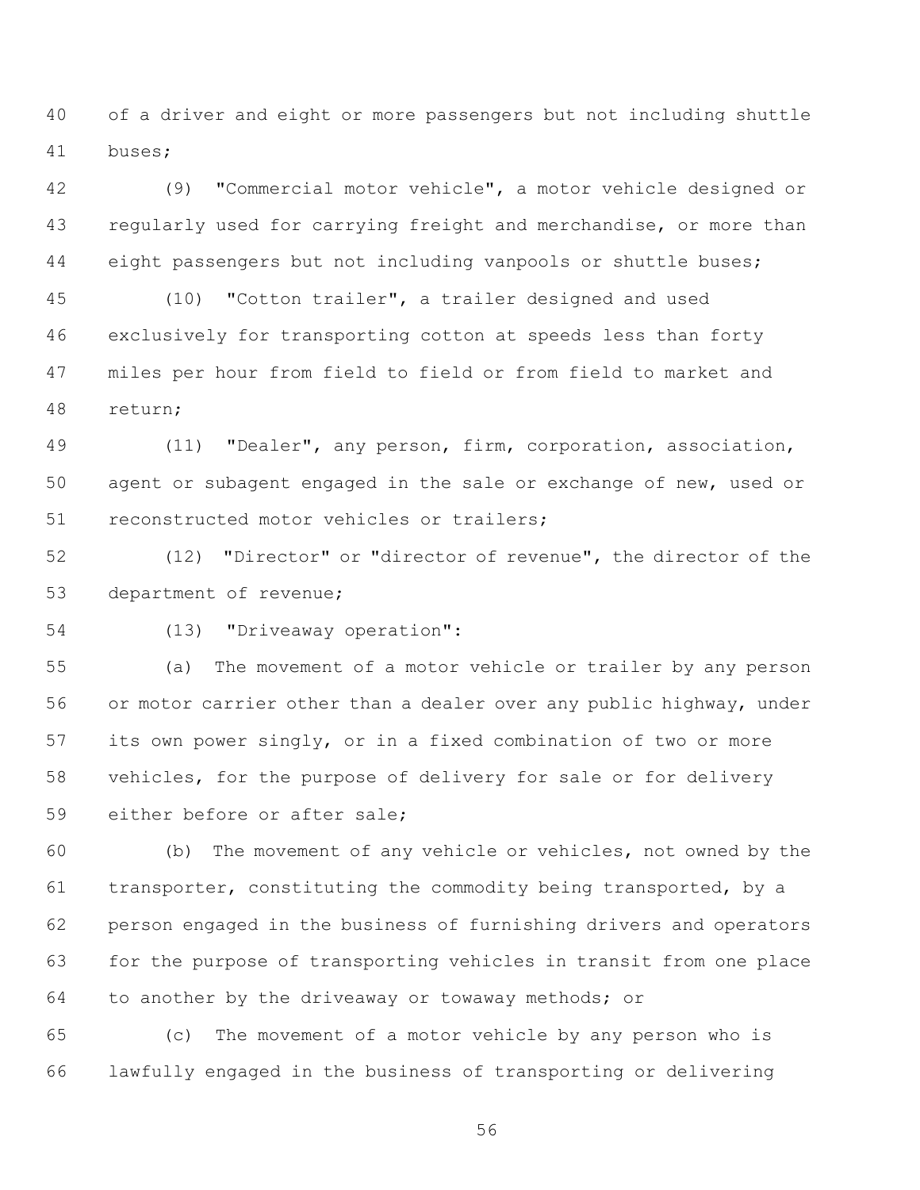of a driver and eight or more passengers but not including shuttle buses;

(9) "Commercial motor vehicle", a motor vehicle designed or regularly used for carrying freight and merchandise, or more than eight passengers but not including vanpools or shuttle buses;

(10) "Cotton trailer", a trailer designed and used exclusively for transporting cotton at speeds less than forty miles per hour from field to field or from field to market and return;

(11) "Dealer", any person, firm, corporation, association, agent or subagent engaged in the sale or exchange of new, used or reconstructed motor vehicles or trailers;

(12) "Director" or "director of revenue", the director of the department of revenue;

(13) "Driveaway operation":

(a) The movement of a motor vehicle or trailer by any person or motor carrier other than a dealer over any public highway, under its own power singly, or in a fixed combination of two or more vehicles, for the purpose of delivery for sale or for delivery either before or after sale;

(b) The movement of any vehicle or vehicles, not owned by the transporter, constituting the commodity being transported, by a person engaged in the business of furnishing drivers and operators for the purpose of transporting vehicles in transit from one place to another by the driveaway or towaway methods; or

(c) The movement of a motor vehicle by any person who is lawfully engaged in the business of transporting or delivering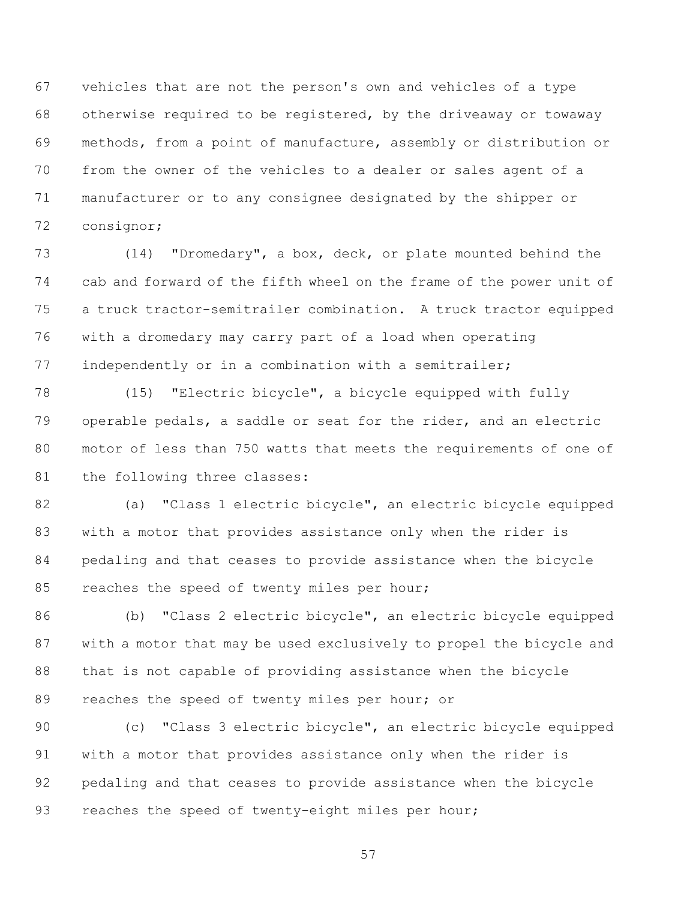vehicles that are not the person's own and vehicles of a type otherwise required to be registered, by the driveaway or towaway methods, from a point of manufacture, assembly or distribution or from the owner of the vehicles to a dealer or sales agent of a manufacturer or to any consignee designated by the shipper or consignor;

(14) "Dromedary", a box, deck, or plate mounted behind the cab and forward of the fifth wheel on the frame of the power unit of a truck tractor-semitrailer combination. A truck tractor equipped with a dromedary may carry part of a load when operating independently or in a combination with a semitrailer;

(15) "Electric bicycle", a bicycle equipped with fully operable pedals, a saddle or seat for the rider, and an electric motor of less than 750 watts that meets the requirements of one of the following three classes:

(a) "Class 1 electric bicycle", an electric bicycle equipped with a motor that provides assistance only when the rider is pedaling and that ceases to provide assistance when the bicycle reaches the speed of twenty miles per hour;

(b) "Class 2 electric bicycle", an electric bicycle equipped with a motor that may be used exclusively to propel the bicycle and that is not capable of providing assistance when the bicycle reaches the speed of twenty miles per hour; or

(c) "Class 3 electric bicycle", an electric bicycle equipped with a motor that provides assistance only when the rider is pedaling and that ceases to provide assistance when the bicycle reaches the speed of twenty-eight miles per hour;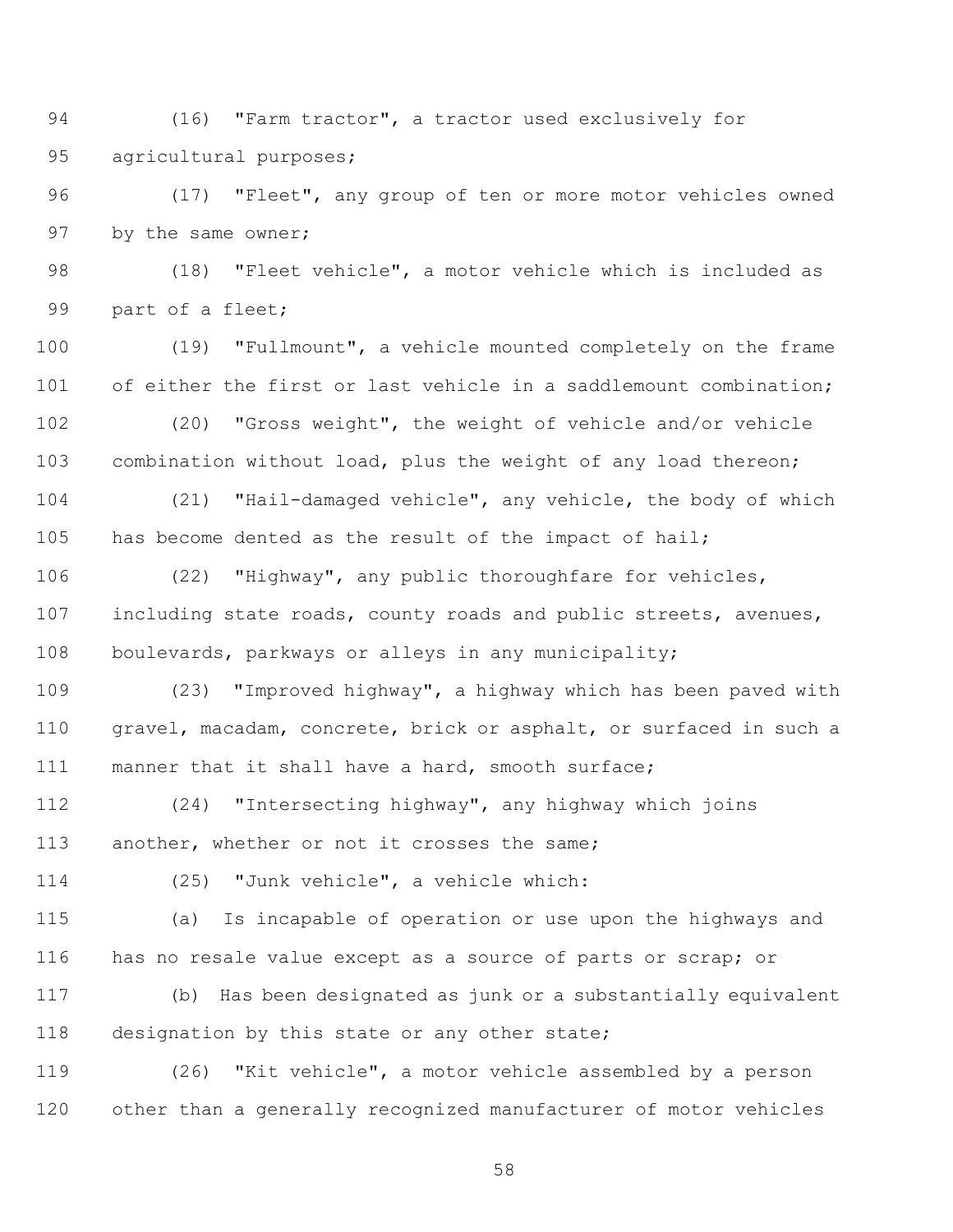(16) "Farm tractor", a tractor used exclusively for agricultural purposes;

(17) "Fleet", any group of ten or more motor vehicles owned by the same owner;

(18) "Fleet vehicle", a motor vehicle which is included as part of a fleet;

(19) "Fullmount", a vehicle mounted completely on the frame of either the first or last vehicle in a saddlemount combination;

(20) "Gross weight", the weight of vehicle and/or vehicle combination without load, plus the weight of any load thereon;

(21) "Hail-damaged vehicle", any vehicle, the body of which has become dented as the result of the impact of hail;

(22) "Highway", any public thoroughfare for vehicles, including state roads, county roads and public streets, avenues, boulevards, parkways or alleys in any municipality;

(23) "Improved highway", a highway which has been paved with gravel, macadam, concrete, brick or asphalt, or surfaced in such a manner that it shall have a hard, smooth surface;

(24) "Intersecting highway", any highway which joins another, whether or not it crosses the same;

(25) "Junk vehicle", a vehicle which:

(a) Is incapable of operation or use upon the highways and has no resale value except as a source of parts or scrap; or

(b) Has been designated as junk or a substantially equivalent designation by this state or any other state;

(26) "Kit vehicle", a motor vehicle assembled by a person other than a generally recognized manufacturer of motor vehicles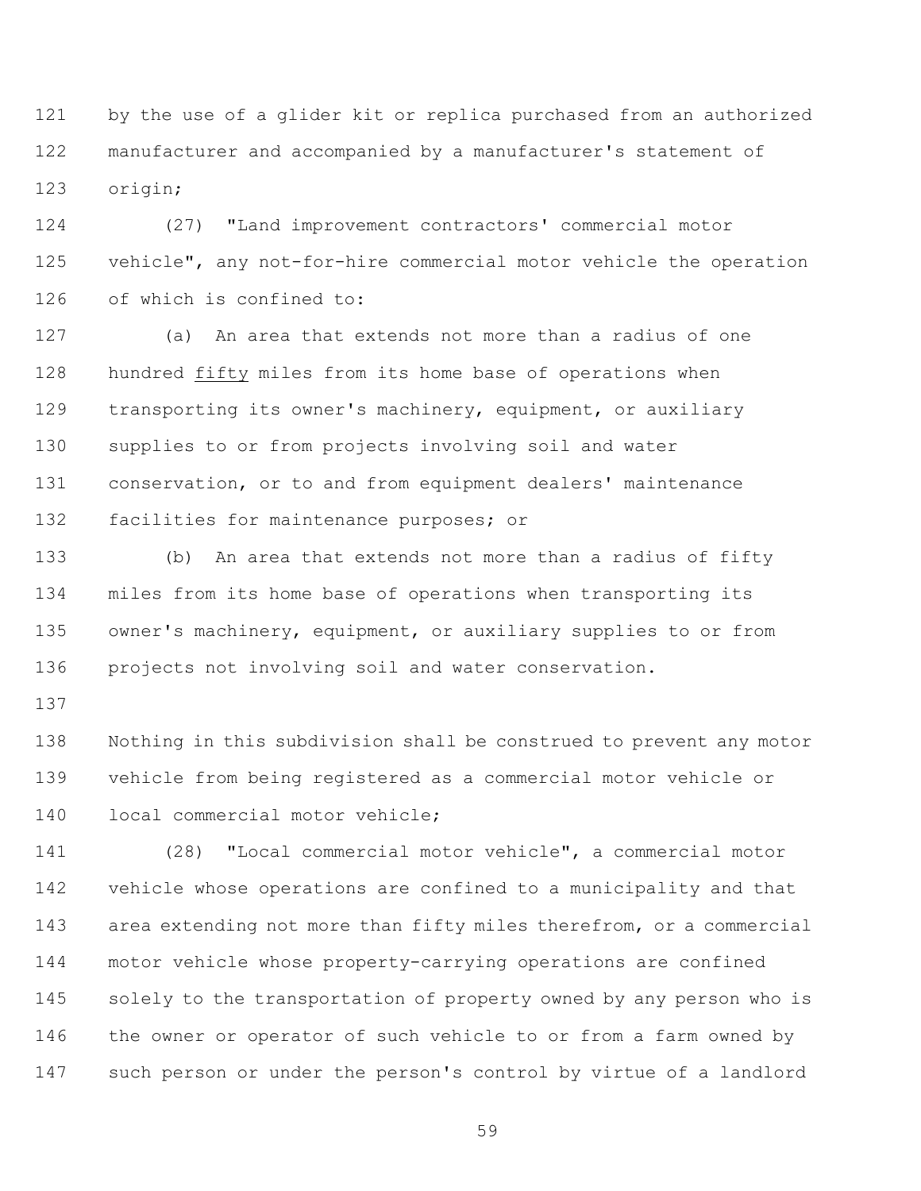by the use of a glider kit or replica purchased from an authorized manufacturer and accompanied by a manufacturer's statement of origin;

(27) "Land improvement contractors' commercial motor vehicle", any not-for-hire commercial motor vehicle the operation of which is confined to:

(a) An area that extends not more than a radius of one hundred <u>fifty</u> miles from its home base of operations when transporting its owner's machinery, equipment, or auxiliary supplies to or from projects involving soil and water conservation, or to and from equipment dealers' maintenance facilities for maintenance purposes; or

(b) An area that extends not more than a radius of fifty miles from its home base of operations when transporting its owner's machinery, equipment, or auxiliary supplies to or from projects not involving soil and water conservation.

Nothing in this subdivision shall be construed to prevent any motor vehicle from being registered as a commercial motor vehicle or local commercial motor vehicle;

(28) "Local commercial motor vehicle", a commercial motor vehicle whose operations are confined to a municipality and that area extending not more than fifty miles therefrom, or a commercial motor vehicle whose property-carrying operations are confined solely to the transportation of property owned by any person who is the owner or operator of such vehicle to or from a farm owned by such person or under the person's control by virtue of a landlord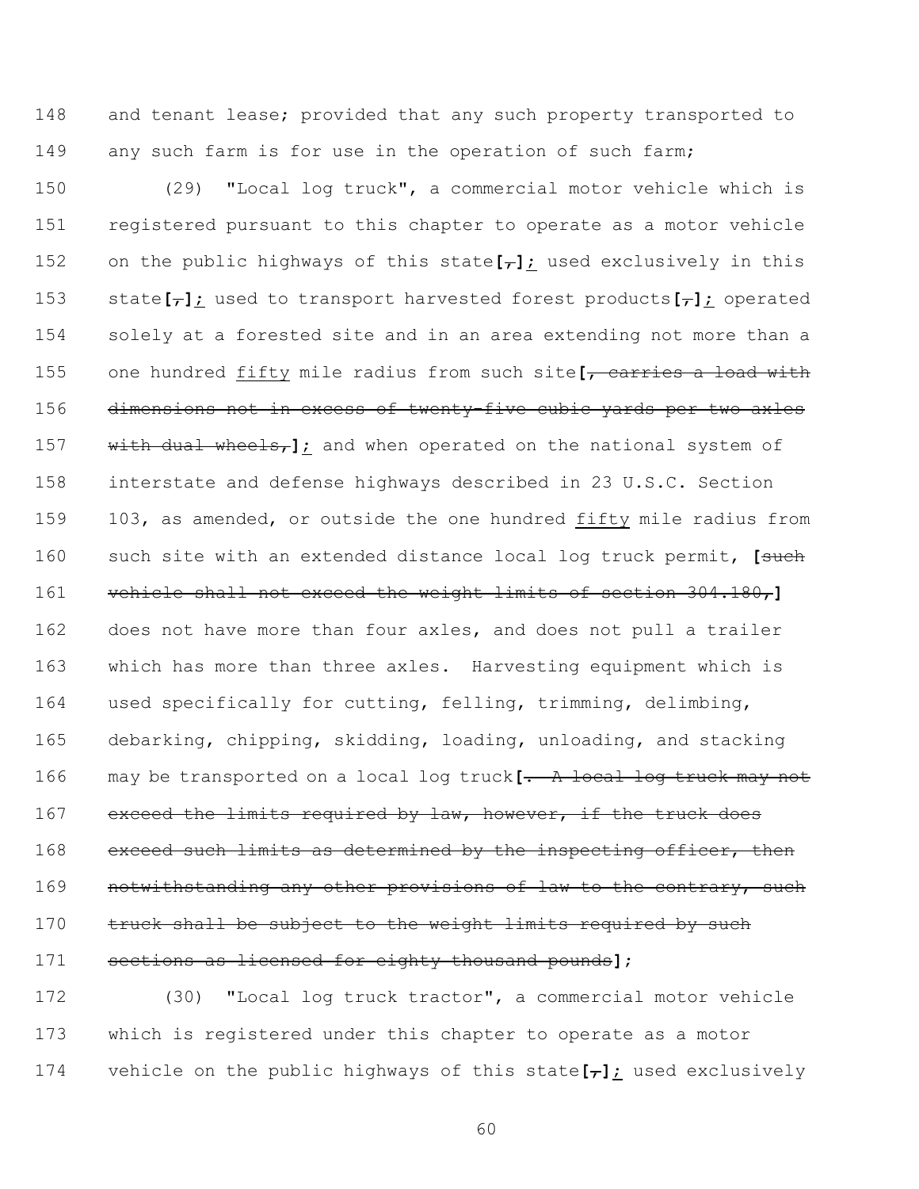148 and tenant lease; provided that any such property transported to
149 any such farm is for use in the operation of such farm;

150 (29) "Local log truck", a commercial motor vehicle which is
151 registered pursuant to this chapter to operate as a motor vehicle
152 on the public highways of this state**[**~~,~~**]**_;_ used exclusively in this
153 state**[**~~,~~**]**_;_ used to transport harvested forest products**[**~~,~~**]**_;_ operated
154 solely at a forested site and in an area extending not more than a
155 one hundred _fifty_ mile radius from such site**[**~~, carries a load with~~
156 ~~dimensions not in excess of twenty-five cubic yards per two axles~~
157 ~~with dual wheels,~~**]**_;_ and when operated on the national system of
158 interstate and defense highways described in 23 U.S.C. Section
159 103, as amended, or outside the one hundred _fifty_ mile radius from
160 such site with an extended distance local log truck permit, **[**~~such~~
161 ~~vehicle shall not exceed the weight limits of section 304.180,~~**]**
162 does not have more than four axles, and does not pull a trailer
163 which has more than three axles. Harvesting equipment which is
164 used specifically for cutting, felling, trimming, delimbing,
165 debarking, chipping, skidding, loading, unloading, and stacking
166 may be transported on a local log truck**[**~~. A local log truck may not~~
167 ~~exceed the limits required by law, however, if the truck does~~
168 ~~exceed such limits as determined by the inspecting officer, then~~
169 ~~notwithstanding any other provisions of law to the contrary, such~~
170 ~~truck shall be subject to the weight limits required by such~~
171 ~~sections as licensed for eighty thousand pounds~~**]**;

172 (30) "Local log truck tractor", a commercial motor vehicle
173 which is registered under this chapter to operate as a motor
174 vehicle on the public highways of this state**[**~~,~~**]**_;_ used exclusively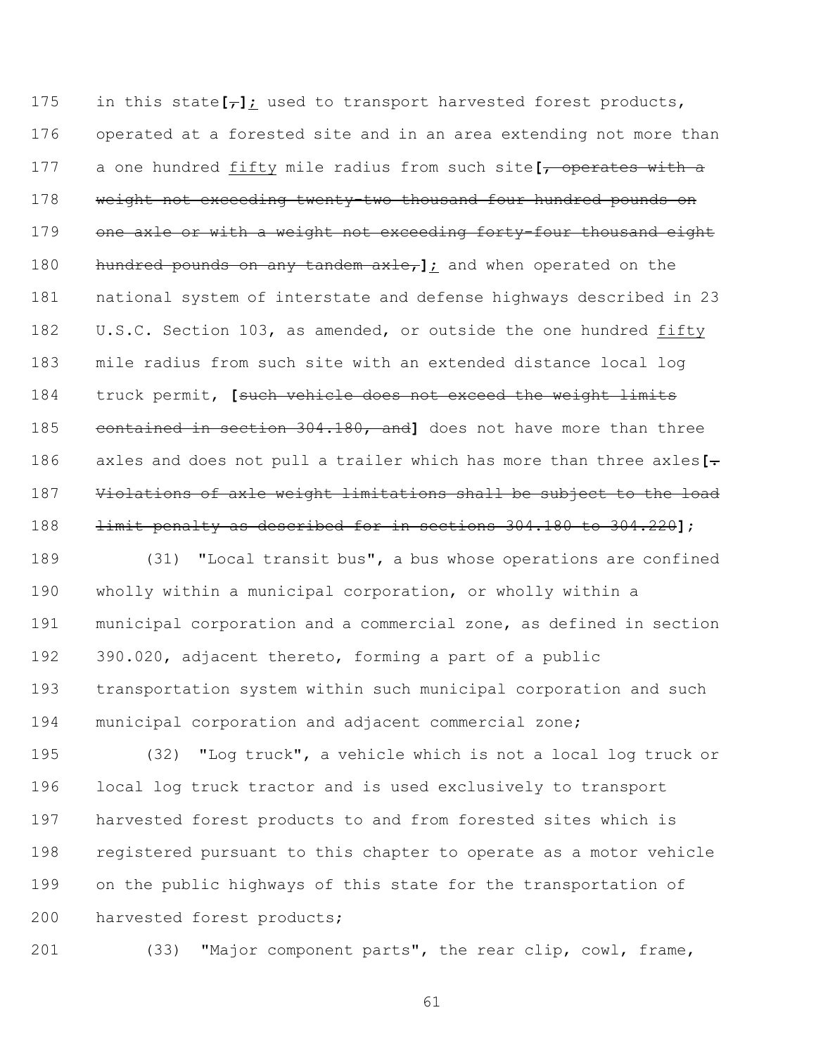175 in this state[,]; used to transport harvested forest products, 176 operated at a forested site and in an area extending not more than 177 a one hundred fifty mile radius from such site[, operates with a 178 weight not exceeding twenty-two thousand four hundred pounds on 179 one axle or with a weight not exceeding forty-four thousand eight 180 hundred pounds on any tandem axle,]; and when operated on the 181 national system of interstate and defense highways described in 23 182 U.S.C. Section 103, as amended, or outside the one hundred fifty 183 mile radius from such site with an extended distance local log 184 truck permit, [such vehicle does not exceed the weight limits 185 contained in section 304.180, and] does not have more than three 186 axles and does not pull a trailer which has more than three axles[. 187 Violations of axle weight limitations shall be subject to the load 188 limit penalty as described for in sections 304.180 to 304.220];

189 (31) "Local transit bus", a bus whose operations are confined 190 wholly within a municipal corporation, or wholly within a 191 municipal corporation and a commercial zone, as defined in section 192 390.020, adjacent thereto, forming a part of a public 193 transportation system within such municipal corporation and such 194 municipal corporation and adjacent commercial zone;

195 (32) "Log truck", a vehicle which is not a local log truck or 196 local log truck tractor and is used exclusively to transport 197 harvested forest products to and from forested sites which is 198 registered pursuant to this chapter to operate as a motor vehicle 199 on the public highways of this state for the transportation of 200 harvested forest products;

201 (33) "Major component parts", the rear clip, cowl, frame,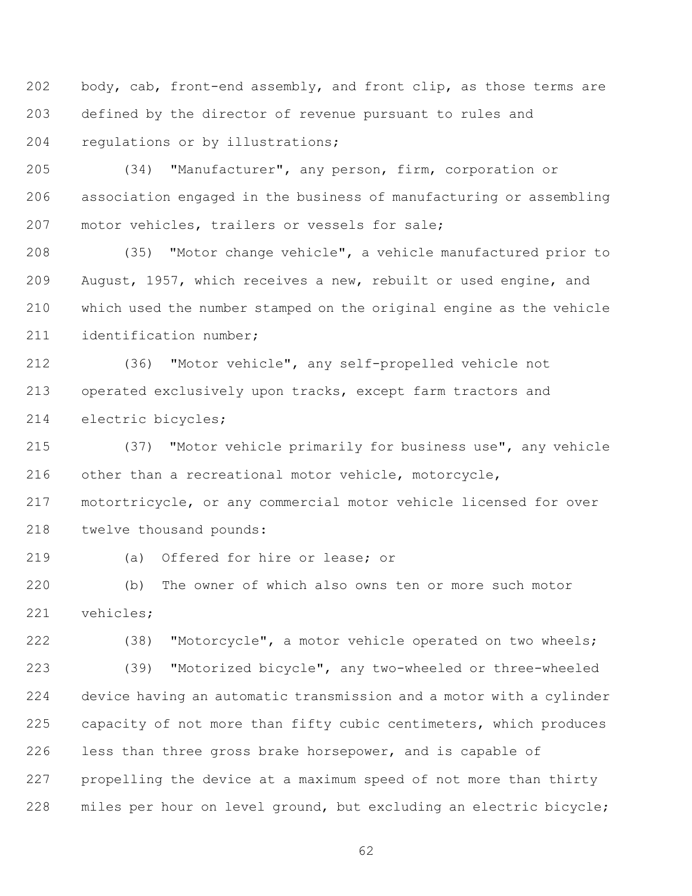body, cab, front-end assembly, and front clip, as those terms are defined by the director of revenue pursuant to rules and regulations or by illustrations;

(34) "Manufacturer", any person, firm, corporation or association engaged in the business of manufacturing or assembling motor vehicles, trailers or vessels for sale;

(35) "Motor change vehicle", a vehicle manufactured prior to August, 1957, which receives a new, rebuilt or used engine, and which used the number stamped on the original engine as the vehicle identification number;

(36) "Motor vehicle", any self-propelled vehicle not operated exclusively upon tracks, except farm tractors and electric bicycles;

(37) "Motor vehicle primarily for business use", any vehicle other than a recreational motor vehicle, motorcycle, motortricycle, or any commercial motor vehicle licensed for over twelve thousand pounds:

(a) Offered for hire or lease; or

(b) The owner of which also owns ten or more such motor vehicles;

(38) "Motorcycle", a motor vehicle operated on two wheels;

(39) "Motorized bicycle", any two-wheeled or three-wheeled device having an automatic transmission and a motor with a cylinder capacity of not more than fifty cubic centimeters, which produces less than three gross brake horsepower, and is capable of propelling the device at a maximum speed of not more than thirty miles per hour on level ground, but excluding an electric bicycle;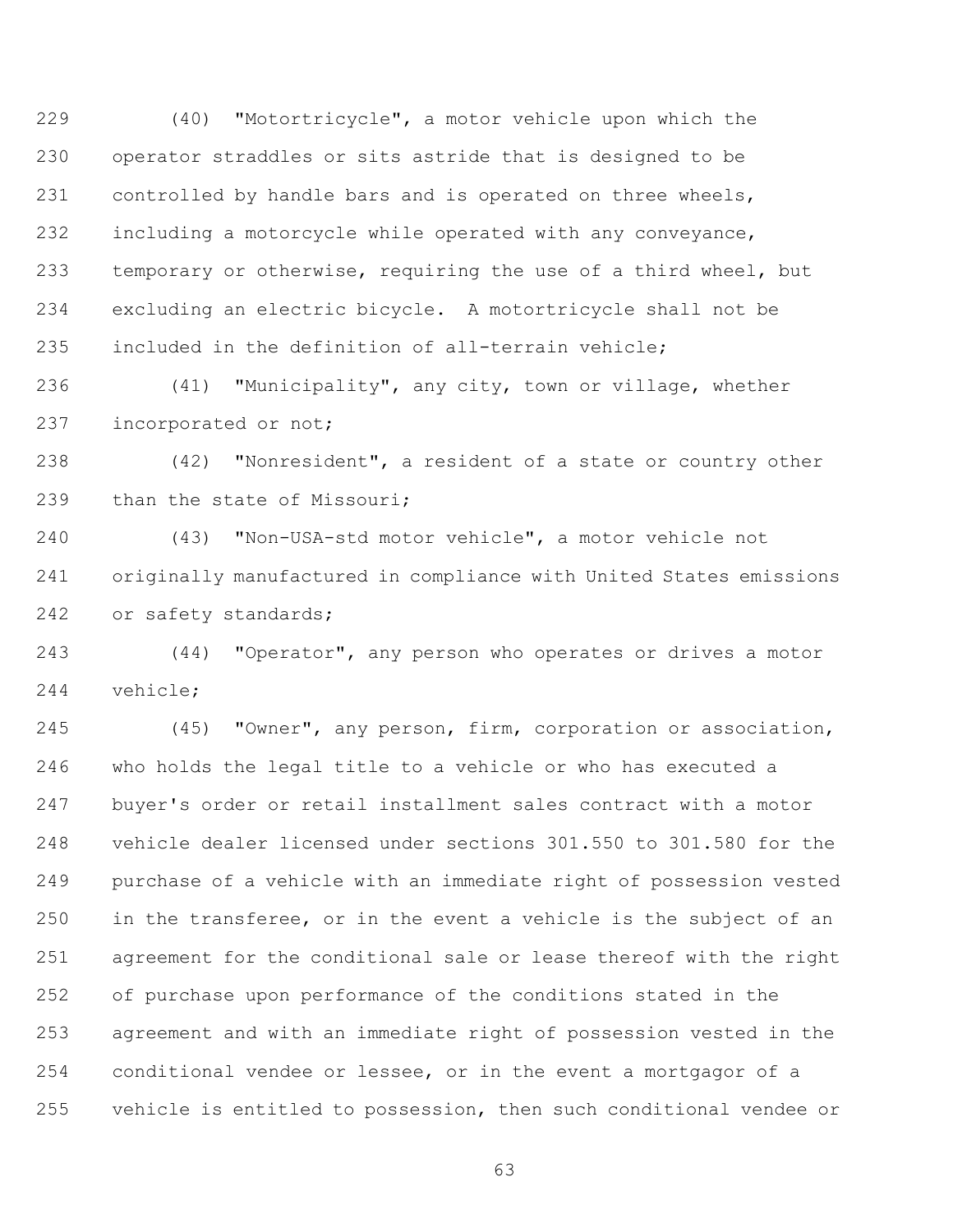(40) "Motortricycle", a motor vehicle upon which the operator straddles or sits astride that is designed to be controlled by handle bars and is operated on three wheels, including a motorcycle while operated with any conveyance, temporary or otherwise, requiring the use of a third wheel, but excluding an electric bicycle. A motortricycle shall not be included in the definition of all-terrain vehicle;

(41) "Municipality", any city, town or village, whether incorporated or not;

(42) "Nonresident", a resident of a state or country other than the state of Missouri;

(43) "Non-USA-std motor vehicle", a motor vehicle not originally manufactured in compliance with United States emissions or safety standards;

(44) "Operator", any person who operates or drives a motor vehicle;

(45) "Owner", any person, firm, corporation or association, who holds the legal title to a vehicle or who has executed a buyer's order or retail installment sales contract with a motor vehicle dealer licensed under sections 301.550 to 301.580 for the purchase of a vehicle with an immediate right of possession vested in the transferee, or in the event a vehicle is the subject of an agreement for the conditional sale or lease thereof with the right of purchase upon performance of the conditions stated in the agreement and with an immediate right of possession vested in the conditional vendee or lessee, or in the event a mortgagor of a vehicle is entitled to possession, then such conditional vendee or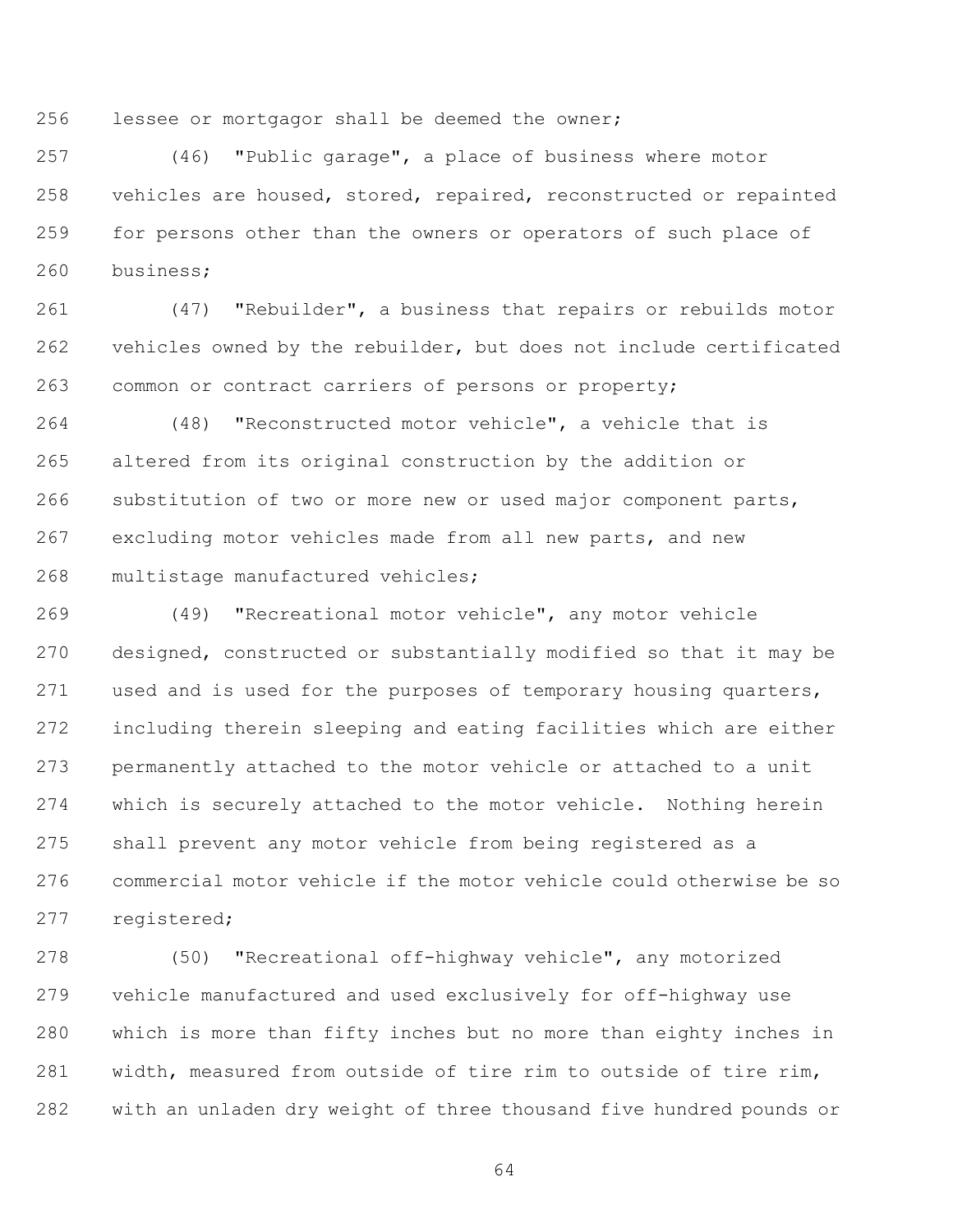lessee or mortgagor shall be deemed the owner;

(46) "Public garage", a place of business where motor vehicles are housed, stored, repaired, reconstructed or repainted for persons other than the owners or operators of such place of business;

(47) "Rebuilder", a business that repairs or rebuilds motor vehicles owned by the rebuilder, but does not include certificated common or contract carriers of persons or property;

(48) "Reconstructed motor vehicle", a vehicle that is altered from its original construction by the addition or substitution of two or more new or used major component parts, excluding motor vehicles made from all new parts, and new multistage manufactured vehicles;

(49) "Recreational motor vehicle", any motor vehicle designed, constructed or substantially modified so that it may be used and is used for the purposes of temporary housing quarters, including therein sleeping and eating facilities which are either permanently attached to the motor vehicle or attached to a unit which is securely attached to the motor vehicle. Nothing herein shall prevent any motor vehicle from being registered as a commercial motor vehicle if the motor vehicle could otherwise be so registered;

(50) "Recreational off-highway vehicle", any motorized vehicle manufactured and used exclusively for off-highway use which is more than fifty inches but no more than eighty inches in width, measured from outside of tire rim to outside of tire rim, with an unladen dry weight of three thousand five hundred pounds or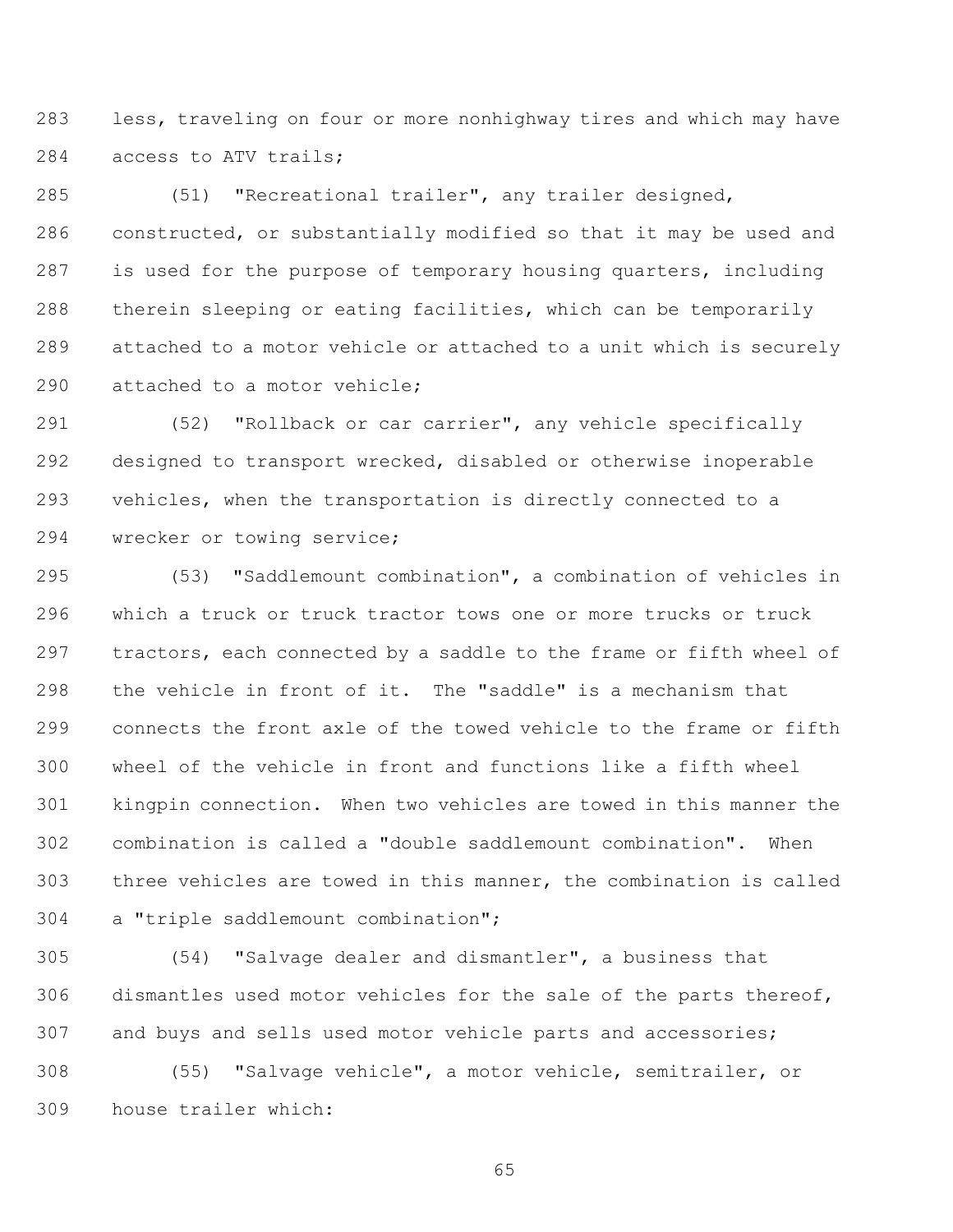less, traveling on four or more nonhighway tires and which may have access to ATV trails;

(51) "Recreational trailer", any trailer designed, constructed, or substantially modified so that it may be used and is used for the purpose of temporary housing quarters, including therein sleeping or eating facilities, which can be temporarily attached to a motor vehicle or attached to a unit which is securely attached to a motor vehicle;

(52) "Rollback or car carrier", any vehicle specifically designed to transport wrecked, disabled or otherwise inoperable vehicles, when the transportation is directly connected to a wrecker or towing service;

(53) "Saddlemount combination", a combination of vehicles in which a truck or truck tractor tows one or more trucks or truck tractors, each connected by a saddle to the frame or fifth wheel of the vehicle in front of it. The "saddle" is a mechanism that connects the front axle of the towed vehicle to the frame or fifth wheel of the vehicle in front and functions like a fifth wheel kingpin connection. When two vehicles are towed in this manner the combination is called a "double saddlemount combination". When three vehicles are towed in this manner, the combination is called a "triple saddlemount combination";

(54) "Salvage dealer and dismantler", a business that dismantles used motor vehicles for the sale of the parts thereof, and buys and sells used motor vehicle parts and accessories;

(55) "Salvage vehicle", a motor vehicle, semitrailer, or house trailer which: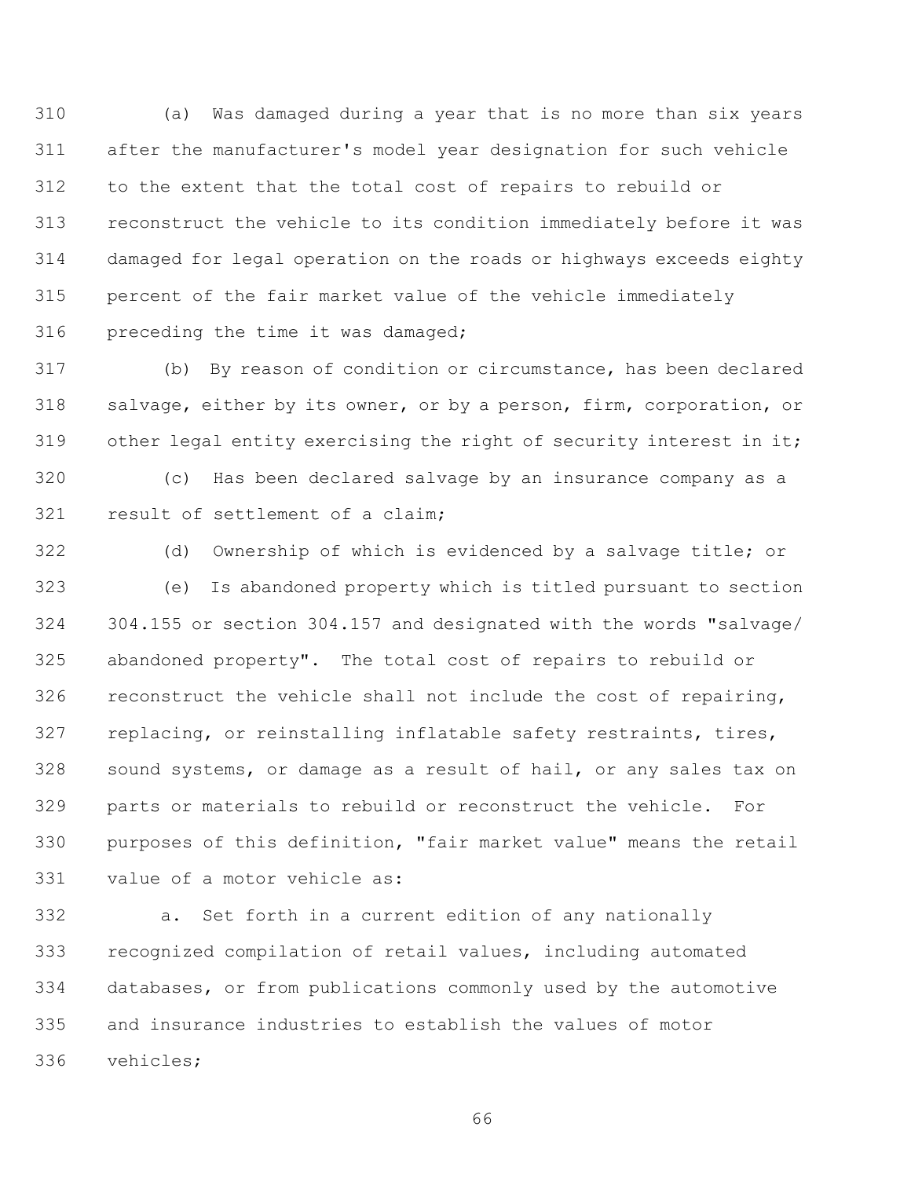(a) Was damaged during a year that is no more than six years after the manufacturer's model year designation for such vehicle to the extent that the total cost of repairs to rebuild or reconstruct the vehicle to its condition immediately before it was damaged for legal operation on the roads or highways exceeds eighty percent of the fair market value of the vehicle immediately preceding the time it was damaged;

(b) By reason of condition or circumstance, has been declared salvage, either by its owner, or by a person, firm, corporation, or other legal entity exercising the right of security interest in it;

(c) Has been declared salvage by an insurance company as a result of settlement of a claim;

(d) Ownership of which is evidenced by a salvage title; or

(e) Is abandoned property which is titled pursuant to section 304.155 or section 304.157 and designated with the words "salvage/abandoned property". The total cost of repairs to rebuild or reconstruct the vehicle shall not include the cost of repairing, replacing, or reinstalling inflatable safety restraints, tires, sound systems, or damage as a result of hail, or any sales tax on parts or materials to rebuild or reconstruct the vehicle. For purposes of this definition, "fair market value" means the retail value of a motor vehicle as:

a. Set forth in a current edition of any nationally recognized compilation of retail values, including automated databases, or from publications commonly used by the automotive and insurance industries to establish the values of motor vehicles;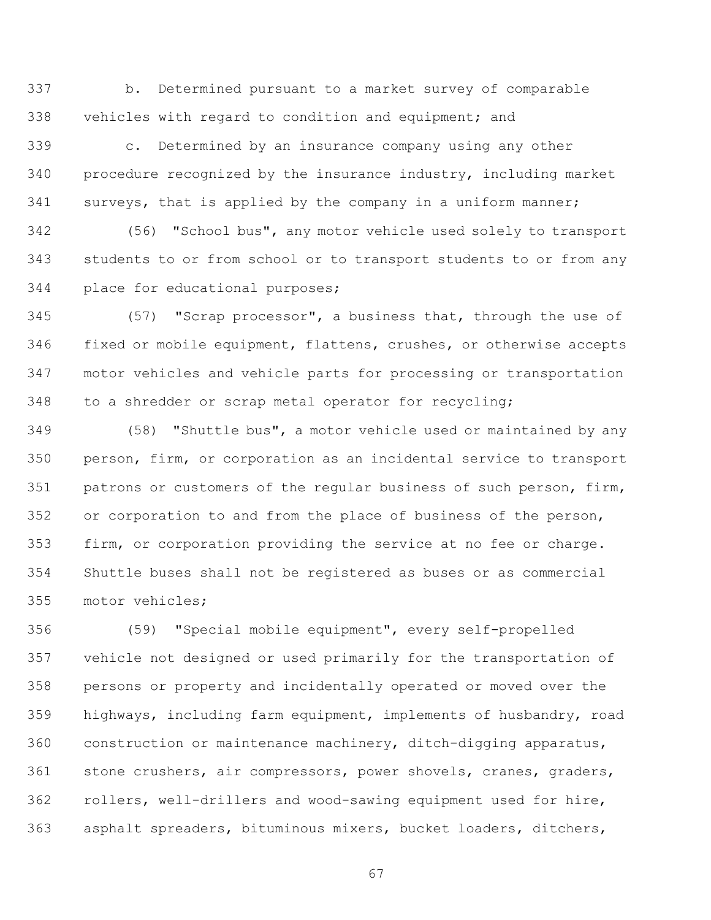b. Determined pursuant to a market survey of comparable vehicles with regard to condition and equipment; and

c. Determined by an insurance company using any other procedure recognized by the insurance industry, including market surveys, that is applied by the company in a uniform manner;

(56) "School bus", any motor vehicle used solely to transport students to or from school or to transport students to or from any place for educational purposes;

(57) "Scrap processor", a business that, through the use of fixed or mobile equipment, flattens, crushes, or otherwise accepts motor vehicles and vehicle parts for processing or transportation to a shredder or scrap metal operator for recycling;

(58) "Shuttle bus", a motor vehicle used or maintained by any person, firm, or corporation as an incidental service to transport patrons or customers of the regular business of such person, firm, or corporation to and from the place of business of the person, firm, or corporation providing the service at no fee or charge. Shuttle buses shall not be registered as buses or as commercial motor vehicles;

(59) "Special mobile equipment", every self-propelled vehicle not designed or used primarily for the transportation of persons or property and incidentally operated or moved over the highways, including farm equipment, implements of husbandry, road construction or maintenance machinery, ditch-digging apparatus, stone crushers, air compressors, power shovels, cranes, graders, rollers, well-drillers and wood-sawing equipment used for hire, asphalt spreaders, bituminous mixers, bucket loaders, ditchers,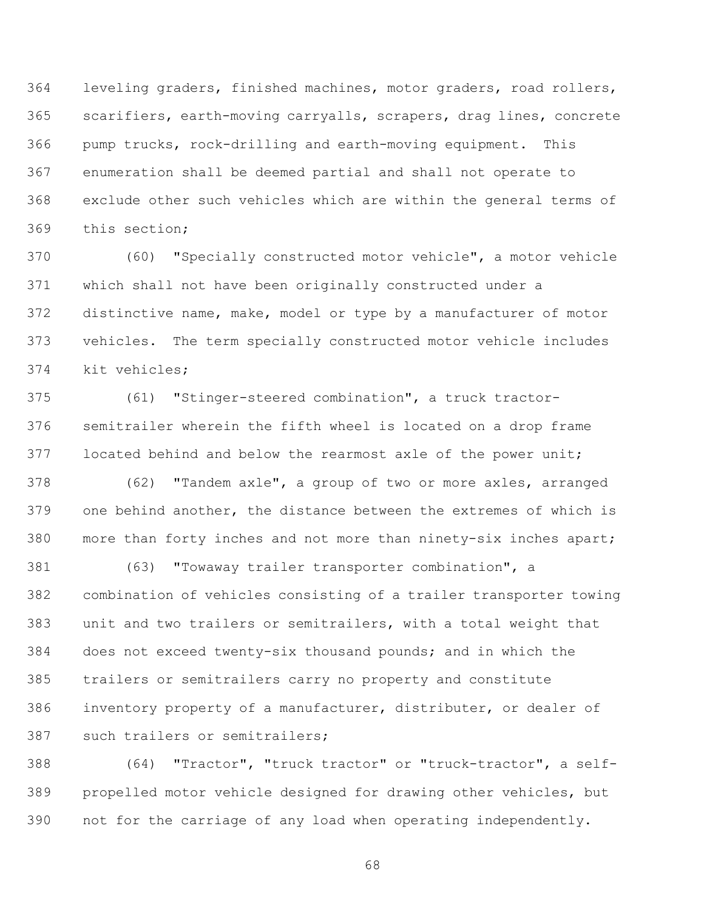leveling graders, finished machines, motor graders, road rollers, scarifiers, earth-moving carryalls, scrapers, drag lines, concrete pump trucks, rock-drilling and earth-moving equipment. This enumeration shall be deemed partial and shall not operate to exclude other such vehicles which are within the general terms of this section;

(60) "Specially constructed motor vehicle", a motor vehicle which shall not have been originally constructed under a distinctive name, make, model or type by a manufacturer of motor vehicles. The term specially constructed motor vehicle includes kit vehicles;

(61) "Stinger-steered combination", a truck tractor-semitrailer wherein the fifth wheel is located on a drop frame located behind and below the rearmost axle of the power unit;

(62) "Tandem axle", a group of two or more axles, arranged one behind another, the distance between the extremes of which is more than forty inches and not more than ninety-six inches apart;

(63) "Towaway trailer transporter combination", a combination of vehicles consisting of a trailer transporter towing unit and two trailers or semitrailers, with a total weight that does not exceed twenty-six thousand pounds; and in which the trailers or semitrailers carry no property and constitute inventory property of a manufacturer, distributer, or dealer of such trailers or semitrailers;

(64) "Tractor", "truck tractor" or "truck-tractor", a self-propelled motor vehicle designed for drawing other vehicles, but not for the carriage of any load when operating independently.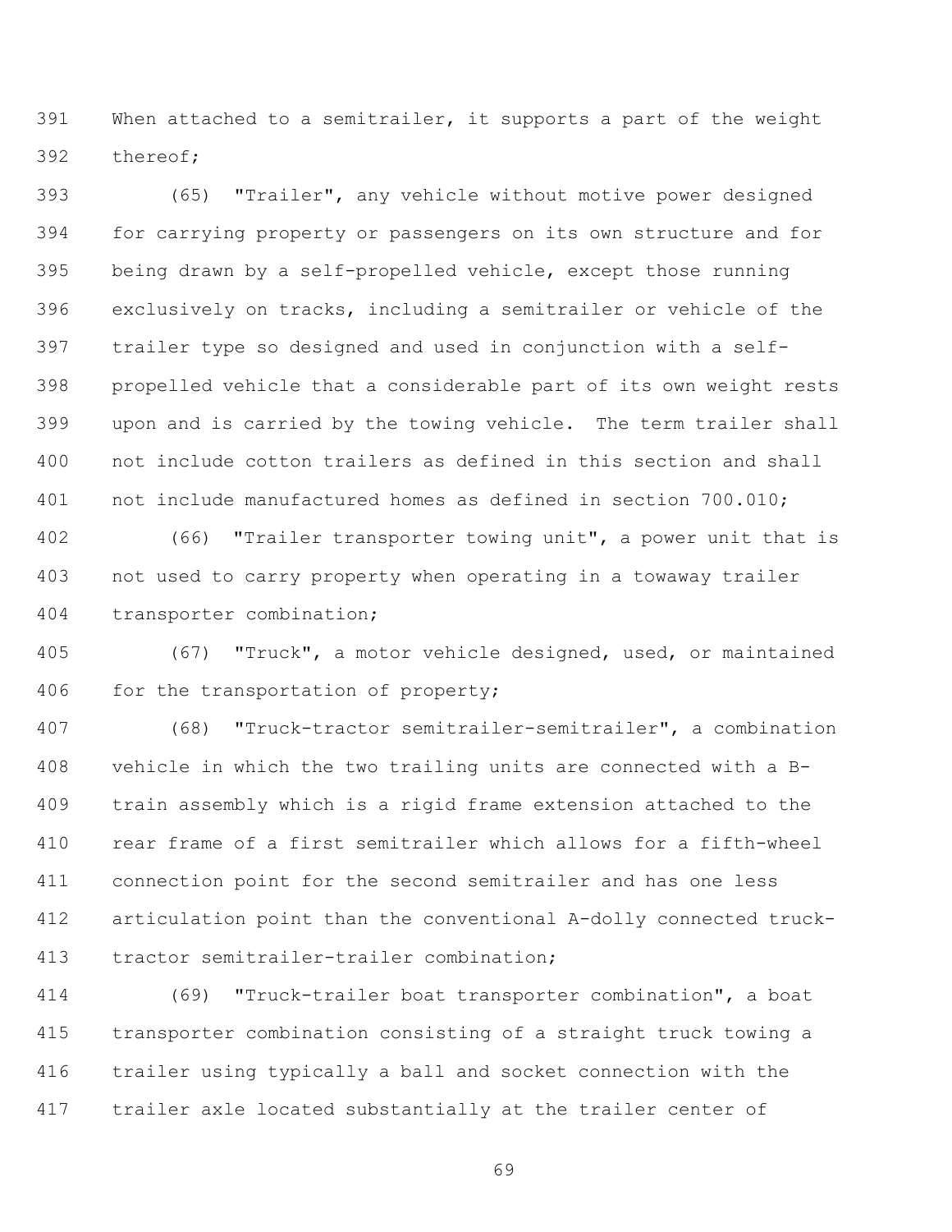When attached to a semitrailer, it supports a part of the weight thereof;

(65) "Trailer", any vehicle without motive power designed for carrying property or passengers on its own structure and for being drawn by a self-propelled vehicle, except those running exclusively on tracks, including a semitrailer or vehicle of the trailer type so designed and used in conjunction with a self-propelled vehicle that a considerable part of its own weight rests upon and is carried by the towing vehicle. The term trailer shall not include cotton trailers as defined in this section and shall not include manufactured homes as defined in section 700.010;

(66) "Trailer transporter towing unit", a power unit that is not used to carry property when operating in a towaway trailer transporter combination;

(67) "Truck", a motor vehicle designed, used, or maintained for the transportation of property;

(68) "Truck-tractor semitrailer-semitrailer", a combination vehicle in which the two trailing units are connected with a B-train assembly which is a rigid frame extension attached to the rear frame of a first semitrailer which allows for a fifth-wheel connection point for the second semitrailer and has one less articulation point than the conventional A-dolly connected truck-tractor semitrailer-trailer combination;

(69) "Truck-trailer boat transporter combination", a boat transporter combination consisting of a straight truck towing a trailer using typically a ball and socket connection with the trailer axle located substantially at the trailer center of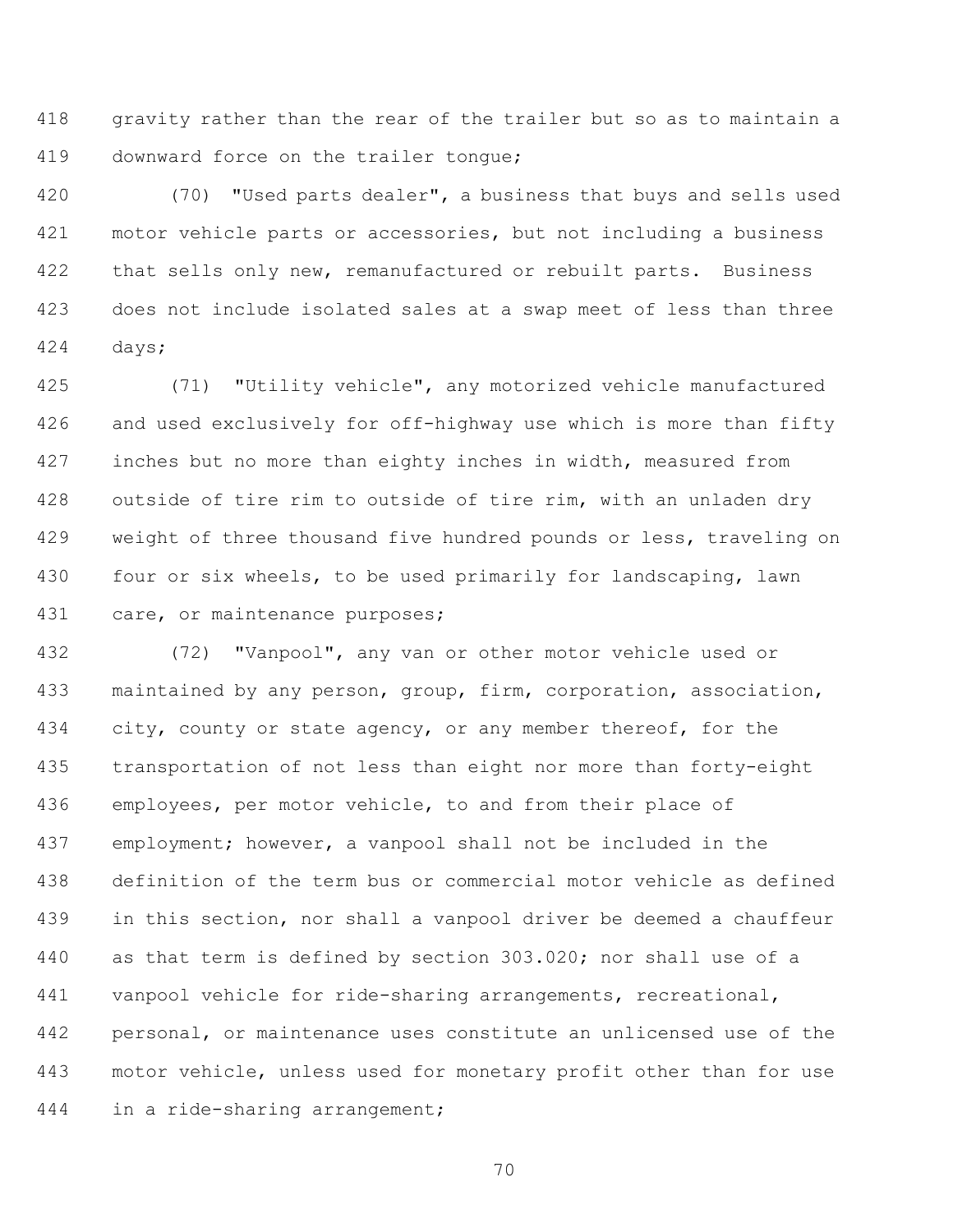gravity rather than the rear of the trailer but so as to maintain a downward force on the trailer tongue;

(70) "Used parts dealer", a business that buys and sells used motor vehicle parts or accessories, but not including a business that sells only new, remanufactured or rebuilt parts. Business does not include isolated sales at a swap meet of less than three days;

(71) "Utility vehicle", any motorized vehicle manufactured and used exclusively for off-highway use which is more than fifty inches but no more than eighty inches in width, measured from outside of tire rim to outside of tire rim, with an unladen dry weight of three thousand five hundred pounds or less, traveling on four or six wheels, to be used primarily for landscaping, lawn care, or maintenance purposes;

(72) "Vanpool", any van or other motor vehicle used or maintained by any person, group, firm, corporation, association, city, county or state agency, or any member thereof, for the transportation of not less than eight nor more than forty-eight employees, per motor vehicle, to and from their place of employment; however, a vanpool shall not be included in the definition of the term bus or commercial motor vehicle as defined in this section, nor shall a vanpool driver be deemed a chauffeur as that term is defined by section 303.020; nor shall use of a vanpool vehicle for ride-sharing arrangements, recreational, personal, or maintenance uses constitute an unlicensed use of the motor vehicle, unless used for monetary profit other than for use in a ride-sharing arrangement;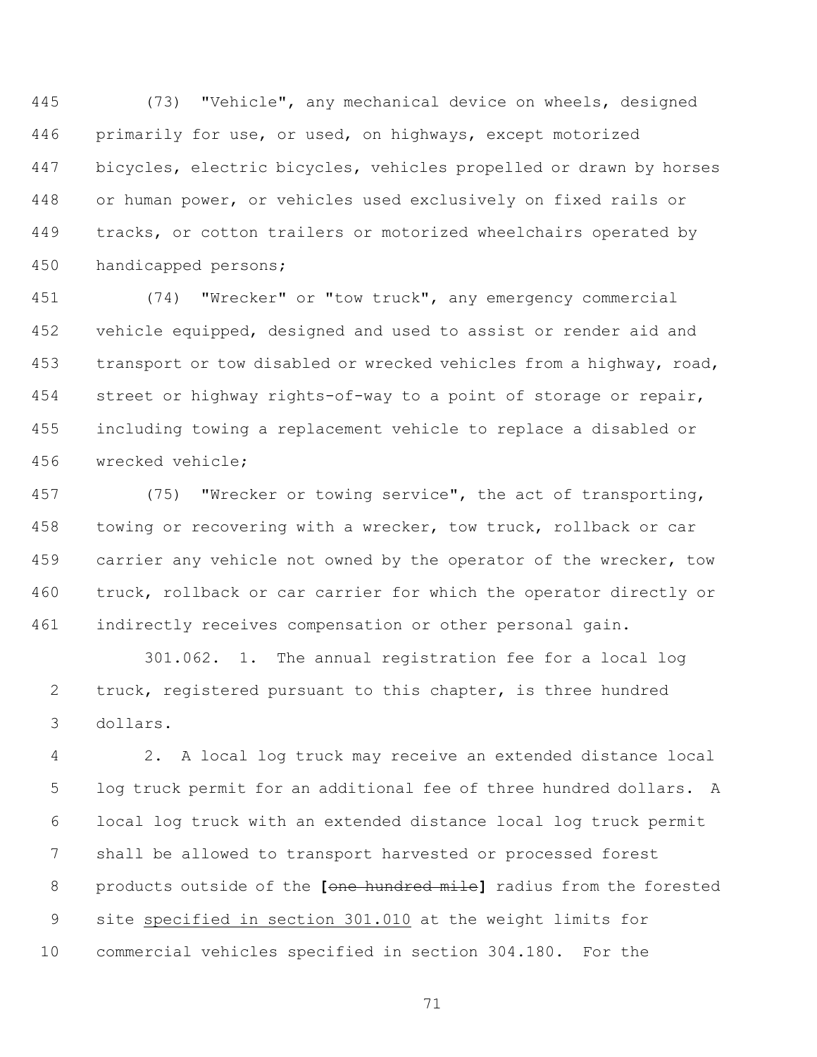(73) "Vehicle", any mechanical device on wheels, designed primarily for use, or used, on highways, except motorized bicycles, electric bicycles, vehicles propelled or drawn by horses or human power, or vehicles used exclusively on fixed rails or tracks, or cotton trailers or motorized wheelchairs operated by handicapped persons;

(74) "Wrecker" or "tow truck", any emergency commercial vehicle equipped, designed and used to assist or render aid and transport or tow disabled or wrecked vehicles from a highway, road, street or highway rights-of-way to a point of storage or repair, including towing a replacement vehicle to replace a disabled or wrecked vehicle;

(75) "Wrecker or towing service", the act of transporting, towing or recovering with a wrecker, tow truck, rollback or car carrier any vehicle not owned by the operator of the wrecker, tow truck, rollback or car carrier for which the operator directly or indirectly receives compensation or other personal gain.

301.062. 1. The annual registration fee for a local log truck, registered pursuant to this chapter, is three hundred dollars.

2. A local log truck may receive an extended distance local log truck permit for an additional fee of three hundred dollars. A local log truck with an extended distance local log truck permit shall be allowed to transport harvested or processed forest products outside of the **[**~~one hundred mile~~**]** radius from the forested site <u>specified in section 301.010</u> at the weight limits for commercial vehicles specified in section 304.180. For the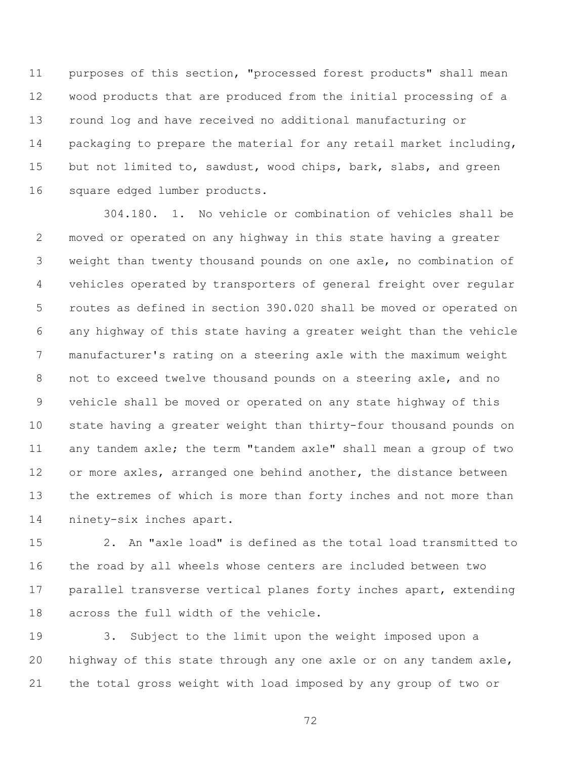purposes of this section, "processed forest products" shall mean wood products that are produced from the initial processing of a round log and have received no additional manufacturing or packaging to prepare the material for any retail market including, but not limited to, sawdust, wood chips, bark, slabs, and green square edged lumber products.

304.180. 1. No vehicle or combination of vehicles shall be moved or operated on any highway in this state having a greater weight than twenty thousand pounds on one axle, no combination of vehicles operated by transporters of general freight over regular routes as defined in section 390.020 shall be moved or operated on any highway of this state having a greater weight than the vehicle manufacturer's rating on a steering axle with the maximum weight not to exceed twelve thousand pounds on a steering axle, and no vehicle shall be moved or operated on any state highway of this state having a greater weight than thirty-four thousand pounds on any tandem axle; the term "tandem axle" shall mean a group of two or more axles, arranged one behind another, the distance between the extremes of which is more than forty inches and not more than ninety-six inches apart.

2. An "axle load" is defined as the total load transmitted to the road by all wheels whose centers are included between two parallel transverse vertical planes forty inches apart, extending across the full width of the vehicle.

3. Subject to the limit upon the weight imposed upon a highway of this state through any one axle or on any tandem axle, the total gross weight with load imposed by any group of two or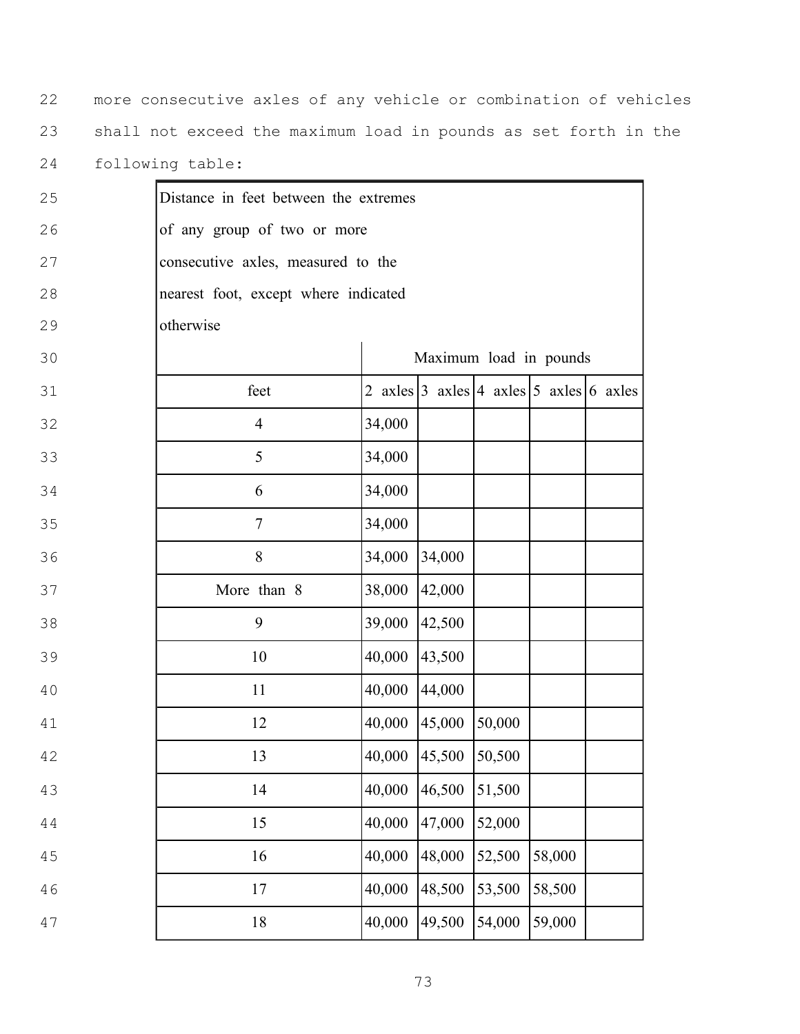more consecutive axles of any vehicle or combination of vehicles shall not exceed the maximum load in pounds as set forth in the following table:

| Distance in feet between the extremes of any group of two or more consecutive axles, measured to the nearest foot, except where indicated otherwise | Maximum load in pounds | | | | |
|---|---|---|---|---|---|
| feet | 2 axles | 3 axles | 4 axles | 5 axles | 6 axles |
| 4 | 34,000 | | | | |
| 5 | 34,000 | | | | |
| 6 | 34,000 | | | | |
| 7 | 34,000 | | | | |
| 8 | 34,000 | 34,000 | | | |
| More than 8 | 38,000 | 42,000 | | | |
| 9 | 39,000 | 42,500 | | | |
| 10 | 40,000 | 43,500 | | | |
| 11 | 40,000 | 44,000 | | | |
| 12 | 40,000 | 45,000 | 50,000 | | |
| 13 | 40,000 | 45,500 | 50,500 | | |
| 14 | 40,000 | 46,500 | 51,500 | | |
| 15 | 40,000 | 47,000 | 52,000 | | |
| 16 | 40,000 | 48,000 | 52,500 | 58,000 | |
| 17 | 40,000 | 48,500 | 53,500 | 58,500 | |
| 18 | 40,000 | 49,500 | 54,000 | 59,000 | |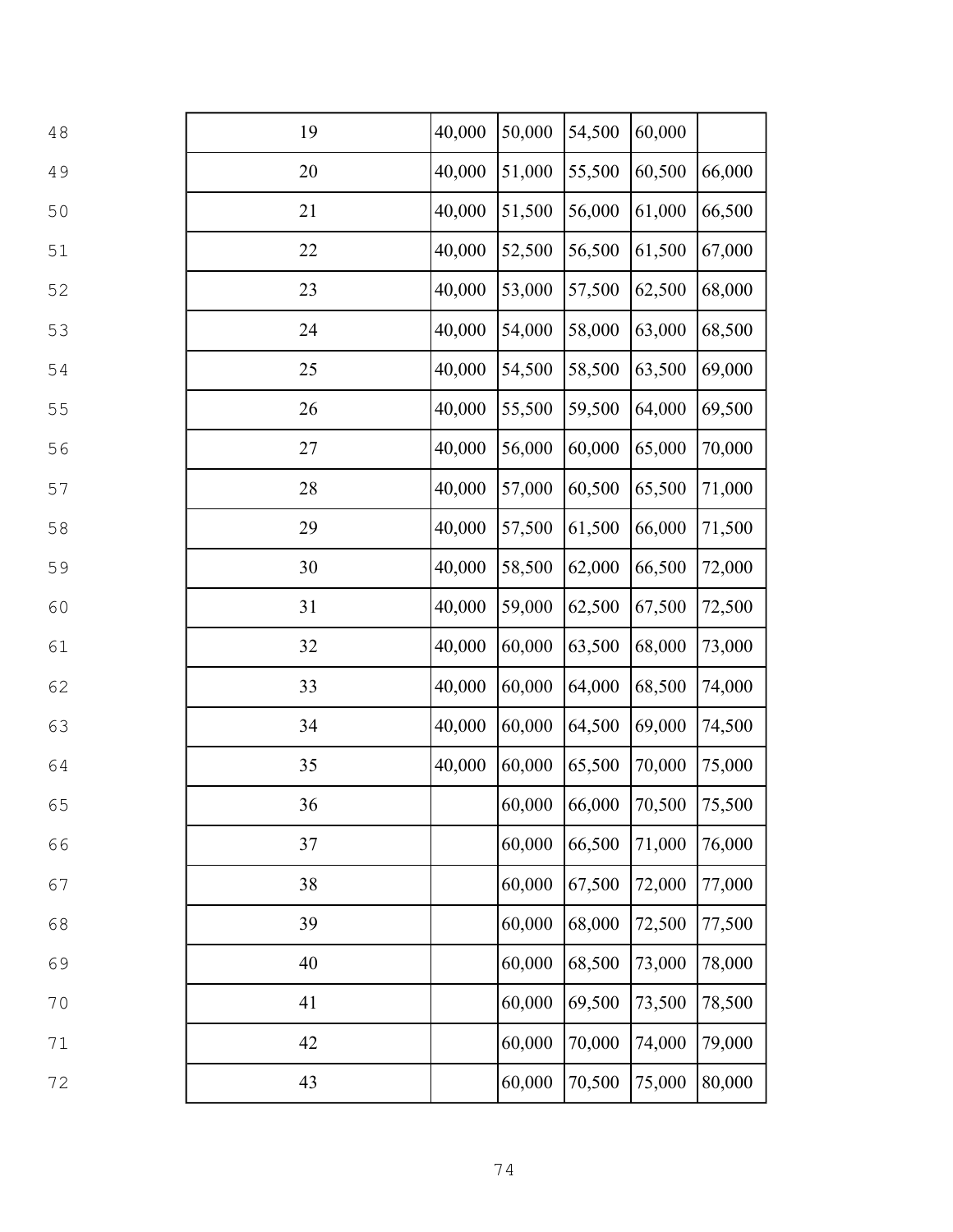| | | | | | |
|---|---|---|---|---|---|
| 19 | 40,000 | 50,000 | 54,500 | 60,000 | |
| 20 | 40,000 | 51,000 | 55,500 | 60,500 | 66,000 |
| 21 | 40,000 | 51,500 | 56,000 | 61,000 | 66,500 |
| 22 | 40,000 | 52,500 | 56,500 | 61,500 | 67,000 |
| 23 | 40,000 | 53,000 | 57,500 | 62,500 | 68,000 |
| 24 | 40,000 | 54,000 | 58,000 | 63,000 | 68,500 |
| 25 | 40,000 | 54,500 | 58,500 | 63,500 | 69,000 |
| 26 | 40,000 | 55,500 | 59,500 | 64,000 | 69,500 |
| 27 | 40,000 | 56,000 | 60,000 | 65,000 | 70,000 |
| 28 | 40,000 | 57,000 | 60,500 | 65,500 | 71,000 |
| 29 | 40,000 | 57,500 | 61,500 | 66,000 | 71,500 |
| 30 | 40,000 | 58,500 | 62,000 | 66,500 | 72,000 |
| 31 | 40,000 | 59,000 | 62,500 | 67,500 | 72,500 |
| 32 | 40,000 | 60,000 | 63,500 | 68,000 | 73,000 |
| 33 | 40,000 | 60,000 | 64,000 | 68,500 | 74,000 |
| 34 | 40,000 | 60,000 | 64,500 | 69,000 | 74,500 |
| 35 | 40,000 | 60,000 | 65,500 | 70,000 | 75,000 |
| 36 | | 60,000 | 66,000 | 70,500 | 75,500 |
| 37 | | 60,000 | 66,500 | 71,000 | 76,000 |
| 38 | | 60,000 | 67,500 | 72,000 | 77,000 |
| 39 | | 60,000 | 68,000 | 72,500 | 77,500 |
| 40 | | 60,000 | 68,500 | 73,000 | 78,000 |
| 41 | | 60,000 | 69,500 | 73,500 | 78,500 |
| 42 | | 60,000 | 70,000 | 74,000 | 79,000 |
| 43 | | 60,000 | 70,500 | 75,000 | 80,000 |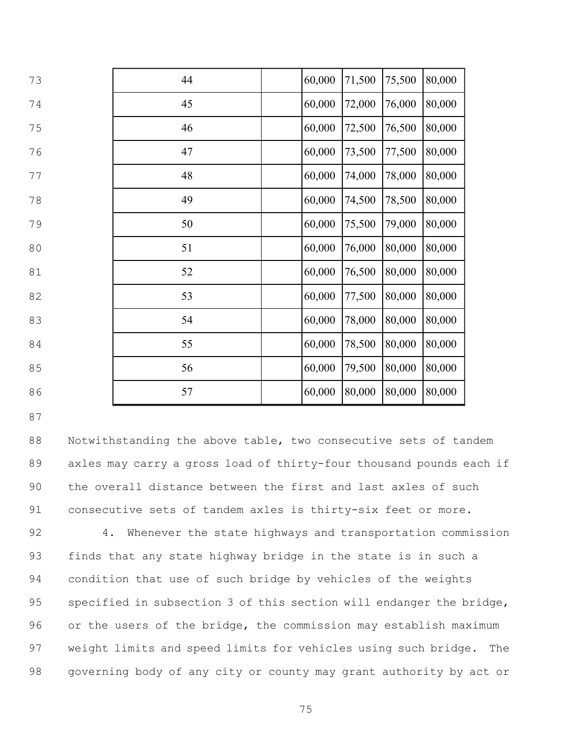| | | | | | |
|---|---|---|---|---|---|
| 44 | | 60,000 | 71,500 | 75,500 | 80,000 |
| 45 | | 60,000 | 72,000 | 76,000 | 80,000 |
| 46 | | 60,000 | 72,500 | 76,500 | 80,000 |
| 47 | | 60,000 | 73,500 | 77,500 | 80,000 |
| 48 | | 60,000 | 74,000 | 78,000 | 80,000 |
| 49 | | 60,000 | 74,500 | 78,500 | 80,000 |
| 50 | | 60,000 | 75,500 | 79,000 | 80,000 |
| 51 | | 60,000 | 76,000 | 80,000 | 80,000 |
| 52 | | 60,000 | 76,500 | 80,000 | 80,000 |
| 53 | | 60,000 | 77,500 | 80,000 | 80,000 |
| 54 | | 60,000 | 78,000 | 80,000 | 80,000 |
| 55 | | 60,000 | 78,500 | 80,000 | 80,000 |
| 56 | | 60,000 | 79,500 | 80,000 | 80,000 |
| 57 | | 60,000 | 80,000 | 80,000 | 80,000 |

Notwithstanding the above table, two consecutive sets of tandem axles may carry a gross load of thirty-four thousand pounds each if the overall distance between the first and last axles of such consecutive sets of tandem axles is thirty-six feet or more.

4. Whenever the state highways and transportation commission finds that any state highway bridge in the state is in such a condition that use of such bridge by vehicles of the weights specified in subsection 3 of this section will endanger the bridge, or the users of the bridge, the commission may establish maximum weight limits and speed limits for vehicles using such bridge. The governing body of any city or county may grant authority by act or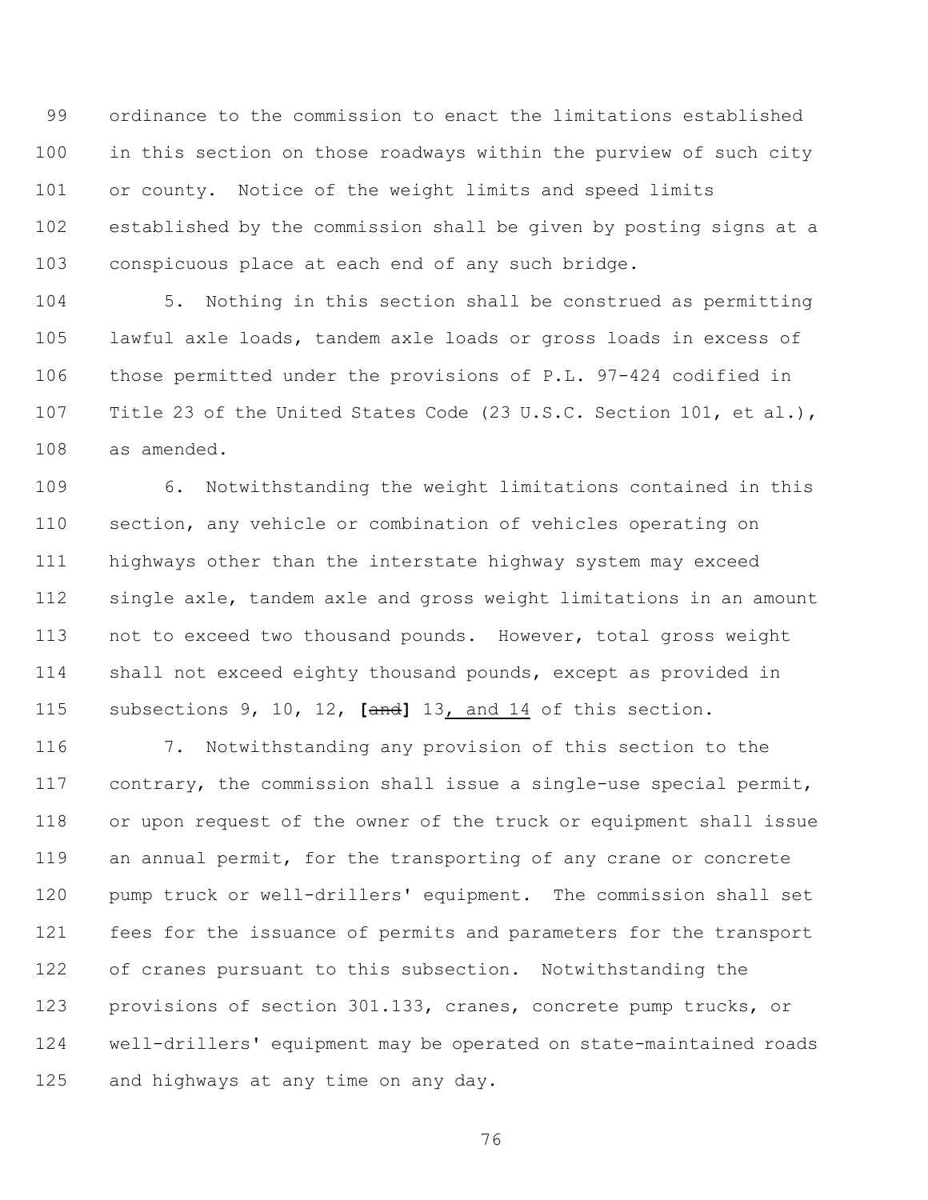ordinance to the commission to enact the limitations established in this section on those roadways within the purview of such city or county. Notice of the weight limits and speed limits established by the commission shall be given by posting signs at a conspicuous place at each end of any such bridge.

5. Nothing in this section shall be construed as permitting lawful axle loads, tandem axle loads or gross loads in excess of those permitted under the provisions of P.L. 97-424 codified in Title 23 of the United States Code (23 U.S.C. Section 101, et al.), as amended.

6. Notwithstanding the weight limitations contained in this section, any vehicle or combination of vehicles operating on highways other than the interstate highway system may exceed single axle, tandem axle and gross weight limitations in an amount not to exceed two thousand pounds. However, total gross weight shall not exceed eighty thousand pounds, except as provided in subsections 9, 10, 12, **[**~~and~~**]** 13, and 14 of this section.

7. Notwithstanding any provision of this section to the contrary, the commission shall issue a single-use special permit, or upon request of the owner of the truck or equipment shall issue an annual permit, for the transporting of any crane or concrete pump truck or well-drillers' equipment. The commission shall set fees for the issuance of permits and parameters for the transport of cranes pursuant to this subsection. Notwithstanding the provisions of section 301.133, cranes, concrete pump trucks, or well-drillers' equipment may be operated on state-maintained roads and highways at any time on any day.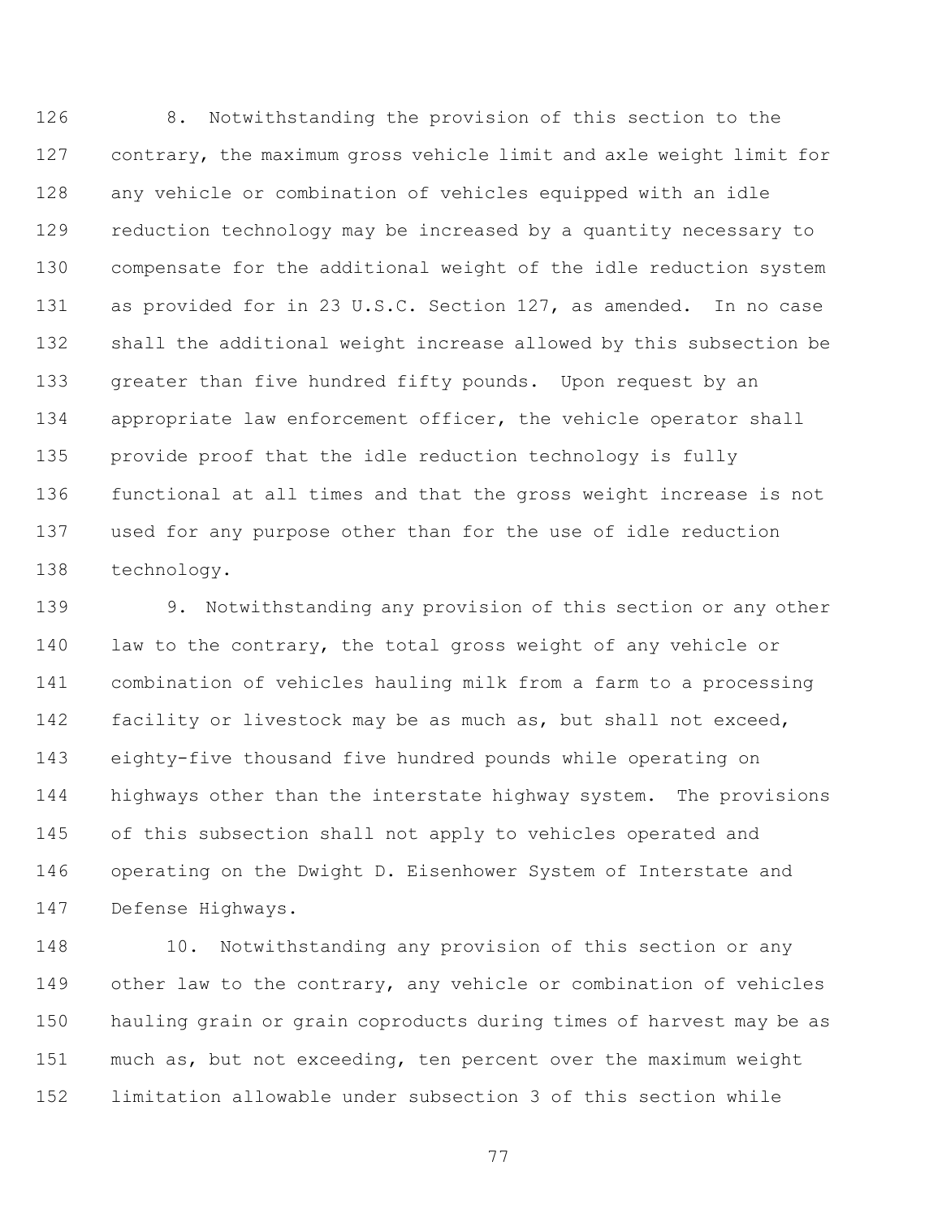8. Notwithstanding the provision of this section to the contrary, the maximum gross vehicle limit and axle weight limit for any vehicle or combination of vehicles equipped with an idle reduction technology may be increased by a quantity necessary to compensate for the additional weight of the idle reduction system as provided for in 23 U.S.C. Section 127, as amended. In no case shall the additional weight increase allowed by this subsection be greater than five hundred fifty pounds. Upon request by an appropriate law enforcement officer, the vehicle operator shall provide proof that the idle reduction technology is fully functional at all times and that the gross weight increase is not used for any purpose other than for the use of idle reduction technology.

9. Notwithstanding any provision of this section or any other law to the contrary, the total gross weight of any vehicle or combination of vehicles hauling milk from a farm to a processing facility or livestock may be as much as, but shall not exceed, eighty-five thousand five hundred pounds while operating on highways other than the interstate highway system. The provisions of this subsection shall not apply to vehicles operated and operating on the Dwight D. Eisenhower System of Interstate and Defense Highways.

10. Notwithstanding any provision of this section or any other law to the contrary, any vehicle or combination of vehicles hauling grain or grain coproducts during times of harvest may be as much as, but not exceeding, ten percent over the maximum weight limitation allowable under subsection 3 of this section while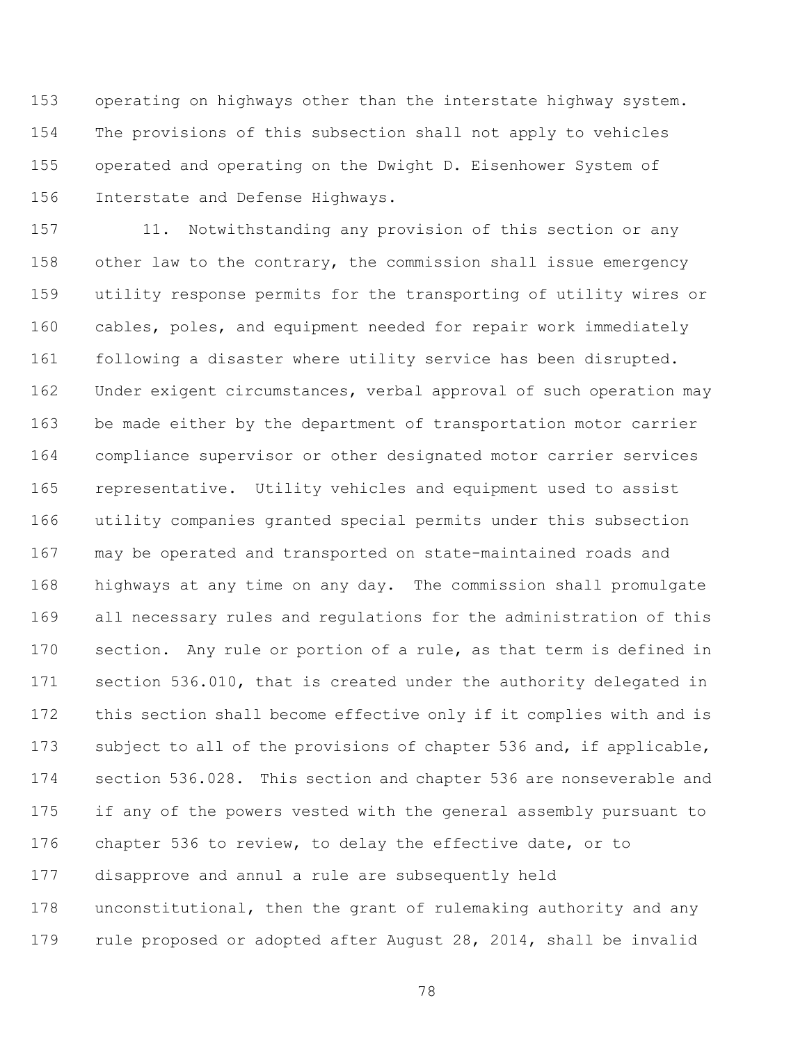operating on highways other than the interstate highway system. The provisions of this subsection shall not apply to vehicles operated and operating on the Dwight D. Eisenhower System of Interstate and Defense Highways.

11. Notwithstanding any provision of this section or any other law to the contrary, the commission shall issue emergency utility response permits for the transporting of utility wires or cables, poles, and equipment needed for repair work immediately following a disaster where utility service has been disrupted. Under exigent circumstances, verbal approval of such operation may be made either by the department of transportation motor carrier compliance supervisor or other designated motor carrier services representative. Utility vehicles and equipment used to assist utility companies granted special permits under this subsection may be operated and transported on state-maintained roads and highways at any time on any day. The commission shall promulgate all necessary rules and regulations for the administration of this section. Any rule or portion of a rule, as that term is defined in section 536.010, that is created under the authority delegated in this section shall become effective only if it complies with and is subject to all of the provisions of chapter 536 and, if applicable, section 536.028. This section and chapter 536 are nonseverable and if any of the powers vested with the general assembly pursuant to chapter 536 to review, to delay the effective date, or to disapprove and annul a rule are subsequently held unconstitutional, then the grant of rulemaking authority and any rule proposed or adopted after August 28, 2014, shall be invalid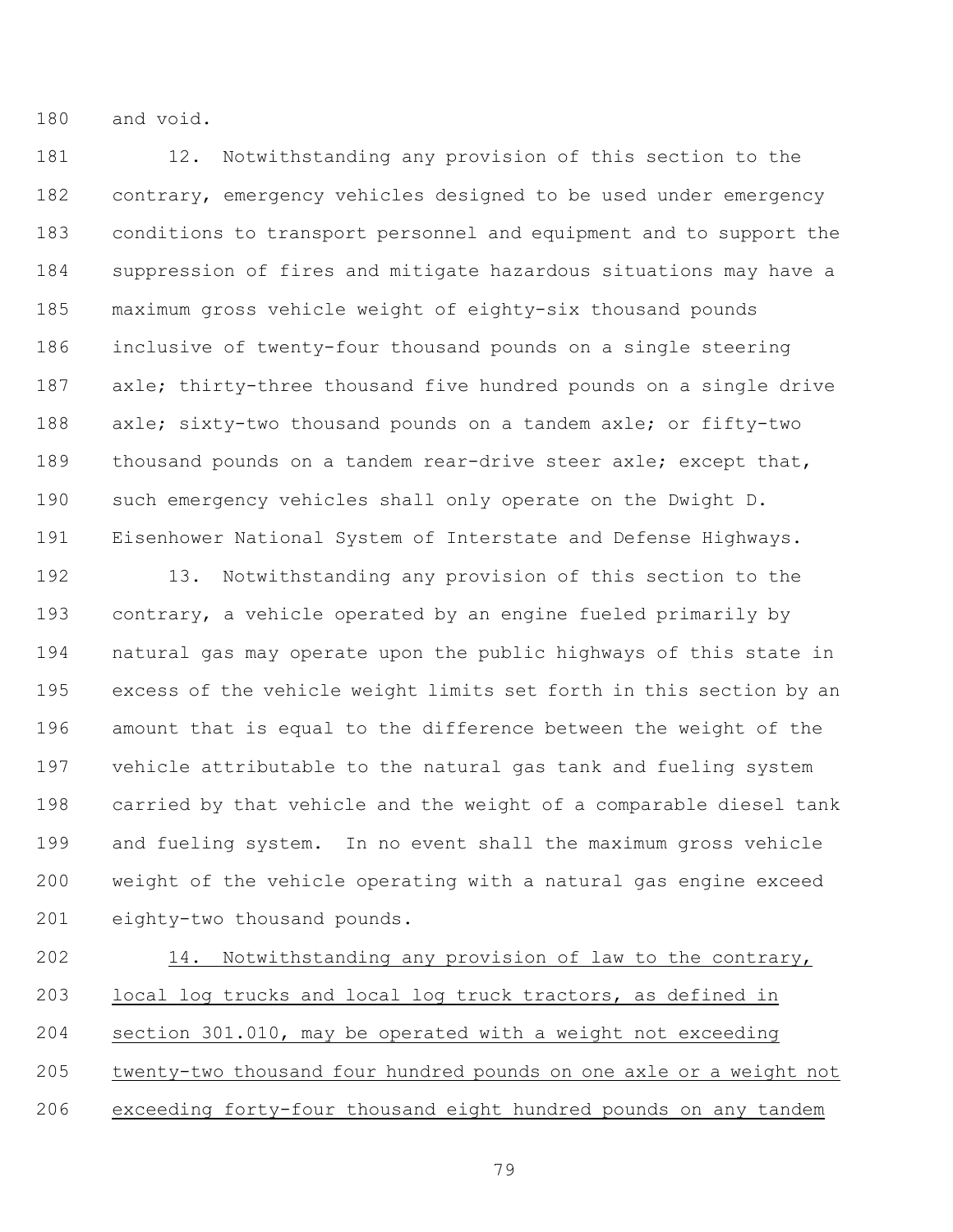and void.

12. Notwithstanding any provision of this section to the contrary, emergency vehicles designed to be used under emergency conditions to transport personnel and equipment and to support the suppression of fires and mitigate hazardous situations may have a maximum gross vehicle weight of eighty-six thousand pounds inclusive of twenty-four thousand pounds on a single steering axle; thirty-three thousand five hundred pounds on a single drive axle; sixty-two thousand pounds on a tandem axle; or fifty-two thousand pounds on a tandem rear-drive steer axle; except that, such emergency vehicles shall only operate on the Dwight D. Eisenhower National System of Interstate and Defense Highways.

13. Notwithstanding any provision of this section to the contrary, a vehicle operated by an engine fueled primarily by natural gas may operate upon the public highways of this state in excess of the vehicle weight limits set forth in this section by an amount that is equal to the difference between the weight of the vehicle attributable to the natural gas tank and fueling system carried by that vehicle and the weight of a comparable diesel tank and fueling system. In no event shall the maximum gross vehicle weight of the vehicle operating with a natural gas engine exceed eighty-two thousand pounds.

<u>14. Notwithstanding any provision of law to the contrary, local log trucks and local log truck tractors, as defined in section 301.010, may be operated with a weight not exceeding twenty-two thousand four hundred pounds on one axle or a weight not exceeding forty-four thousand eight hundred pounds on any tandem</u>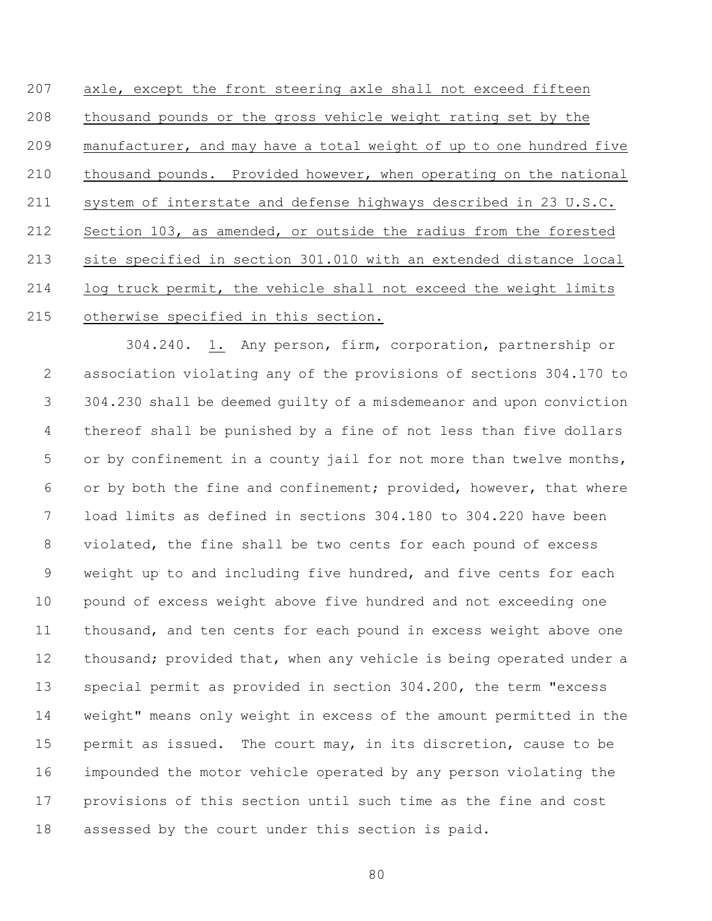207 <u>axle, except the front steering axle shall not exceed fifteen</u>
208 <u>thousand pounds or the gross vehicle weight rating set by the</u>
209 <u>manufacturer, and may have a total weight of up to one hundred five</u>
210 <u>thousand pounds. Provided however, when operating on the national</u>
211 <u>system of interstate and defense highways described in 23 U.S.C.</u>
212 <u>Section 103, as amended, or outside the radius from the forested</u>
213 <u>site specified in section 301.010 with an extended distance local</u>
214 <u>log truck permit, the vehicle shall not exceed the weight limits</u>
215 <u>otherwise specified in this section.</u>

304.240. <u>1.</u> Any person, firm, corporation, partnership or
2 association violating any of the provisions of sections 304.170 to
3 304.230 shall be deemed guilty of a misdemeanor and upon conviction
4 thereof shall be punished by a fine of not less than five dollars
5 or by confinement in a county jail for not more than twelve months,
6 or by both the fine and confinement; provided, however, that where
7 load limits as defined in sections 304.180 to 304.220 have been
8 violated, the fine shall be two cents for each pound of excess
9 weight up to and including five hundred, and five cents for each
10 pound of excess weight above five hundred and not exceeding one
11 thousand, and ten cents for each pound in excess weight above one
12 thousand; provided that, when any vehicle is being operated under a
13 special permit as provided in section 304.200, the term "excess
14 weight" means only weight in excess of the amount permitted in the
15 permit as issued. The court may, in its discretion, cause to be
16 impounded the motor vehicle operated by any person violating the
17 provisions of this section until such time as the fine and cost
18 assessed by the court under this section is paid.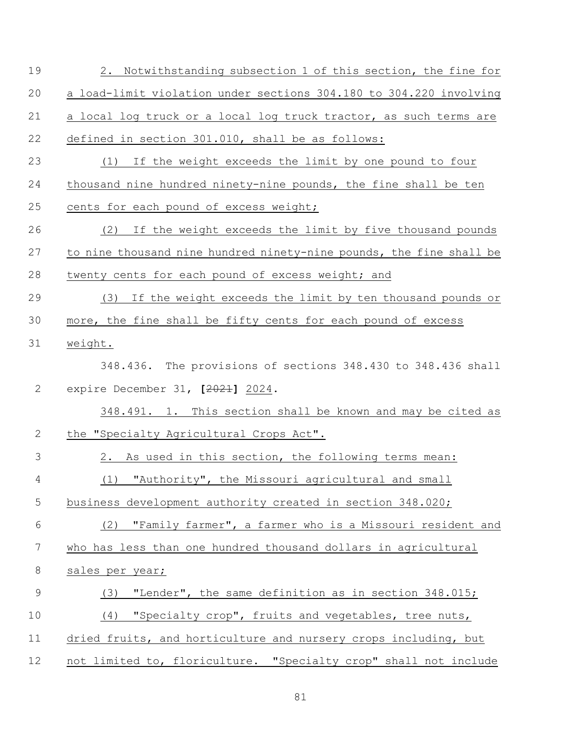2. Notwithstanding subsection 1 of this section, the fine for a load-limit violation under sections 304.180 to 304.220 involving a local log truck or a local log truck tractor, as such terms are defined in section 301.010, shall be as follows:

(1) If the weight exceeds the limit by one pound to four thousand nine hundred ninety-nine pounds, the fine shall be ten cents for each pound of excess weight;

(2) If the weight exceeds the limit by five thousand pounds to nine thousand nine hundred ninety-nine pounds, the fine shall be twenty cents for each pound of excess weight; and

(3) If the weight exceeds the limit by ten thousand pounds or more, the fine shall be fifty cents for each pound of excess weight.

348.436. The provisions of sections 348.430 to 348.436 shall expire December 31, **[**~~2021~~**]** 2024.

348.491. 1. This section shall be known and may be cited as the "Specialty Agricultural Crops Act".

2. As used in this section, the following terms mean:

(1) "Authority", the Missouri agricultural and small business development authority created in section 348.020;

(2) "Family farmer", a farmer who is a Missouri resident and who has less than one hundred thousand dollars in agricultural sales per year;

(3) "Lender", the same definition as in section 348.015;

(4) "Specialty crop", fruits and vegetables, tree nuts, dried fruits, and horticulture and nursery crops including, but not limited to, floriculture. "Specialty crop" shall not include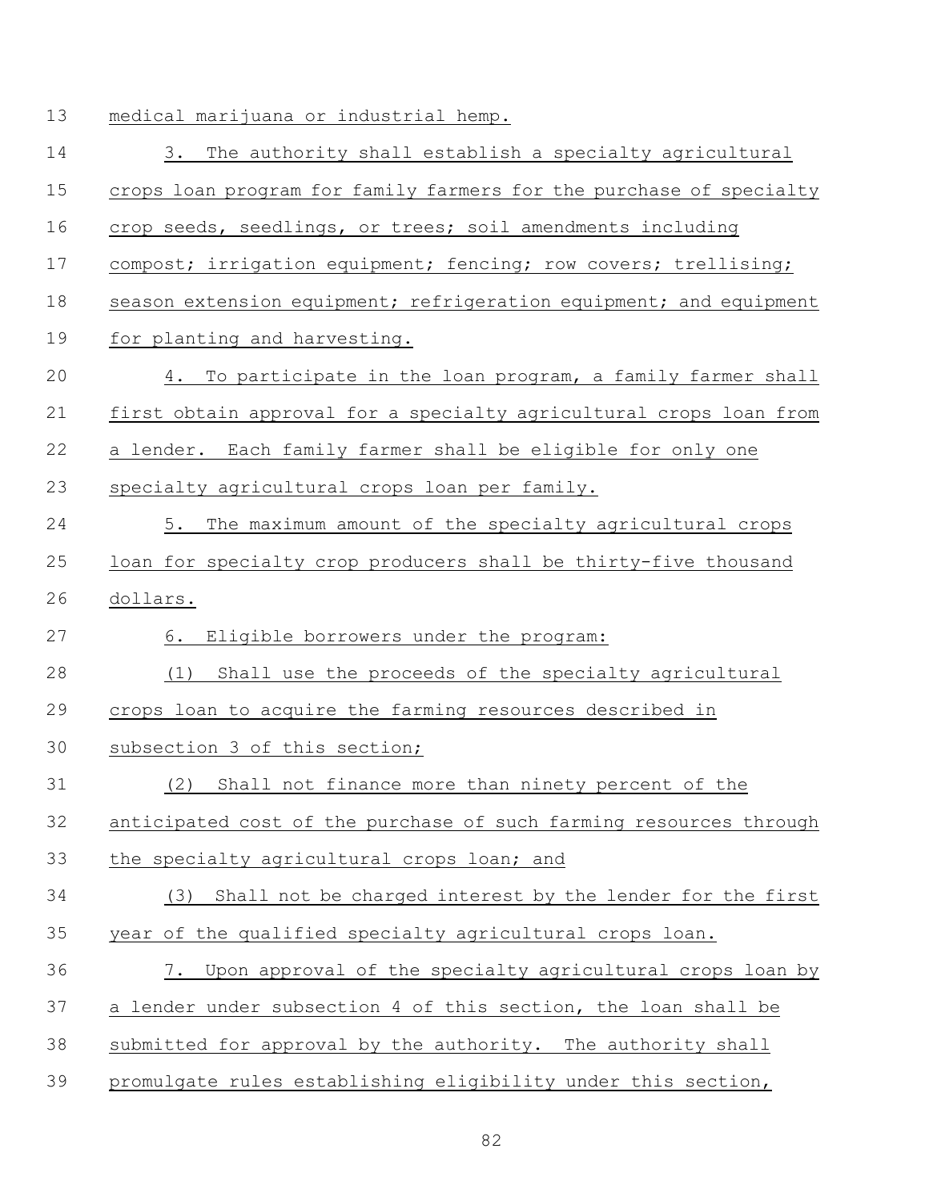medical marijuana or industrial hemp.

3. The authority shall establish a specialty agricultural crops loan program for family farmers for the purchase of specialty crop seeds, seedlings, or trees; soil amendments including compost; irrigation equipment; fencing; row covers; trellising; season extension equipment; refrigeration equipment; and equipment for planting and harvesting.

4. To participate in the loan program, a family farmer shall first obtain approval for a specialty agricultural crops loan from a lender. Each family farmer shall be eligible for only one specialty agricultural crops loan per family.

5. The maximum amount of the specialty agricultural crops loan for specialty crop producers shall be thirty-five thousand dollars.

6. Eligible borrowers under the program:

(1) Shall use the proceeds of the specialty agricultural crops loan to acquire the farming resources described in subsection 3 of this section;

(2) Shall not finance more than ninety percent of the anticipated cost of the purchase of such farming resources through the specialty agricultural crops loan; and

(3) Shall not be charged interest by the lender for the first year of the qualified specialty agricultural crops loan.

7. Upon approval of the specialty agricultural crops loan by a lender under subsection 4 of this section, the loan shall be submitted for approval by the authority. The authority shall promulgate rules establishing eligibility under this section,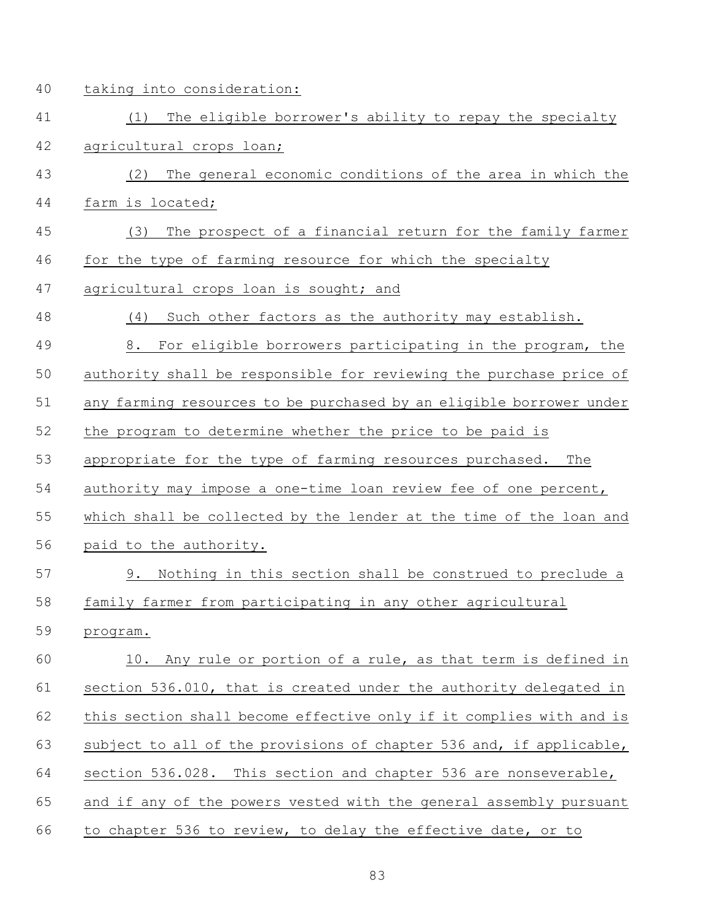taking into consideration:

(1) The eligible borrower's ability to repay the specialty agricultural crops loan;

(2) The general economic conditions of the area in which the farm is located;

(3) The prospect of a financial return for the family farmer for the type of farming resource for which the specialty agricultural crops loan is sought; and

(4) Such other factors as the authority may establish.

8. For eligible borrowers participating in the program, the authority shall be responsible for reviewing the purchase price of any farming resources to be purchased by an eligible borrower under the program to determine whether the price to be paid is appropriate for the type of farming resources purchased. The authority may impose a one-time loan review fee of one percent, which shall be collected by the lender at the time of the loan and paid to the authority.

9. Nothing in this section shall be construed to preclude a family farmer from participating in any other agricultural program.

10. Any rule or portion of a rule, as that term is defined in section 536.010, that is created under the authority delegated in this section shall become effective only if it complies with and is subject to all of the provisions of chapter 536 and, if applicable, section 536.028. This section and chapter 536 are nonseverable, and if any of the powers vested with the general assembly pursuant to chapter 536 to review, to delay the effective date, or to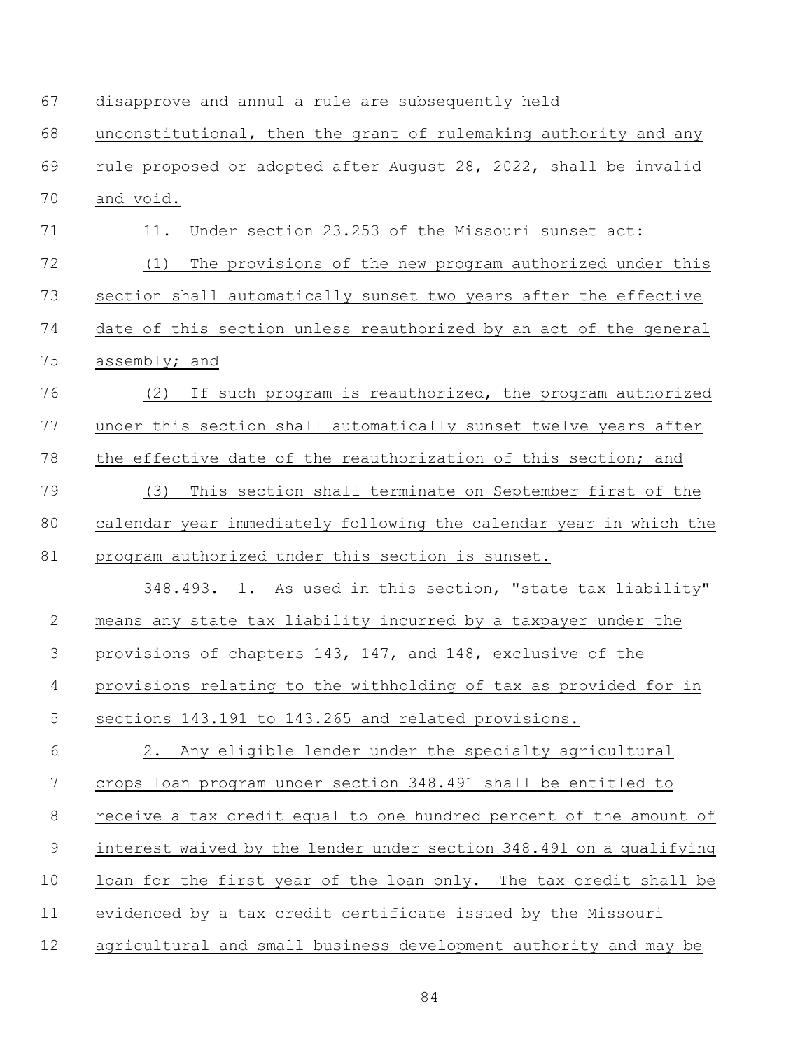disapprove and annul a rule are subsequently held unconstitutional, then the grant of rulemaking authority and any rule proposed or adopted after August 28, 2022, shall be invalid and void.

11. Under section 23.253 of the Missouri sunset act:

(1) The provisions of the new program authorized under this section shall automatically sunset two years after the effective date of this section unless reauthorized by an act of the general assembly; and

(2) If such program is reauthorized, the program authorized under this section shall automatically sunset twelve years after the effective date of the reauthorization of this section; and

(3) This section shall terminate on September first of the calendar year immediately following the calendar year in which the program authorized under this section is sunset.

348.493. 1. As used in this section, "state tax liability" means any state tax liability incurred by a taxpayer under the provisions of chapters 143, 147, and 148, exclusive of the provisions relating to the withholding of tax as provided for in sections 143.191 to 143.265 and related provisions.

2. Any eligible lender under the specialty agricultural crops loan program under section 348.491 shall be entitled to receive a tax credit equal to one hundred percent of the amount of interest waived by the lender under section 348.491 on a qualifying loan for the first year of the loan only. The tax credit shall be evidenced by a tax credit certificate issued by the Missouri agricultural and small business development authority and may be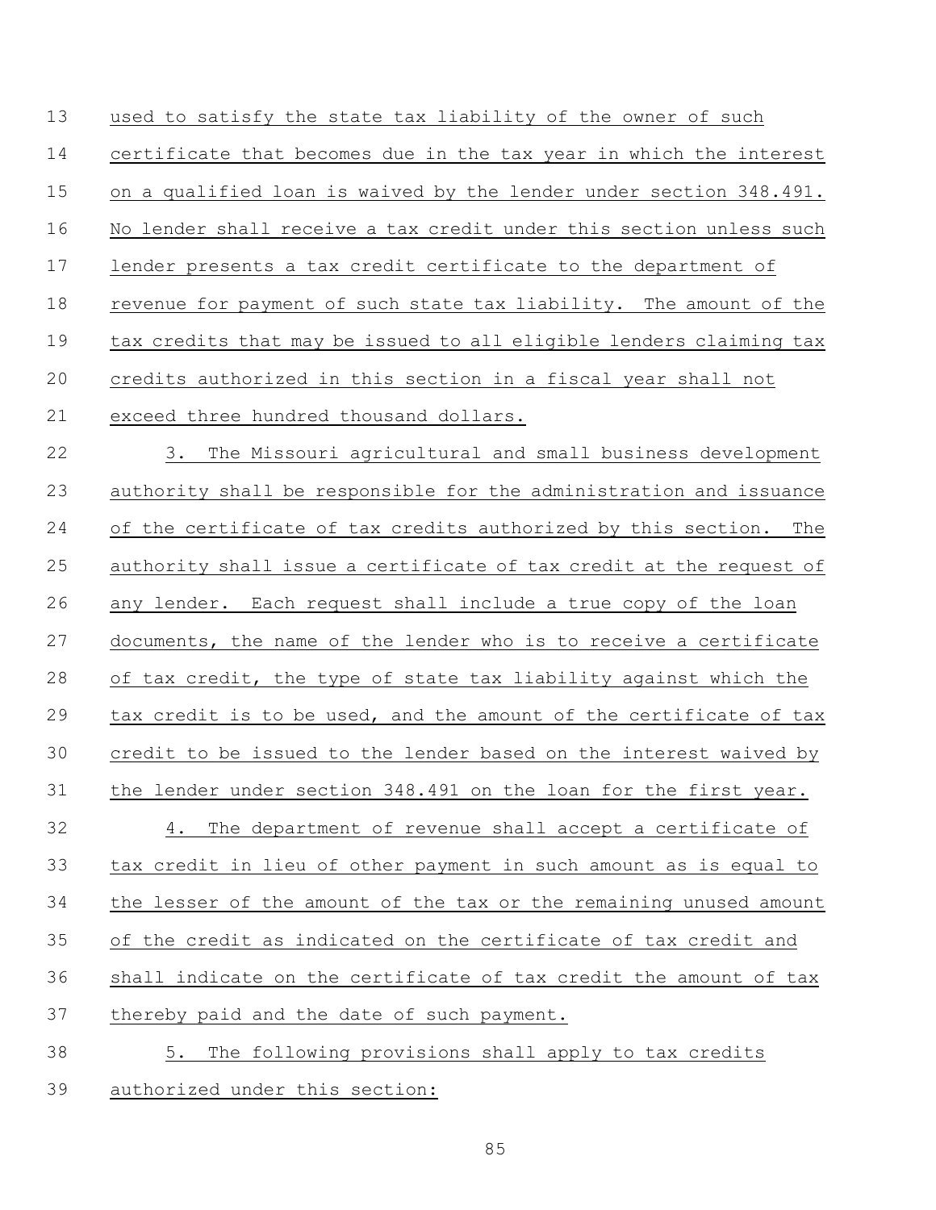used to satisfy the state tax liability of the owner of such certificate that becomes due in the tax year in which the interest on a qualified loan is waived by the lender under section 348.491. No lender shall receive a tax credit under this section unless such lender presents a tax credit certificate to the department of revenue for payment of such state tax liability. The amount of the tax credits that may be issued to all eligible lenders claiming tax credits authorized in this section in a fiscal year shall not exceed three hundred thousand dollars.

3. The Missouri agricultural and small business development authority shall be responsible for the administration and issuance of the certificate of tax credits authorized by this section. The authority shall issue a certificate of tax credit at the request of any lender. Each request shall include a true copy of the loan documents, the name of the lender who is to receive a certificate of tax credit, the type of state tax liability against which the tax credit is to be used, and the amount of the certificate of tax credit to be issued to the lender based on the interest waived by the lender under section 348.491 on the loan for the first year.

4. The department of revenue shall accept a certificate of tax credit in lieu of other payment in such amount as is equal to the lesser of the amount of the tax or the remaining unused amount of the credit as indicated on the certificate of tax credit and shall indicate on the certificate of tax credit the amount of tax thereby paid and the date of such payment.

5. The following provisions shall apply to tax credits authorized under this section: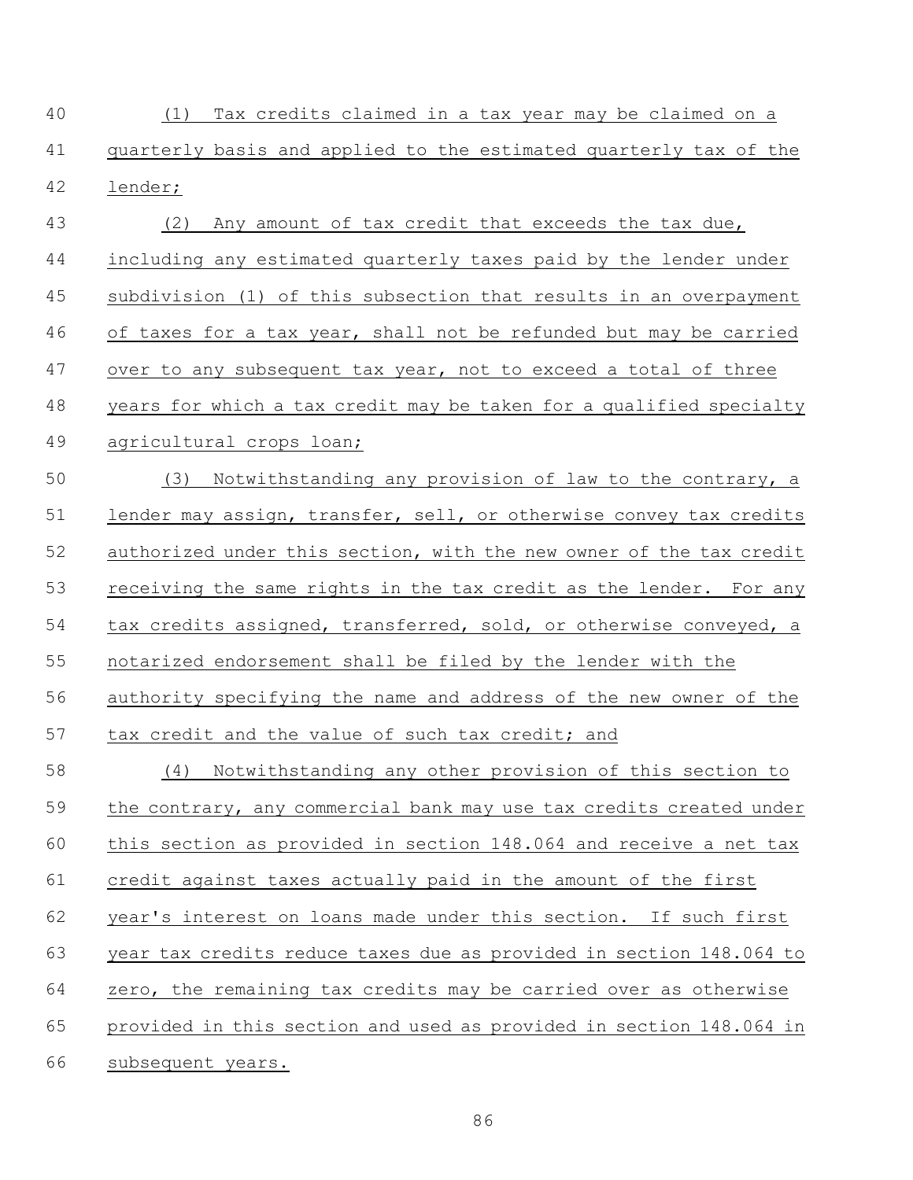(1) Tax credits claimed in a tax year may be claimed on a quarterly basis and applied to the estimated quarterly tax of the lender;

(2) Any amount of tax credit that exceeds the tax due, including any estimated quarterly taxes paid by the lender under subdivision (1) of this subsection that results in an overpayment of taxes for a tax year, shall not be refunded but may be carried over to any subsequent tax year, not to exceed a total of three years for which a tax credit may be taken for a qualified specialty agricultural crops loan;

(3) Notwithstanding any provision of law to the contrary, a lender may assign, transfer, sell, or otherwise convey tax credits authorized under this section, with the new owner of the tax credit receiving the same rights in the tax credit as the lender. For any tax credits assigned, transferred, sold, or otherwise conveyed, a notarized endorsement shall be filed by the lender with the authority specifying the name and address of the new owner of the tax credit and the value of such tax credit; and

(4) Notwithstanding any other provision of this section to the contrary, any commercial bank may use tax credits created under this section as provided in section 148.064 and receive a net tax credit against taxes actually paid in the amount of the first year's interest on loans made under this section. If such first year tax credits reduce taxes due as provided in section 148.064 to zero, the remaining tax credits may be carried over as otherwise provided in this section and used as provided in section 148.064 in subsequent years.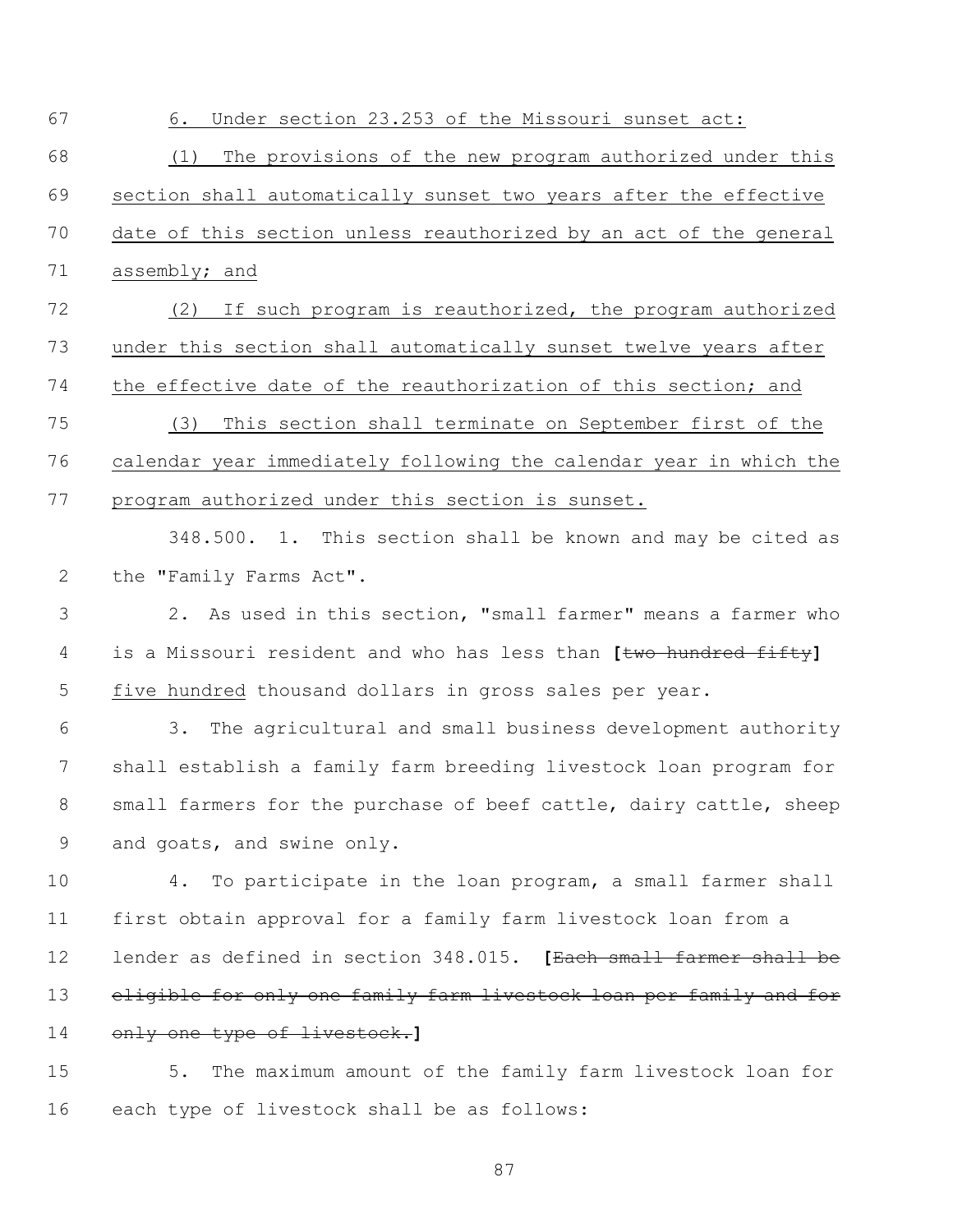6. Under section 23.253 of the Missouri sunset act:

(1) The provisions of the new program authorized under this section shall automatically sunset two years after the effective date of this section unless reauthorized by an act of the general assembly; and

(2) If such program is reauthorized, the program authorized under this section shall automatically sunset twelve years after the effective date of the reauthorization of this section; and

(3) This section shall terminate on September first of the calendar year immediately following the calendar year in which the program authorized under this section is sunset.

348.500. 1. This section shall be known and may be cited as the "Family Farms Act".

2. As used in this section, "small farmer" means a farmer who is a Missouri resident and who has less than [~~two hundred fifty~~] five hundred thousand dollars in gross sales per year.

3. The agricultural and small business development authority shall establish a family farm breeding livestock loan program for small farmers for the purchase of beef cattle, dairy cattle, sheep and goats, and swine only.

4. To participate in the loan program, a small farmer shall first obtain approval for a family farm livestock loan from a lender as defined in section 348.015. [~~Each small farmer shall be eligible for only one family farm livestock loan per family and for only one type of livestock.~~]

5. The maximum amount of the family farm livestock loan for each type of livestock shall be as follows: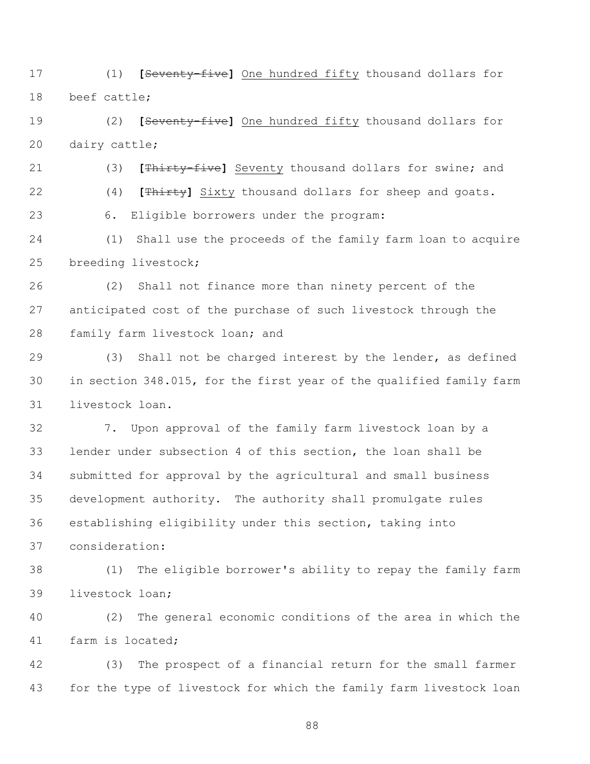(1) **[**~~Seventy-five~~**]** <u>One hundred fifty</u> thousand dollars for beef cattle;

(2) **[**~~Seventy-five~~**]** <u>One hundred fifty</u> thousand dollars for dairy cattle;

(3) **[**~~Thirty-five~~**]** <u>Seventy</u> thousand dollars for swine; and

(4) **[**~~Thirty~~**]** <u>Sixty</u> thousand dollars for sheep and goats.

6. Eligible borrowers under the program:

(1) Shall use the proceeds of the family farm loan to acquire breeding livestock;

(2) Shall not finance more than ninety percent of the anticipated cost of the purchase of such livestock through the family farm livestock loan; and

(3) Shall not be charged interest by the lender, as defined in section 348.015, for the first year of the qualified family farm livestock loan.

7. Upon approval of the family farm livestock loan by a lender under subsection 4 of this section, the loan shall be submitted for approval by the agricultural and small business development authority. The authority shall promulgate rules establishing eligibility under this section, taking into consideration:

(1) The eligible borrower's ability to repay the family farm livestock loan;

(2) The general economic conditions of the area in which the farm is located;

(3) The prospect of a financial return for the small farmer for the type of livestock for which the family farm livestock loan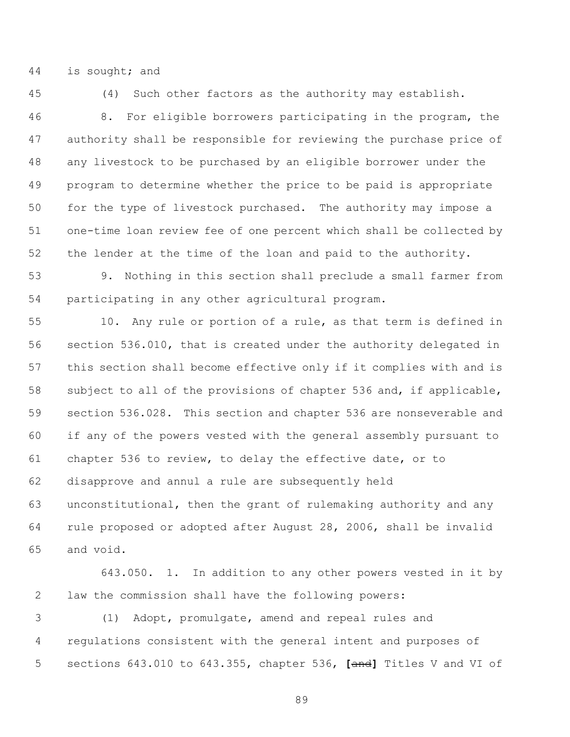is sought; and

(4) Such other factors as the authority may establish.

8. For eligible borrowers participating in the program, the authority shall be responsible for reviewing the purchase price of any livestock to be purchased by an eligible borrower under the program to determine whether the price to be paid is appropriate for the type of livestock purchased. The authority may impose a one-time loan review fee of one percent which shall be collected by the lender at the time of the loan and paid to the authority.

9. Nothing in this section shall preclude a small farmer from participating in any other agricultural program.

10. Any rule or portion of a rule, as that term is defined in section 536.010, that is created under the authority delegated in this section shall become effective only if it complies with and is subject to all of the provisions of chapter 536 and, if applicable, section 536.028. This section and chapter 536 are nonseverable and if any of the powers vested with the general assembly pursuant to chapter 536 to review, to delay the effective date, or to disapprove and annul a rule are subsequently held unconstitutional, then the grant of rulemaking authority and any rule proposed or adopted after August 28, 2006, shall be invalid and void.

643.050. 1. In addition to any other powers vested in it by law the commission shall have the following powers:

(1) Adopt, promulgate, amend and repeal rules and regulations consistent with the general intent and purposes of sections 643.010 to 643.355, chapter 536, **[**~~and~~**]** Titles V and VI of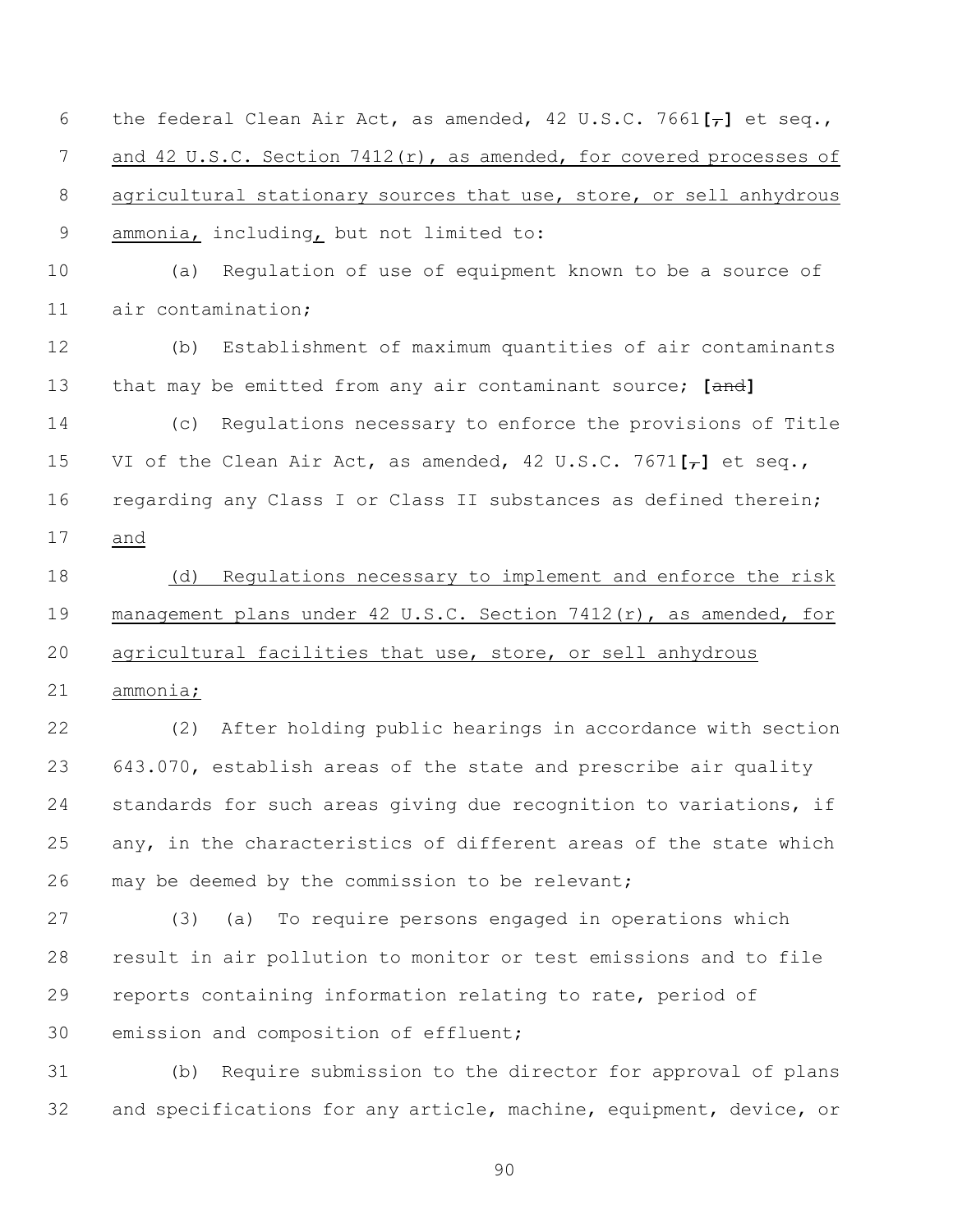the federal Clean Air Act, as amended, 42 U.S.C. 7661[,] et seq., and 42 U.S.C. Section 7412(r), as amended, for covered processes of agricultural stationary sources that use, store, or sell anhydrous ammonia, including, but not limited to:

(a) Regulation of use of equipment known to be a source of air contamination;

(b) Establishment of maximum quantities of air contaminants that may be emitted from any air contaminant source; [and]

(c) Regulations necessary to enforce the provisions of Title VI of the Clean Air Act, as amended, 42 U.S.C. 7671[,] et seq., regarding any Class I or Class II substances as defined therein; and

(d) Regulations necessary to implement and enforce the risk management plans under 42 U.S.C. Section 7412(r), as amended, for agricultural facilities that use, store, or sell anhydrous ammonia;

(2) After holding public hearings in accordance with section 643.070, establish areas of the state and prescribe air quality standards for such areas giving due recognition to variations, if any, in the characteristics of different areas of the state which may be deemed by the commission to be relevant;

(3) (a) To require persons engaged in operations which result in air pollution to monitor or test emissions and to file reports containing information relating to rate, period of emission and composition of effluent;

(b) Require submission to the director for approval of plans and specifications for any article, machine, equipment, device, or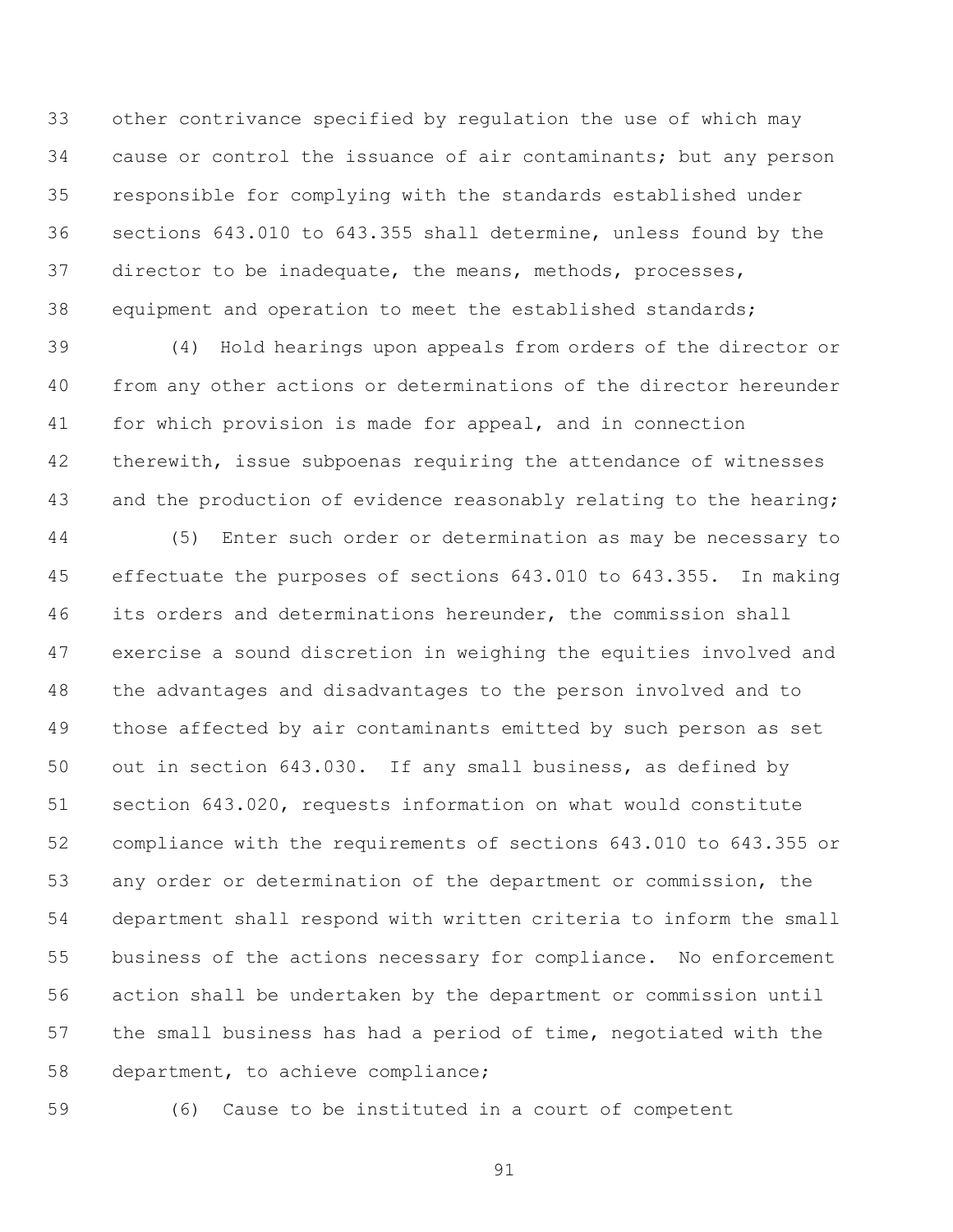other contrivance specified by regulation the use of which may cause or control the issuance of air contaminants; but any person responsible for complying with the standards established under sections 643.010 to 643.355 shall determine, unless found by the director to be inadequate, the means, methods, processes, equipment and operation to meet the established standards;

(4) Hold hearings upon appeals from orders of the director or from any other actions or determinations of the director hereunder for which provision is made for appeal, and in connection therewith, issue subpoenas requiring the attendance of witnesses and the production of evidence reasonably relating to the hearing;

(5) Enter such order or determination as may be necessary to effectuate the purposes of sections 643.010 to 643.355. In making its orders and determinations hereunder, the commission shall exercise a sound discretion in weighing the equities involved and the advantages and disadvantages to the person involved and to those affected by air contaminants emitted by such person as set out in section 643.030. If any small business, as defined by section 643.020, requests information on what would constitute compliance with the requirements of sections 643.010 to 643.355 or any order or determination of the department or commission, the department shall respond with written criteria to inform the small business of the actions necessary for compliance. No enforcement action shall be undertaken by the department or commission until the small business has had a period of time, negotiated with the department, to achieve compliance;

(6) Cause to be instituted in a court of competent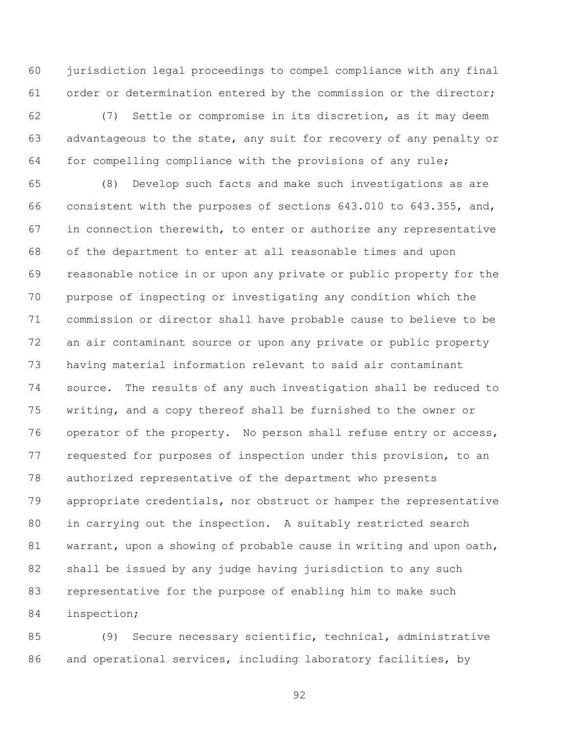jurisdiction legal proceedings to compel compliance with any final order or determination entered by the commission or the director;

(7) Settle or compromise in its discretion, as it may deem advantageous to the state, any suit for recovery of any penalty or for compelling compliance with the provisions of any rule;

(8) Develop such facts and make such investigations as are consistent with the purposes of sections 643.010 to 643.355, and, in connection therewith, to enter or authorize any representative of the department to enter at all reasonable times and upon reasonable notice in or upon any private or public property for the purpose of inspecting or investigating any condition which the commission or director shall have probable cause to believe to be an air contaminant source or upon any private or public property having material information relevant to said air contaminant source. The results of any such investigation shall be reduced to writing, and a copy thereof shall be furnished to the owner or operator of the property. No person shall refuse entry or access, requested for purposes of inspection under this provision, to an authorized representative of the department who presents appropriate credentials, nor obstruct or hamper the representative in carrying out the inspection. A suitably restricted search warrant, upon a showing of probable cause in writing and upon oath, shall be issued by any judge having jurisdiction to any such representative for the purpose of enabling him to make such inspection;

(9) Secure necessary scientific, technical, administrative and operational services, including laboratory facilities, by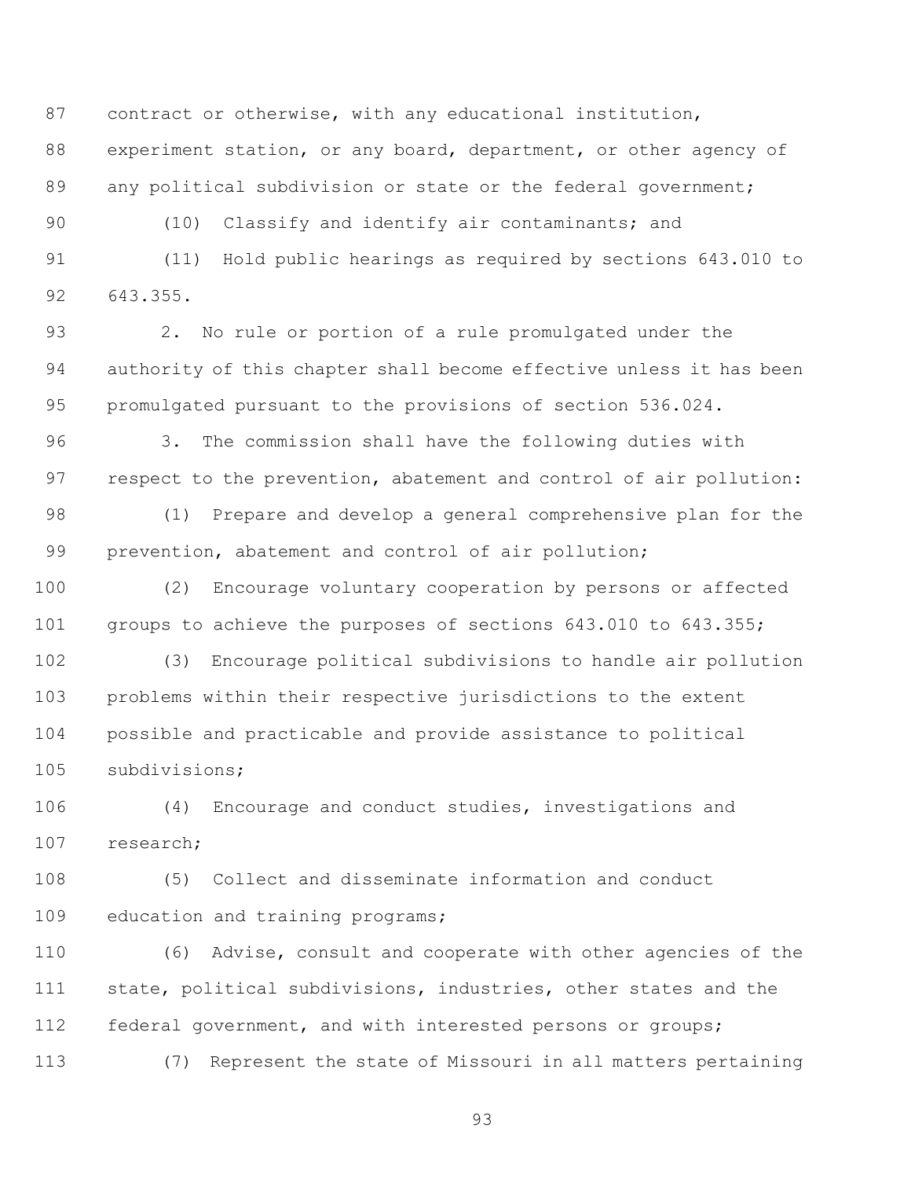contract or otherwise, with any educational institution, experiment station, or any board, department, or other agency of any political subdivision or state or the federal government;

(10) Classify and identify air contaminants; and

(11) Hold public hearings as required by sections 643.010 to 643.355.

2. No rule or portion of a rule promulgated under the authority of this chapter shall become effective unless it has been promulgated pursuant to the provisions of section 536.024.

3. The commission shall have the following duties with respect to the prevention, abatement and control of air pollution:

(1) Prepare and develop a general comprehensive plan for the prevention, abatement and control of air pollution;

(2) Encourage voluntary cooperation by persons or affected groups to achieve the purposes of sections 643.010 to 643.355;

(3) Encourage political subdivisions to handle air pollution problems within their respective jurisdictions to the extent possible and practicable and provide assistance to political subdivisions;

(4) Encourage and conduct studies, investigations and research;

(5) Collect and disseminate information and conduct education and training programs;

(6) Advise, consult and cooperate with other agencies of the state, political subdivisions, industries, other states and the federal government, and with interested persons or groups;

(7) Represent the state of Missouri in all matters pertaining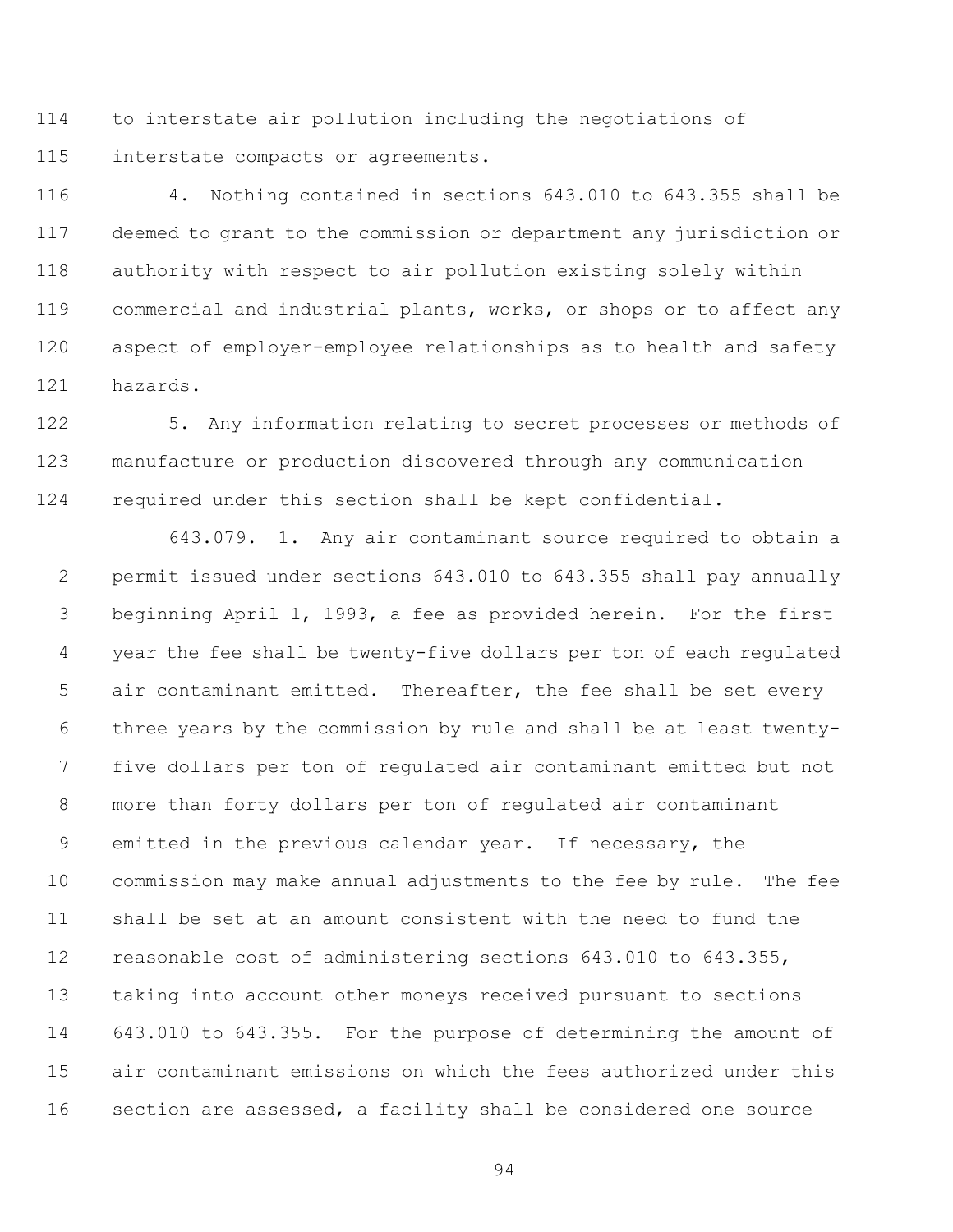to interstate air pollution including the negotiations of interstate compacts or agreements.

4. Nothing contained in sections 643.010 to 643.355 shall be deemed to grant to the commission or department any jurisdiction or authority with respect to air pollution existing solely within commercial and industrial plants, works, or shops or to affect any aspect of employer-employee relationships as to health and safety hazards.

5. Any information relating to secret processes or methods of manufacture or production discovered through any communication required under this section shall be kept confidential.

643.079. 1. Any air contaminant source required to obtain a permit issued under sections 643.010 to 643.355 shall pay annually beginning April 1, 1993, a fee as provided herein. For the first year the fee shall be twenty-five dollars per ton of each regulated air contaminant emitted. Thereafter, the fee shall be set every three years by the commission by rule and shall be at least twenty-five dollars per ton of regulated air contaminant emitted but not more than forty dollars per ton of regulated air contaminant emitted in the previous calendar year. If necessary, the commission may make annual adjustments to the fee by rule. The fee shall be set at an amount consistent with the need to fund the reasonable cost of administering sections 643.010 to 643.355, taking into account other moneys received pursuant to sections 643.010 to 643.355. For the purpose of determining the amount of air contaminant emissions on which the fees authorized under this section are assessed, a facility shall be considered one source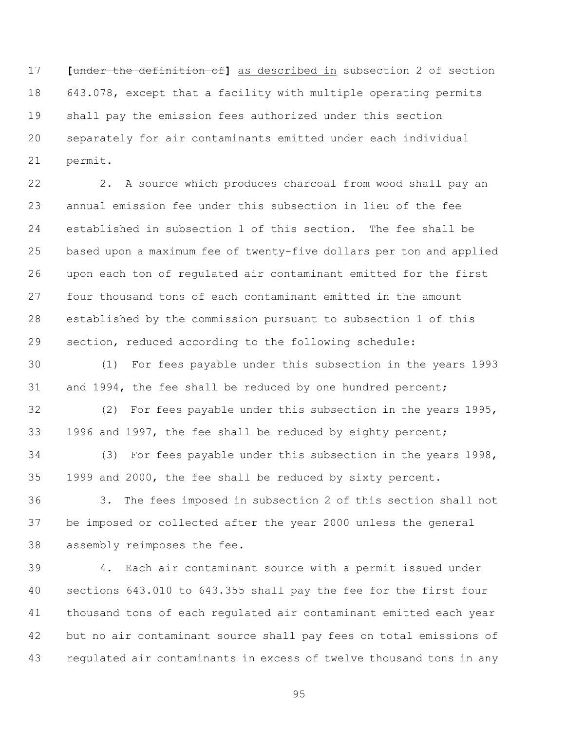[~~under the definition of~~] as described in subsection 2 of section 643.078, except that a facility with multiple operating permits shall pay the emission fees authorized under this section separately for air contaminants emitted under each individual permit.

2. A source which produces charcoal from wood shall pay an annual emission fee under this subsection in lieu of the fee established in subsection 1 of this section. The fee shall be based upon a maximum fee of twenty-five dollars per ton and applied upon each ton of regulated air contaminant emitted for the first four thousand tons of each contaminant emitted in the amount established by the commission pursuant to subsection 1 of this section, reduced according to the following schedule:

(1) For fees payable under this subsection in the years 1993 and 1994, the fee shall be reduced by one hundred percent;

(2) For fees payable under this subsection in the years 1995, 1996 and 1997, the fee shall be reduced by eighty percent;

(3) For fees payable under this subsection in the years 1998, 1999 and 2000, the fee shall be reduced by sixty percent.

3. The fees imposed in subsection 2 of this section shall not be imposed or collected after the year 2000 unless the general assembly reimposes the fee.

4. Each air contaminant source with a permit issued under sections 643.010 to 643.355 shall pay the fee for the first four thousand tons of each regulated air contaminant emitted each year but no air contaminant source shall pay fees on total emissions of regulated air contaminants in excess of twelve thousand tons in any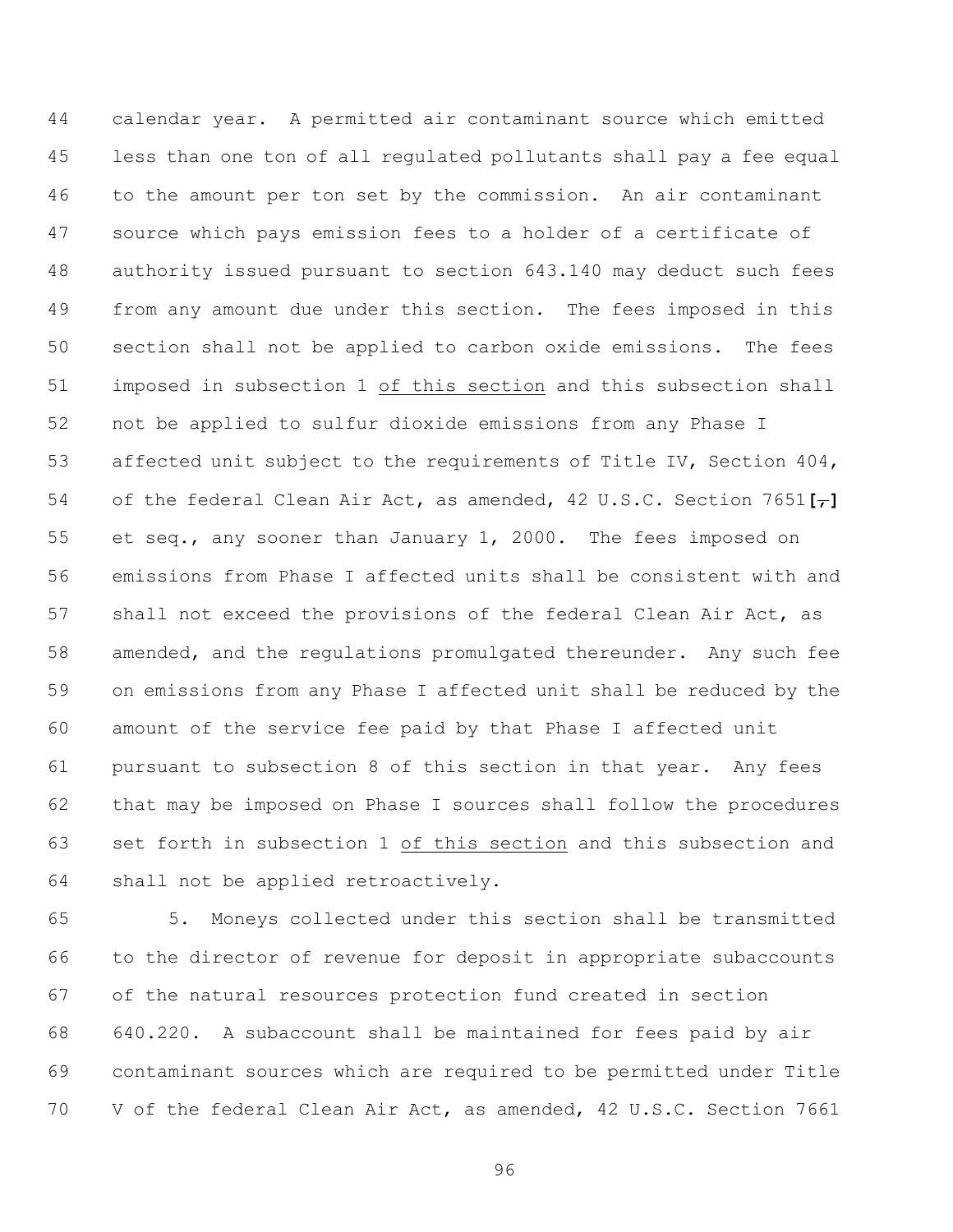44 calendar year. A permitted air contaminant source which emitted
45 less than one ton of all regulated pollutants shall pay a fee equal
46 to the amount per ton set by the commission. An air contaminant
47 source which pays emission fees to a holder of a certificate of
48 authority issued pursuant to section 643.140 may deduct such fees
49 from any amount due under this section. The fees imposed in this
50 section shall not be applied to carbon oxide emissions. The fees
51 imposed in subsection 1 of this section and this subsection shall
52 not be applied to sulfur dioxide emissions from any Phase I
53 affected unit subject to the requirements of Title IV, Section 404,
54 of the federal Clean Air Act, as amended, 42 U.S.C. Section 7651**[,]**
55 et seq., any sooner than January 1, 2000. The fees imposed on
56 emissions from Phase I affected units shall be consistent with and
57 shall not exceed the provisions of the federal Clean Air Act, as
58 amended, and the regulations promulgated thereunder. Any such fee
59 on emissions from any Phase I affected unit shall be reduced by the
60 amount of the service fee paid by that Phase I affected unit
61 pursuant to subsection 8 of this section in that year. Any fees
62 that may be imposed on Phase I sources shall follow the procedures
63 set forth in subsection 1 of this section and this subsection and
64 shall not be applied retroactively.

65 5. Moneys collected under this section shall be transmitted
66 to the director of revenue for deposit in appropriate subaccounts
67 of the natural resources protection fund created in section
68 640.220. A subaccount shall be maintained for fees paid by air
69 contaminant sources which are required to be permitted under Title
70 V of the federal Clean Air Act, as amended, 42 U.S.C. Section 7661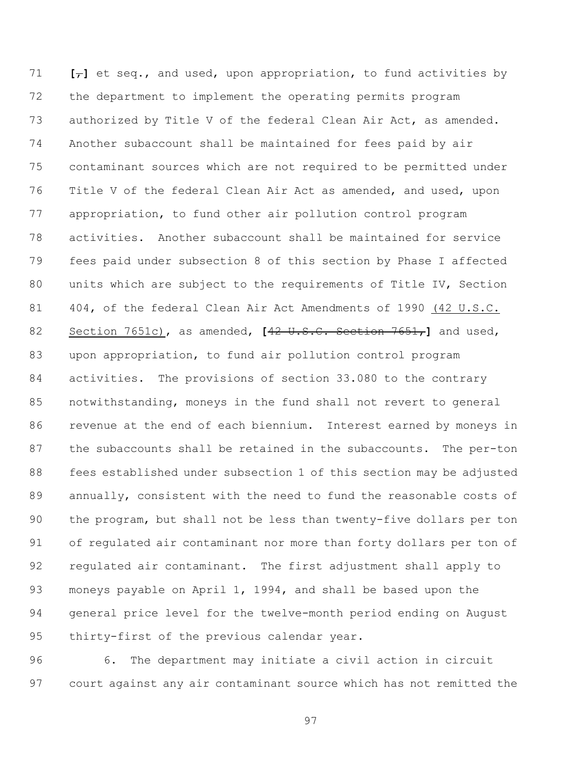[~~,~~] et seq., and used, upon appropriation, to fund activities by the department to implement the operating permits program authorized by Title V of the federal Clean Air Act, as amended. Another subaccount shall be maintained for fees paid by air contaminant sources which are not required to be permitted under Title V of the federal Clean Air Act as amended, and used, upon appropriation, to fund other air pollution control program activities. Another subaccount shall be maintained for service fees paid under subsection 8 of this section by Phase I affected units which are subject to the requirements of Title IV, Section 404, of the federal Clean Air Act Amendments of 1990 (42 U.S.C. Section 7651c), as amended, [~~42 U.S.C. Section 7651,~~] and used, upon appropriation, to fund air pollution control program activities. The provisions of section 33.080 to the contrary notwithstanding, moneys in the fund shall not revert to general revenue at the end of each biennium. Interest earned by moneys in the subaccounts shall be retained in the subaccounts. The per-ton fees established under subsection 1 of this section may be adjusted annually, consistent with the need to fund the reasonable costs of the program, but shall not be less than twenty-five dollars per ton of regulated air contaminant nor more than forty dollars per ton of regulated air contaminant. The first adjustment shall apply to moneys payable on April 1, 1994, and shall be based upon the general price level for the twelve-month period ending on August thirty-first of the previous calendar year.

6. The department may initiate a civil action in circuit court against any air contaminant source which has not remitted the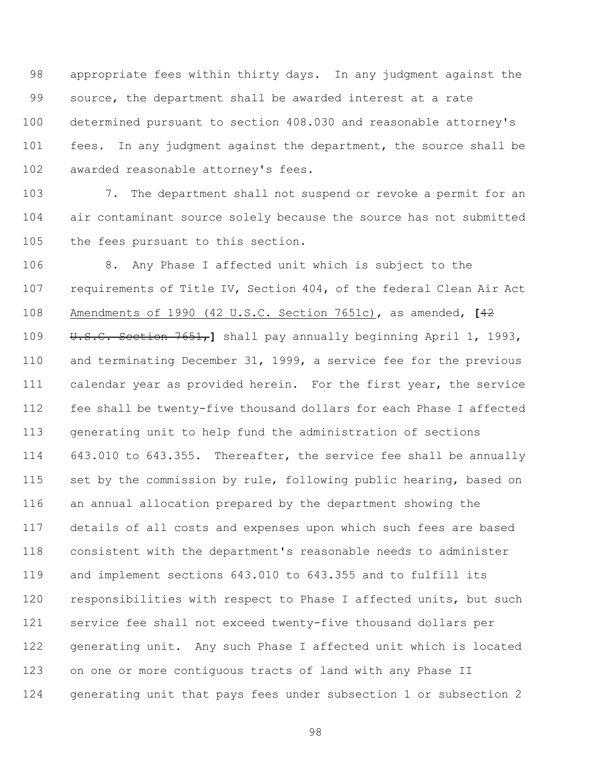appropriate fees within thirty days. In any judgment against the source, the department shall be awarded interest at a rate determined pursuant to section 408.030 and reasonable attorney's fees. In any judgment against the department, the source shall be awarded reasonable attorney's fees.

7. The department shall not suspend or revoke a permit for an air contaminant source solely because the source has not submitted the fees pursuant to this section.

8. Any Phase I affected unit which is subject to the requirements of Title IV, Section 404, of the federal Clean Air Act <u>Amendments of 1990 (42 U.S.C. Section 7651c)</u>, as amended, **[**~~42 U.S.C. Section 7651,~~**]** shall pay annually beginning April 1, 1993, and terminating December 31, 1999, a service fee for the previous calendar year as provided herein. For the first year, the service fee shall be twenty-five thousand dollars for each Phase I affected generating unit to help fund the administration of sections 643.010 to 643.355. Thereafter, the service fee shall be annually set by the commission by rule, following public hearing, based on an annual allocation prepared by the department showing the details of all costs and expenses upon which such fees are based consistent with the department's reasonable needs to administer and implement sections 643.010 to 643.355 and to fulfill its responsibilities with respect to Phase I affected units, but such service fee shall not exceed twenty-five thousand dollars per generating unit. Any such Phase I affected unit which is located on one or more contiguous tracts of land with any Phase II generating unit that pays fees under subsection 1 or subsection 2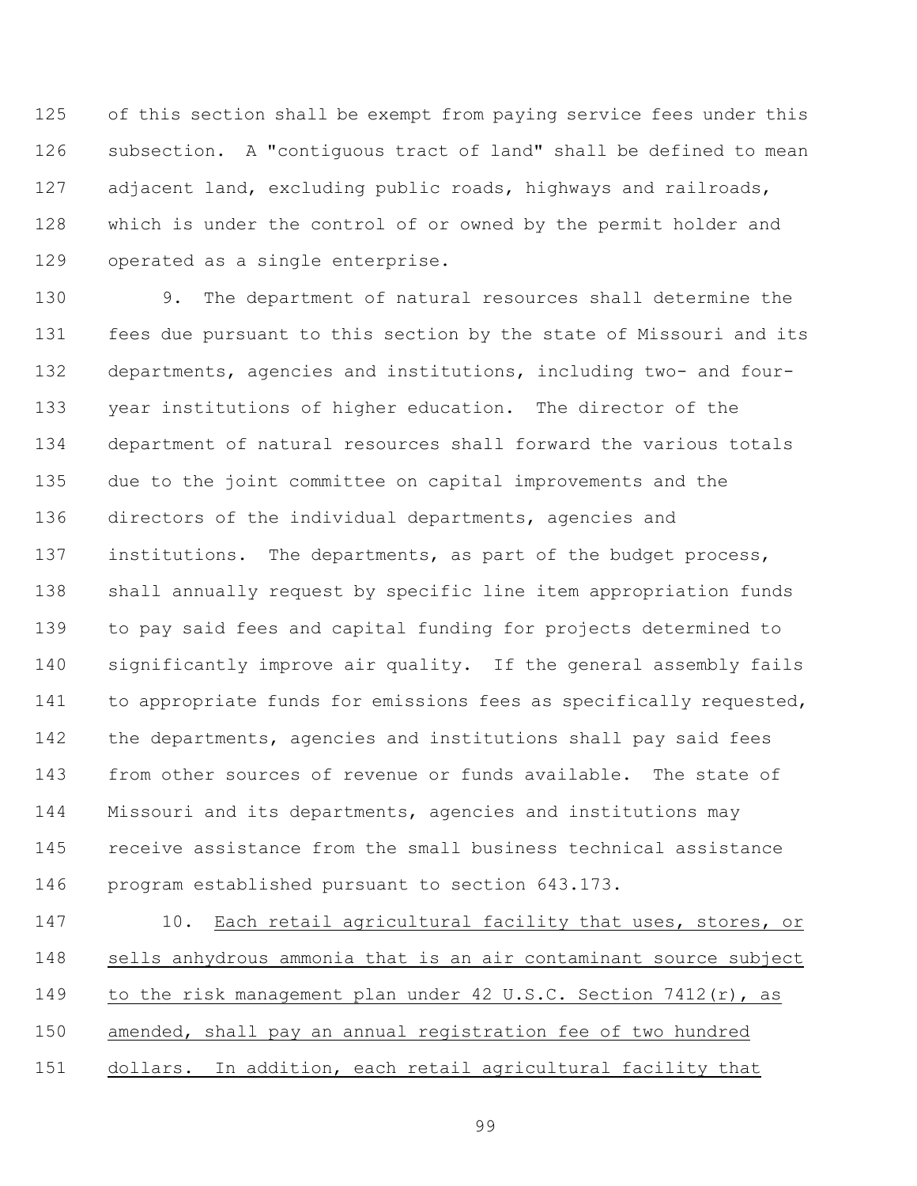of this section shall be exempt from paying service fees under this subsection. A "contiguous tract of land" shall be defined to mean adjacent land, excluding public roads, highways and railroads, which is under the control of or owned by the permit holder and operated as a single enterprise.

9. The department of natural resources shall determine the fees due pursuant to this section by the state of Missouri and its departments, agencies and institutions, including two- and four-year institutions of higher education. The director of the department of natural resources shall forward the various totals due to the joint committee on capital improvements and the directors of the individual departments, agencies and institutions. The departments, as part of the budget process, shall annually request by specific line item appropriation funds to pay said fees and capital funding for projects determined to significantly improve air quality. If the general assembly fails to appropriate funds for emissions fees as specifically requested, the departments, agencies and institutions shall pay said fees from other sources of revenue or funds available. The state of Missouri and its departments, agencies and institutions may receive assistance from the small business technical assistance program established pursuant to section 643.173.

10. <u>Each retail agricultural facility that uses, stores, or sells anhydrous ammonia that is an air contaminant source subject to the risk management plan under 42 U.S.C. Section 7412(r), as amended, shall pay an annual registration fee of two hundred dollars. In addition, each retail agricultural facility that</u>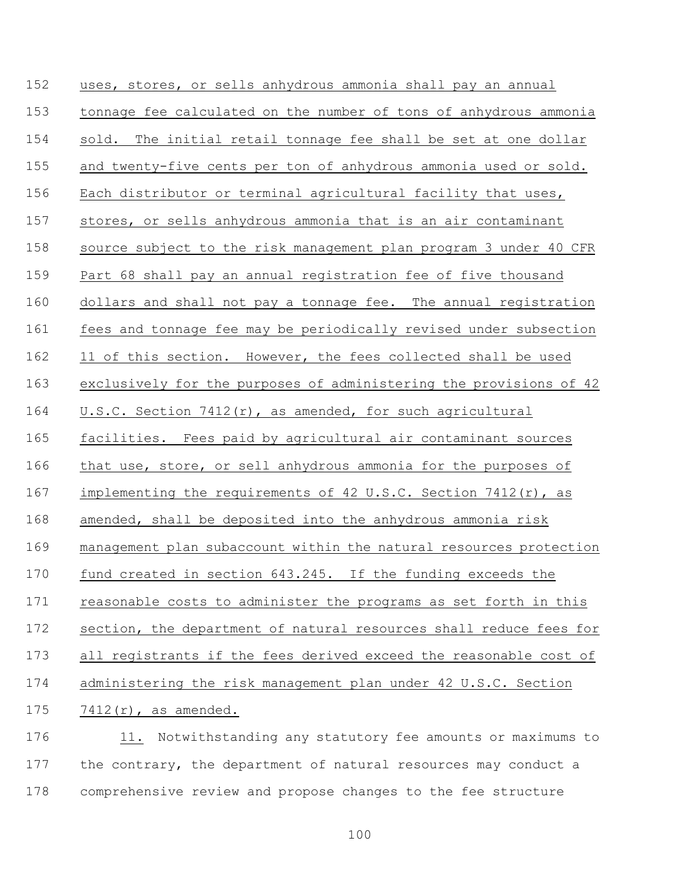uses, stores, or sells anhydrous ammonia shall pay an annual tonnage fee calculated on the number of tons of anhydrous ammonia sold. The initial retail tonnage fee shall be set at one dollar and twenty-five cents per ton of anhydrous ammonia used or sold. Each distributor or terminal agricultural facility that uses, stores, or sells anhydrous ammonia that is an air contaminant source subject to the risk management plan program 3 under 40 CFR Part 68 shall pay an annual registration fee of five thousand dollars and shall not pay a tonnage fee. The annual registration fees and tonnage fee may be periodically revised under subsection 11 of this section. However, the fees collected shall be used exclusively for the purposes of administering the provisions of 42 U.S.C. Section 7412(r), as amended, for such agricultural facilities. Fees paid by agricultural air contaminant sources that use, store, or sell anhydrous ammonia for the purposes of implementing the requirements of 42 U.S.C. Section 7412(r), as amended, shall be deposited into the anhydrous ammonia risk management plan subaccount within the natural resources protection fund created in section 643.245. If the funding exceeds the reasonable costs to administer the programs as set forth in this section, the department of natural resources shall reduce fees for all registrants if the fees derived exceed the reasonable cost of administering the risk management plan under 42 U.S.C. Section 7412(r), as amended.

11. Notwithstanding any statutory fee amounts or maximums to the contrary, the department of natural resources may conduct a comprehensive review and propose changes to the fee structure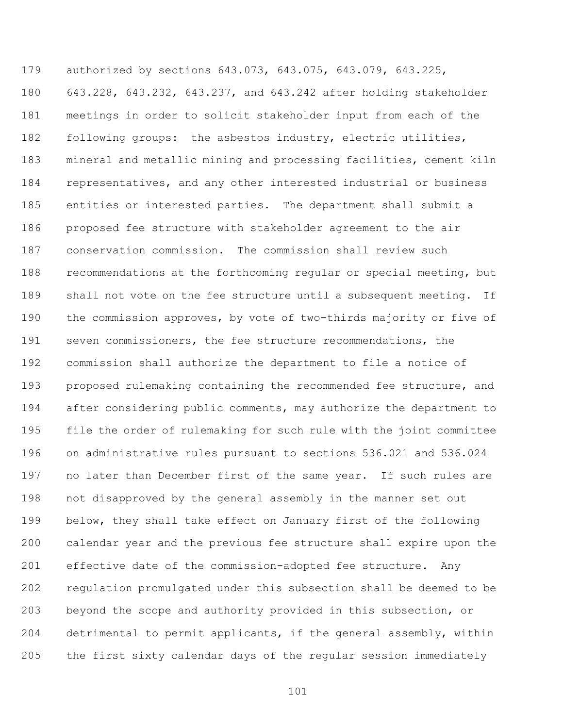authorized by sections 643.073, 643.075, 643.079, 643.225, 643.228, 643.232, 643.237, and 643.242 after holding stakeholder meetings in order to solicit stakeholder input from each of the following groups: the asbestos industry, electric utilities, mineral and metallic mining and processing facilities, cement kiln representatives, and any other interested industrial or business entities or interested parties. The department shall submit a proposed fee structure with stakeholder agreement to the air conservation commission. The commission shall review such recommendations at the forthcoming regular or special meeting, but shall not vote on the fee structure until a subsequent meeting. If the commission approves, by vote of two-thirds majority or five of seven commissioners, the fee structure recommendations, the commission shall authorize the department to file a notice of proposed rulemaking containing the recommended fee structure, and after considering public comments, may authorize the department to file the order of rulemaking for such rule with the joint committee on administrative rules pursuant to sections 536.021 and 536.024 no later than December first of the same year. If such rules are not disapproved by the general assembly in the manner set out below, they shall take effect on January first of the following calendar year and the previous fee structure shall expire upon the effective date of the commission-adopted fee structure. Any regulation promulgated under this subsection shall be deemed to be beyond the scope and authority provided in this subsection, or detrimental to permit applicants, if the general assembly, within the first sixty calendar days of the regular session immediately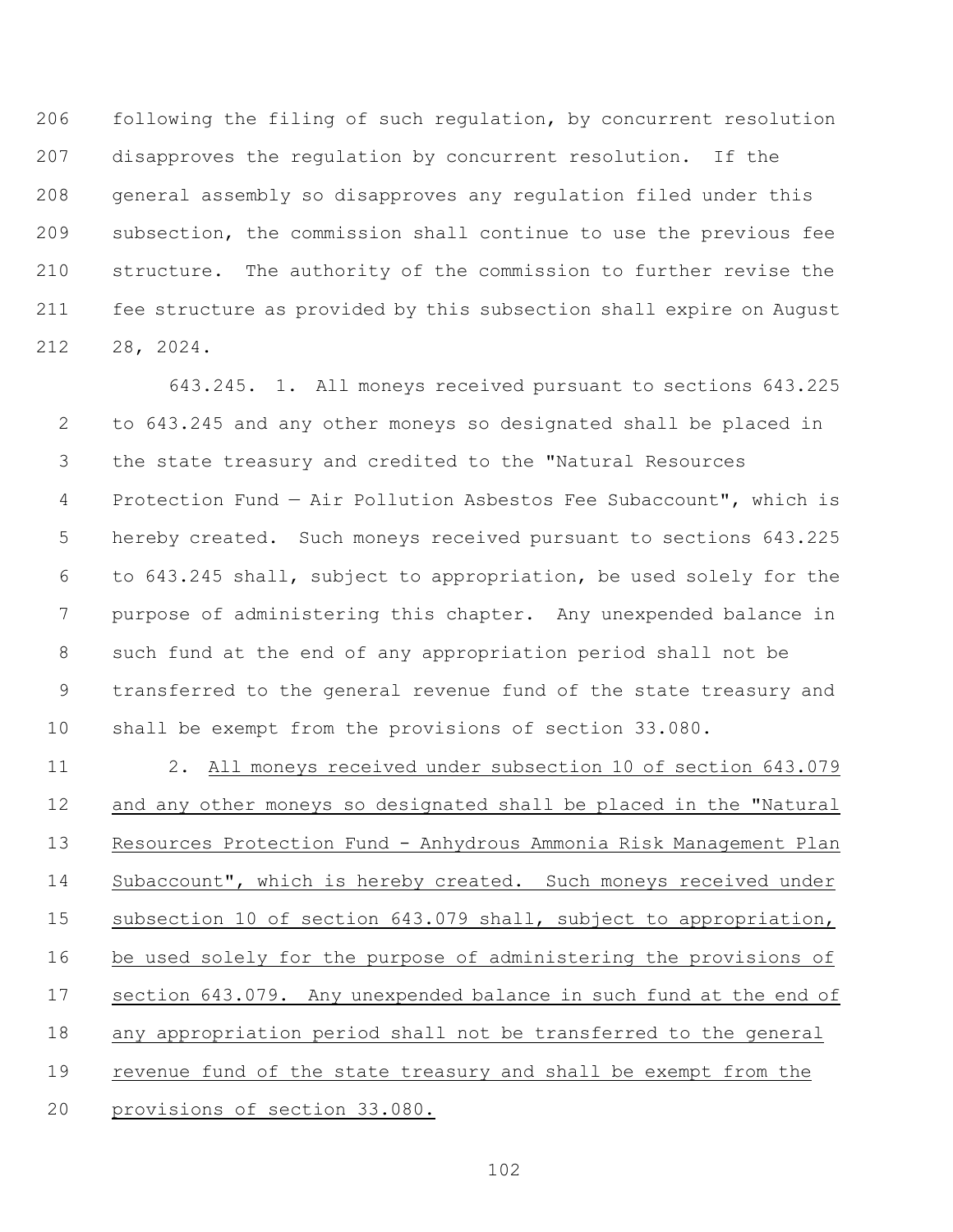following the filing of such regulation, by concurrent resolution disapproves the regulation by concurrent resolution. If the general assembly so disapproves any regulation filed under this subsection, the commission shall continue to use the previous fee structure. The authority of the commission to further revise the fee structure as provided by this subsection shall expire on August 28, 2024.

643.245. 1. All moneys received pursuant to sections 643.225 to 643.245 and any other moneys so designated shall be placed in the state treasury and credited to the "Natural Resources Protection Fund — Air Pollution Asbestos Fee Subaccount", which is hereby created. Such moneys received pursuant to sections 643.225 to 643.245 shall, subject to appropriation, be used solely for the purpose of administering this chapter. Any unexpended balance in such fund at the end of any appropriation period shall not be transferred to the general revenue fund of the state treasury and shall be exempt from the provisions of section 33.080.

2. <u>All moneys received under subsection 10 of section 643.079 and any other moneys so designated shall be placed in the "Natural Resources Protection Fund - Anhydrous Ammonia Risk Management Plan Subaccount", which is hereby created. Such moneys received under subsection 10 of section 643.079 shall, subject to appropriation, be used solely for the purpose of administering the provisions of section 643.079. Any unexpended balance in such fund at the end of any appropriation period shall not be transferred to the general revenue fund of the state treasury and shall be exempt from the provisions of section 33.080.</u>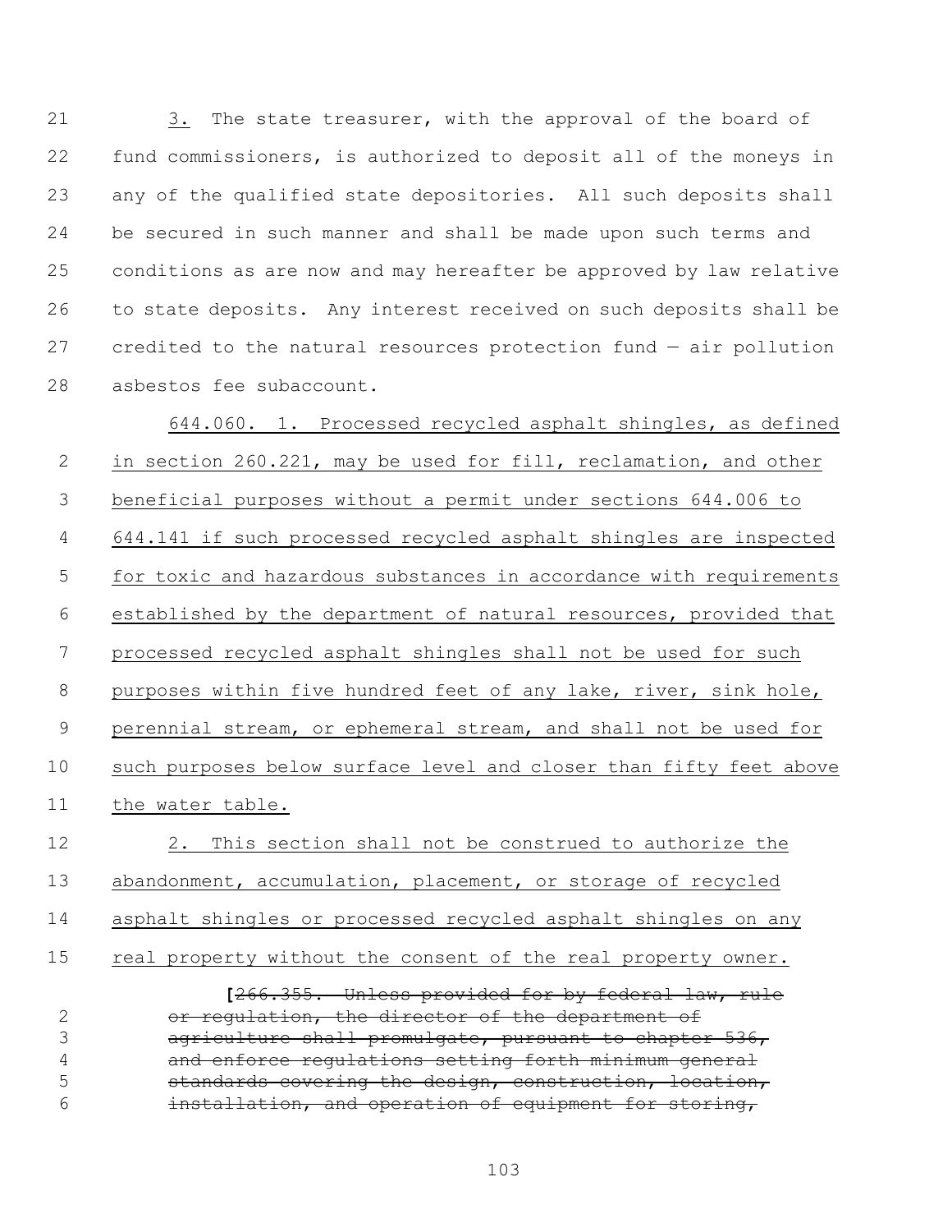3. The state treasurer, with the approval of the board of fund commissioners, is authorized to deposit all of the moneys in any of the qualified state depositories. All such deposits shall be secured in such manner and shall be made upon such terms and conditions as are now and may hereafter be approved by law relative to state deposits. Any interest received on such deposits shall be credited to the natural resources protection fund — air pollution asbestos fee subaccount.

644.060. 1. Processed recycled asphalt shingles, as defined in section 260.221, may be used for fill, reclamation, and other beneficial purposes without a permit under sections 644.006 to 644.141 if such processed recycled asphalt shingles are inspected for toxic and hazardous substances in accordance with requirements established by the department of natural resources, provided that processed recycled asphalt shingles shall not be used for such purposes within five hundred feet of any lake, river, sink hole, perennial stream, or ephemeral stream, and shall not be used for such purposes below surface level and closer than fifty feet above the water table.

2. This section shall not be construed to authorize the abandonment, accumulation, placement, or storage of recycled asphalt shingles or processed recycled asphalt shingles on any real property without the consent of the real property owner.

[~~266.355. Unless provided for by federal law, rule or regulation, the director of the department of agriculture shall promulgate, pursuant to chapter 536, and enforce regulations setting forth minimum general standards covering the design, construction, location, installation, and operation of equipment for storing,~~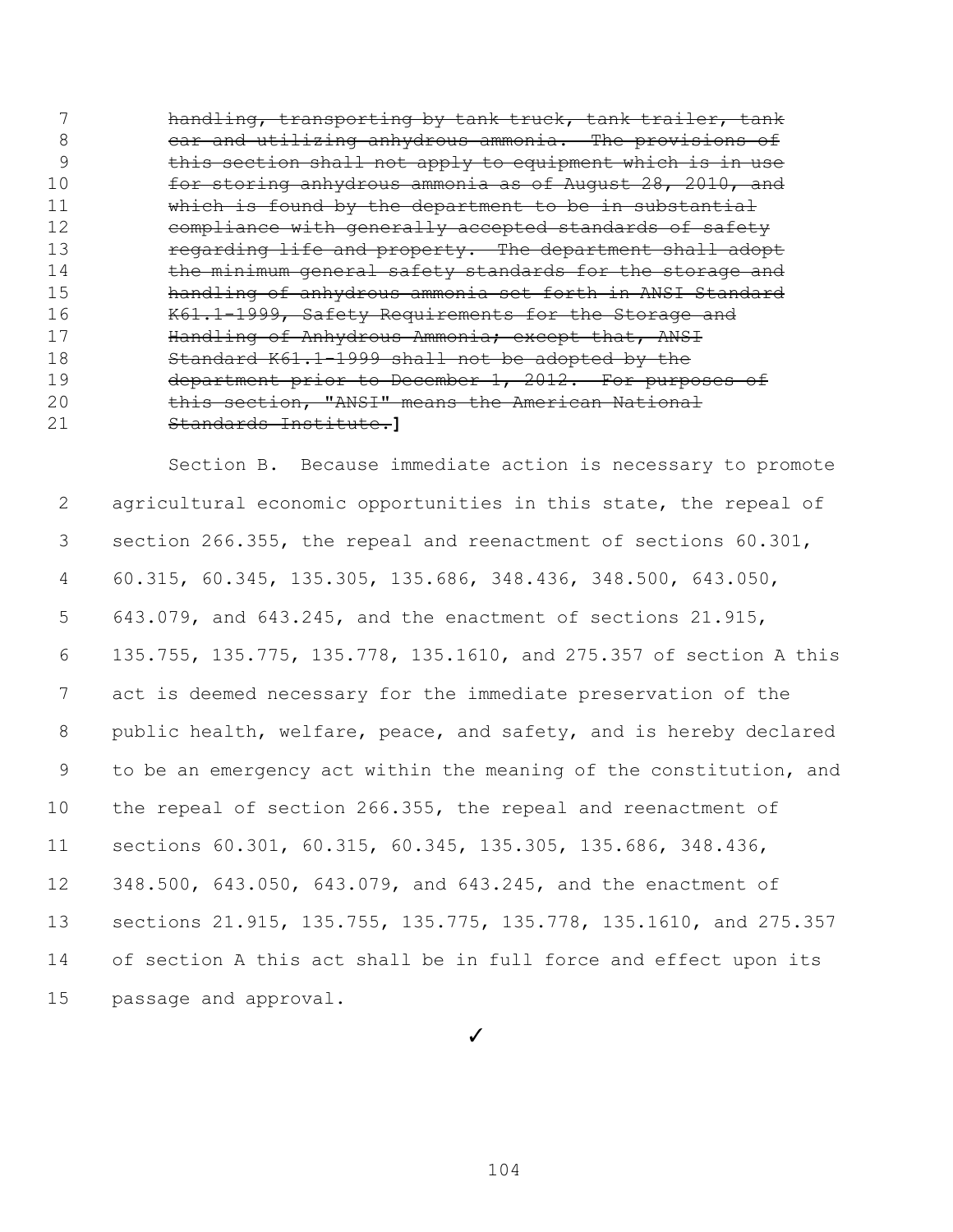~~handling, transporting by tank truck, tank trailer, tank car and utilizing anhydrous ammonia. The provisions of this section shall not apply to equipment which is in use for storing anhydrous ammonia as of August 28, 2010, and which is found by the department to be in substantial compliance with generally accepted standards of safety regarding life and property. The department shall adopt the minimum general safety standards for the storage and handling of anhydrous ammonia set forth in ANSI Standard K61.1-1999, Safety Requirements for the Storage and Handling of Anhydrous Ammonia; except that, ANSI Standard K61.1-1999 shall not be adopted by the department prior to December 1, 2012. For purposes of this section, "ANSI" means the American National Standards Institute.~~]

Section B. Because immediate action is necessary to promote agricultural economic opportunities in this state, the repeal of section 266.355, the repeal and reenactment of sections 60.301, 60.315, 60.345, 135.305, 135.686, 348.436, 348.500, 643.050, 643.079, and 643.245, and the enactment of sections 21.915, 135.755, 135.775, 135.778, 135.1610, and 275.357 of section A this act is deemed necessary for the immediate preservation of the public health, welfare, peace, and safety, and is hereby declared to be an emergency act within the meaning of the constitution, and the repeal of section 266.355, the repeal and reenactment of sections 60.301, 60.315, 60.345, 135.305, 135.686, 348.436, 348.500, 643.050, 643.079, and 643.245, and the enactment of sections 21.915, 135.755, 135.775, 135.778, 135.1610, and 275.357 of section A this act shall be in full force and effect upon its passage and approval.

✓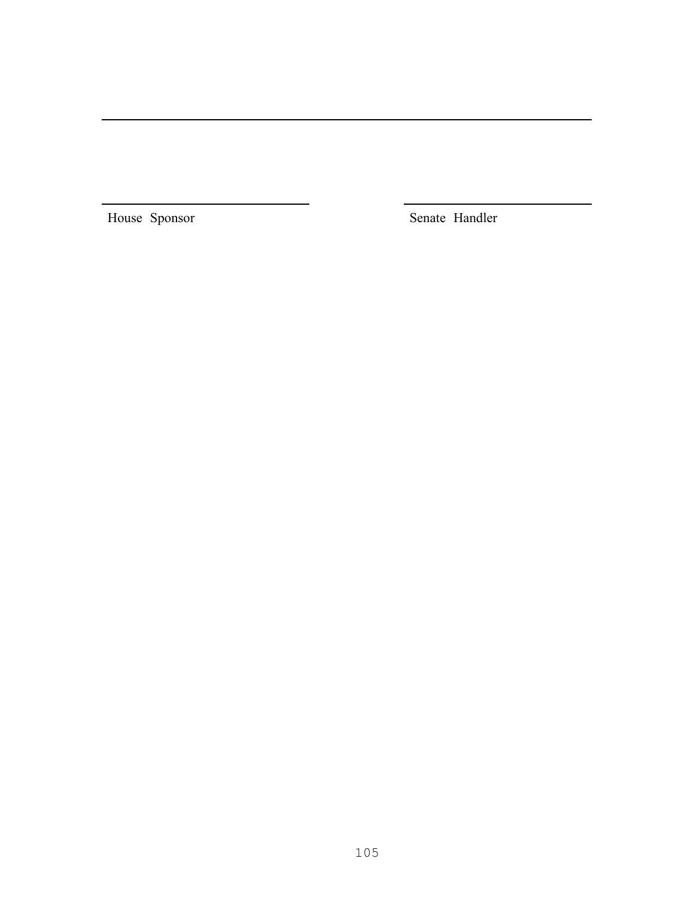House Sponsor

Senate Handler